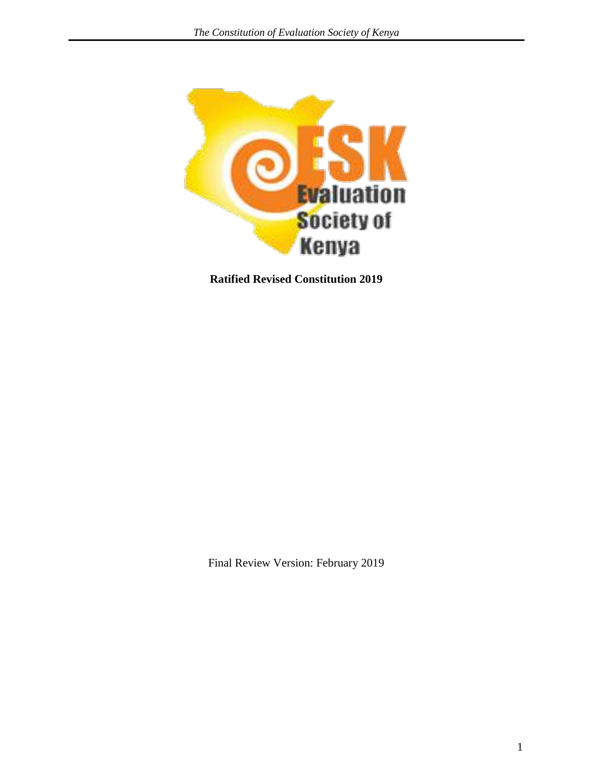ESK Evaluation Society of Kenya

**Ratified Revised Constitution 2019**

Final Review Version: February 2019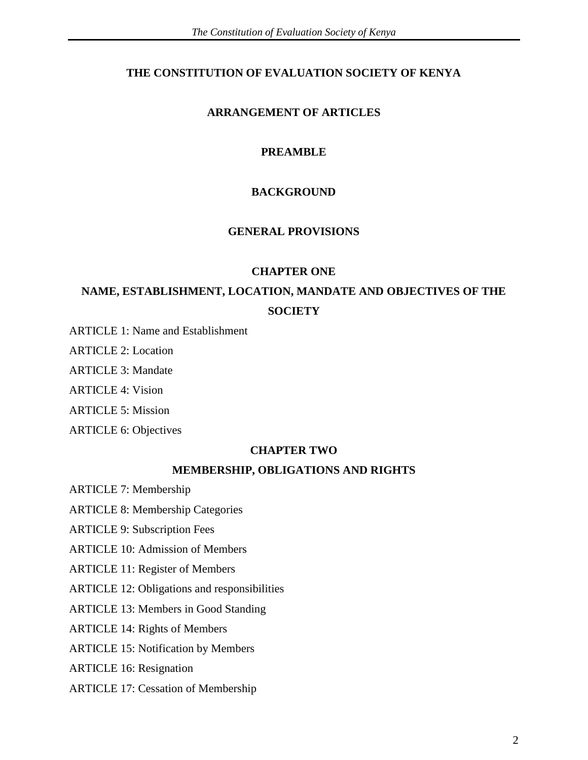# THE CONSTITUTION OF EVALUATION SOCIETY OF KENYA

## ARRANGEMENT OF ARTICLES

## PREAMBLE

## BACKGROUND

## GENERAL PROVISIONS

## CHAPTER ONE

## NAME, ESTABLISHMENT, LOCATION, MANDATE AND OBJECTIVES OF THE SOCIETY

ARTICLE 1: Name and Establishment

ARTICLE 2: Location

ARTICLE 3: Mandate

ARTICLE 4: Vision

ARTICLE 5: Mission

ARTICLE 6: Objectives

## CHAPTER TWO

## MEMBERSHIP, OBLIGATIONS AND RIGHTS

ARTICLE 7: Membership

ARTICLE 8: Membership Categories

ARTICLE 9: Subscription Fees

ARTICLE 10: Admission of Members

ARTICLE 11: Register of Members

ARTICLE 12: Obligations and responsibilities

ARTICLE 13: Members in Good Standing

ARTICLE 14: Rights of Members

ARTICLE 15: Notification by Members

ARTICLE 16: Resignation

ARTICLE 17: Cessation of Membership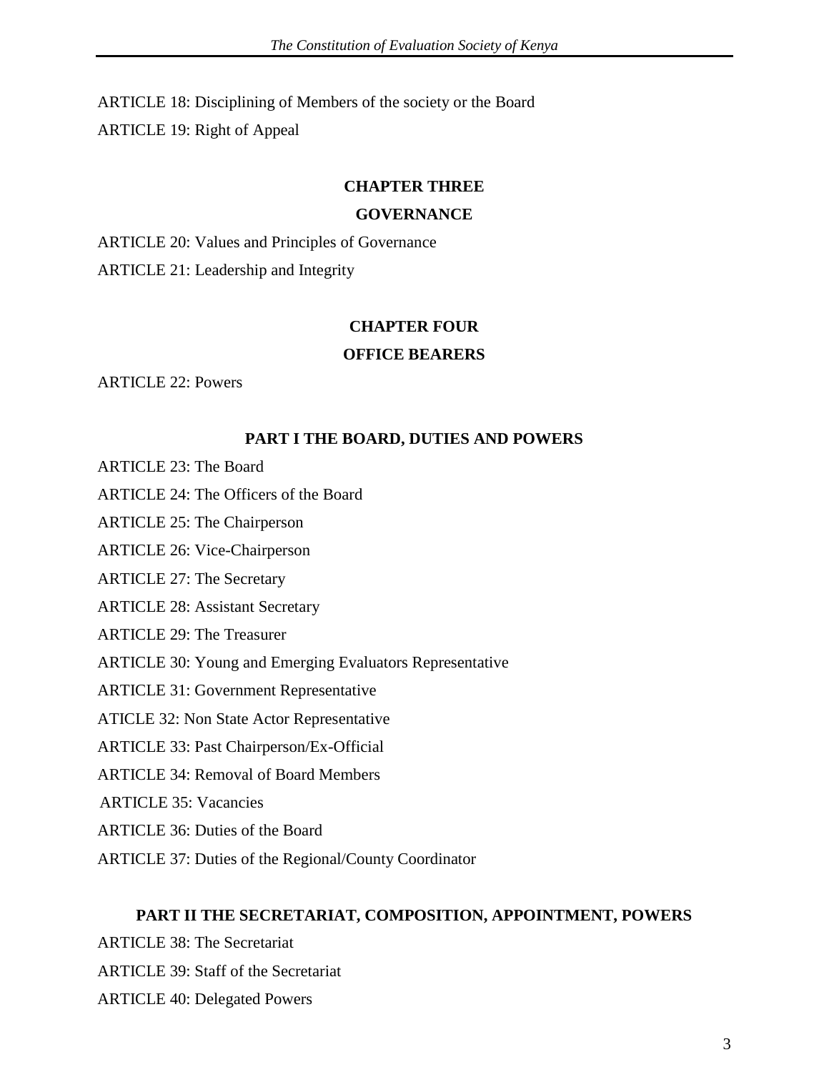ARTICLE 18: Disciplining of Members of the society or the Board

ARTICLE 19: Right of Appeal

## CHAPTER THREE

## GOVERNANCE

ARTICLE 20: Values and Principles of Governance

ARTICLE 21: Leadership and Integrity

## CHAPTER FOUR

## OFFICE BEARERS

ARTICLE 22: Powers

### PART I THE BOARD, DUTIES AND POWERS

ARTICLE 23: The Board

ARTICLE 24: The Officers of the Board

ARTICLE 25: The Chairperson

ARTICLE 26: Vice-Chairperson

ARTICLE 27: The Secretary

ARTICLE 28: Assistant Secretary

ARTICLE 29: The Treasurer

ARTICLE 30: Young and Emerging Evaluators Representative

ARTICLE 31: Government Representative

ATICLE 32: Non State Actor Representative

ARTICLE 33: Past Chairperson/Ex-Official

ARTICLE 34: Removal of Board Members

ARTICLE 35: Vacancies

ARTICLE 36: Duties of the Board

ARTICLE 37: Duties of the Regional/County Coordinator

### PART II THE SECRETARIAT, COMPOSITION, APPOINTMENT, POWERS

ARTICLE 38: The Secretariat

ARTICLE 39: Staff of the Secretariat

ARTICLE 40: Delegated Powers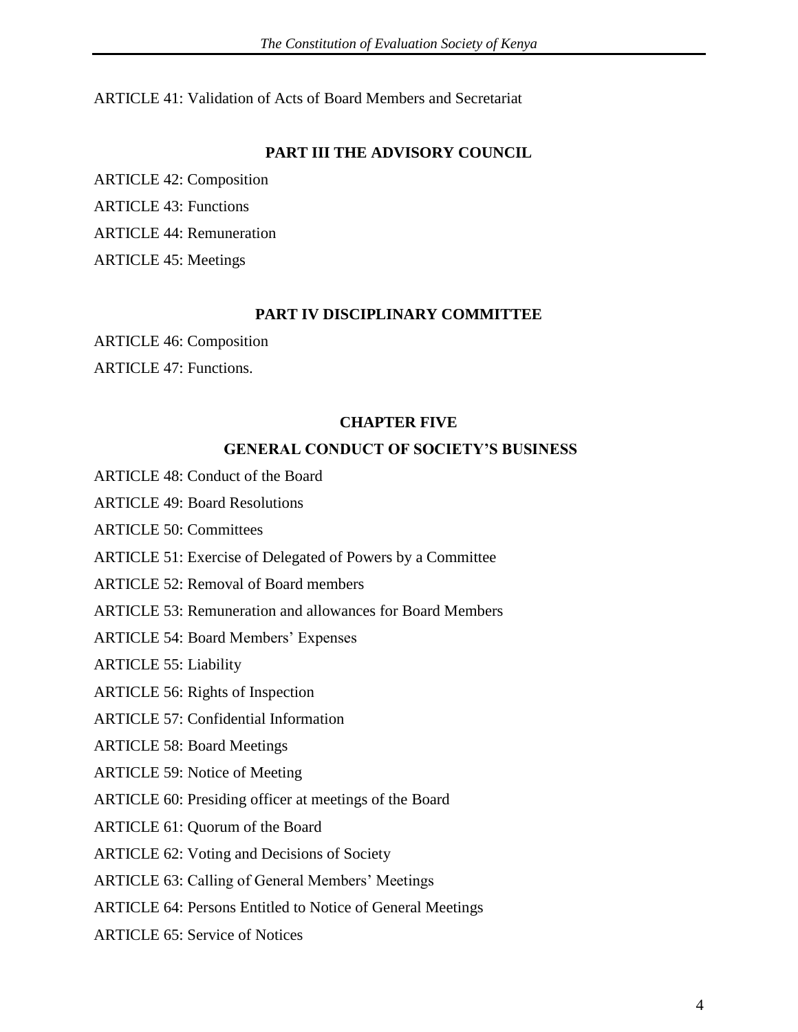ARTICLE 41: Validation of Acts of Board Members and Secretariat

## PART III THE ADVISORY COUNCIL

ARTICLE 42: Composition

ARTICLE 43: Functions

ARTICLE 44: Remuneration

ARTICLE 45: Meetings

## PART IV DISCIPLINARY COMMITTEE

ARTICLE 46: Composition

ARTICLE 47: Functions.

## CHAPTER FIVE

## GENERAL CONDUCT OF SOCIETY'S BUSINESS

ARTICLE 48: Conduct of the Board

ARTICLE 49: Board Resolutions

ARTICLE 50: Committees

ARTICLE 51: Exercise of Delegated of Powers by a Committee

ARTICLE 52: Removal of Board members

ARTICLE 53: Remuneration and allowances for Board Members

ARTICLE 54: Board Members' Expenses

ARTICLE 55: Liability

ARTICLE 56: Rights of Inspection

ARTICLE 57: Confidential Information

ARTICLE 58: Board Meetings

ARTICLE 59: Notice of Meeting

ARTICLE 60: Presiding officer at meetings of the Board

ARTICLE 61: Quorum of the Board

ARTICLE 62: Voting and Decisions of Society

ARTICLE 63: Calling of General Members' Meetings

ARTICLE 64: Persons Entitled to Notice of General Meetings

ARTICLE 65: Service of Notices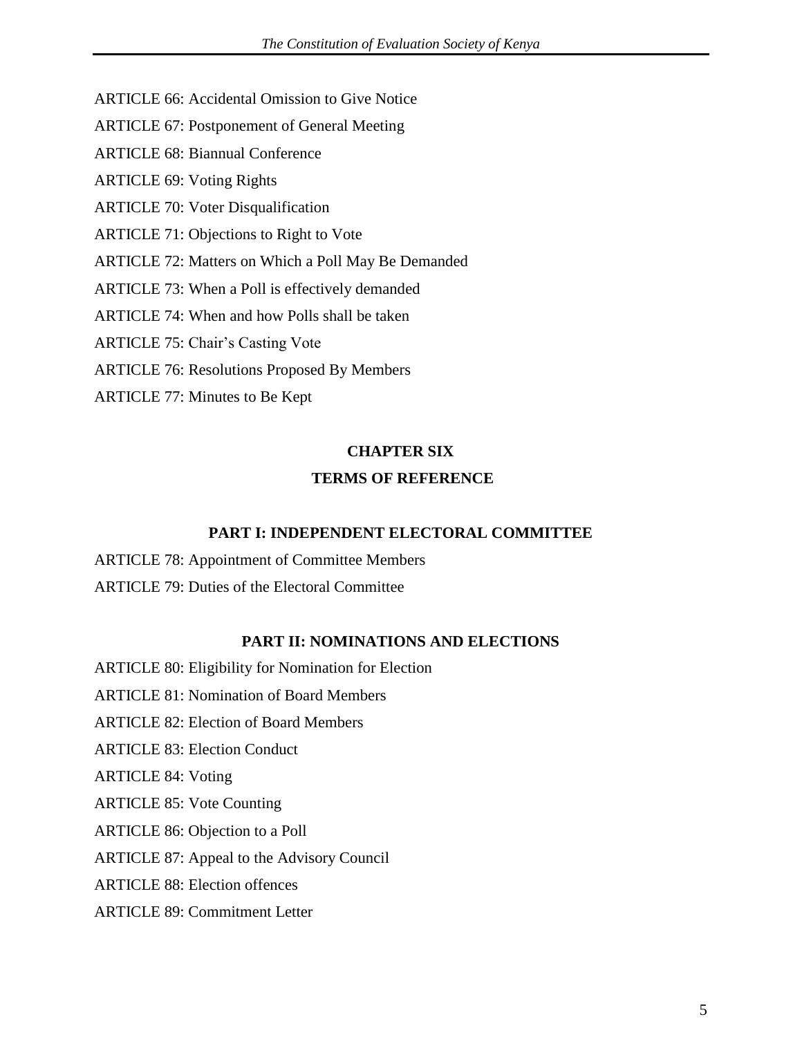ARTICLE 66: Accidental Omission to Give Notice

ARTICLE 67: Postponement of General Meeting

ARTICLE 68: Biannual Conference

ARTICLE 69: Voting Rights

ARTICLE 70: Voter Disqualification

ARTICLE 71: Objections to Right to Vote

ARTICLE 72: Matters on Which a Poll May Be Demanded

ARTICLE 73: When a Poll is effectively demanded

ARTICLE 74: When and how Polls shall be taken

ARTICLE 75: Chair's Casting Vote

ARTICLE 76: Resolutions Proposed By Members

ARTICLE 77: Minutes to Be Kept

## CHAPTER SIX

## TERMS OF REFERENCE

### PART I: INDEPENDENT ELECTORAL COMMITTEE

ARTICLE 78: Appointment of Committee Members

ARTICLE 79: Duties of the Electoral Committee

### PART II: NOMINATIONS AND ELECTIONS

ARTICLE 80: Eligibility for Nomination for Election

ARTICLE 81: Nomination of Board Members

ARTICLE 82: Election of Board Members

ARTICLE 83: Election Conduct

ARTICLE 84: Voting

ARTICLE 85: Vote Counting

ARTICLE 86: Objection to a Poll

ARTICLE 87: Appeal to the Advisory Council

ARTICLE 88: Election offences

ARTICLE 89: Commitment Letter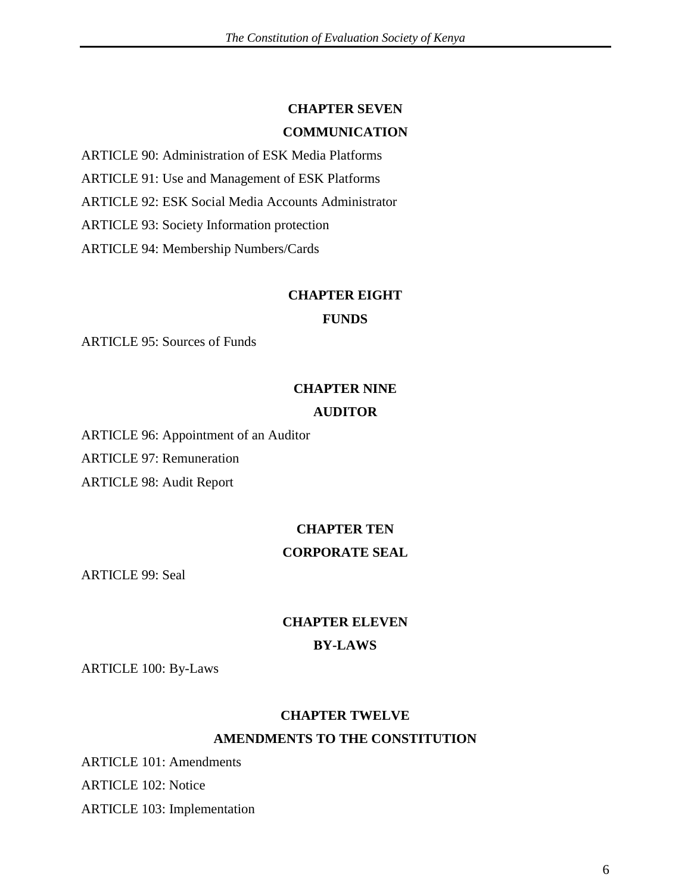## CHAPTER SEVEN

## COMMUNICATION

ARTICLE 90: Administration of ESK Media Platforms

ARTICLE 91: Use and Management of ESK Platforms

ARTICLE 92: ESK Social Media Accounts Administrator

ARTICLE 93: Society Information protection

ARTICLE 94: Membership Numbers/Cards

## CHAPTER EIGHT

## FUNDS

ARTICLE 95: Sources of Funds

## CHAPTER NINE

## AUDITOR

ARTICLE 96: Appointment of an Auditor

ARTICLE 97: Remuneration

ARTICLE 98: Audit Report

## CHAPTER TEN

## CORPORATE SEAL

ARTICLE 99: Seal

## CHAPTER ELEVEN

## BY-LAWS

ARTICLE 100: By-Laws

## CHAPTER TWELVE

## AMENDMENTS TO THE CONSTITUTION

ARTICLE 101: Amendments

ARTICLE 102: Notice

ARTICLE 103: Implementation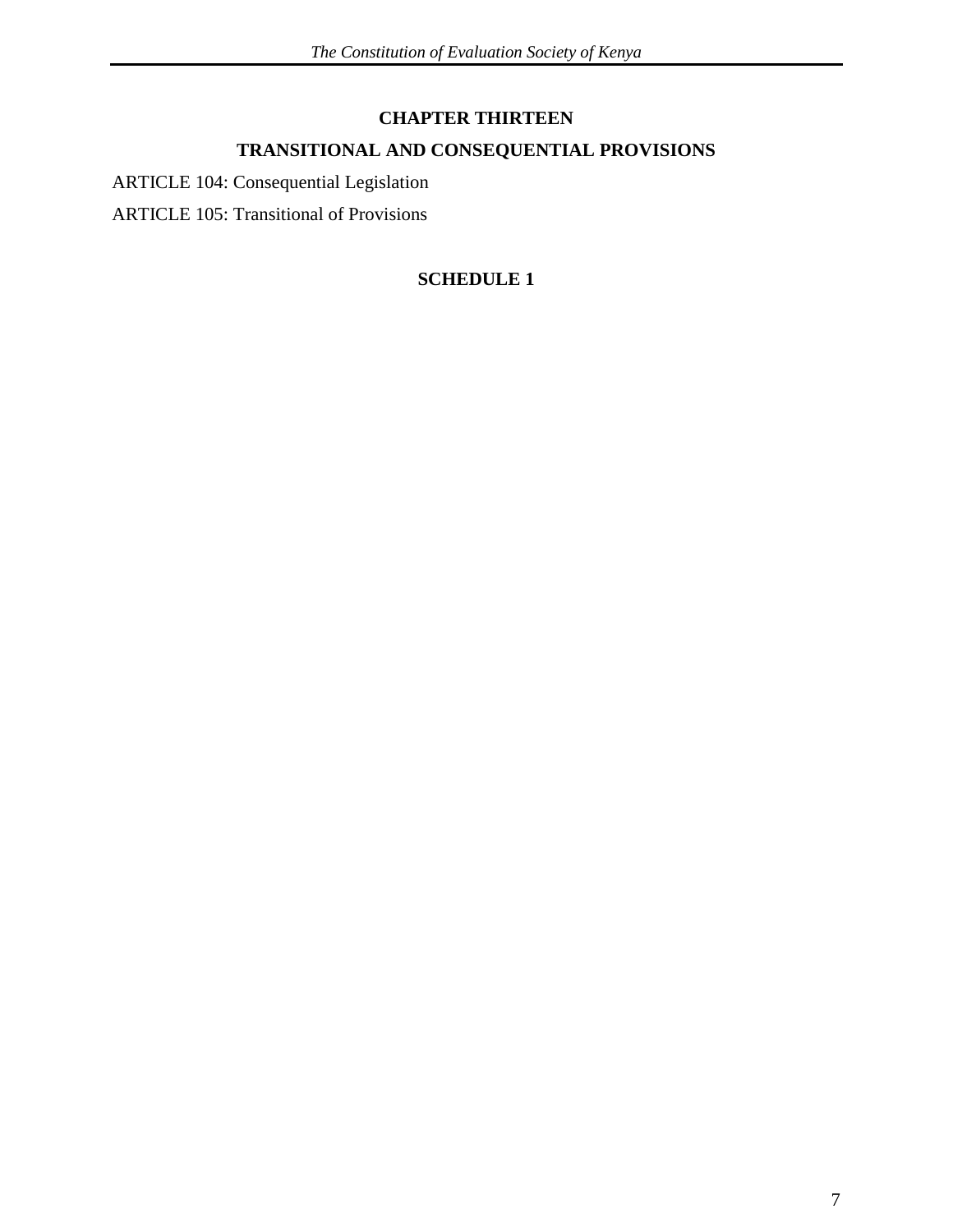## CHAPTER THIRTEEN

## TRANSITIONAL AND CONSEQUENTIAL PROVISIONS

ARTICLE 104: Consequential Legislation

ARTICLE 105: Transitional of Provisions

## SCHEDULE 1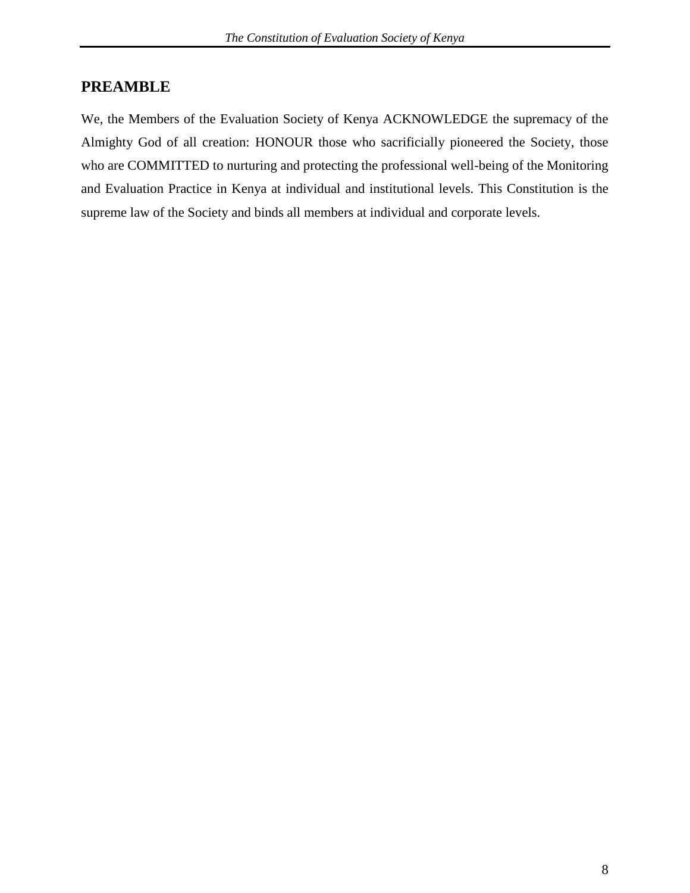## PREAMBLE

We, the Members of the Evaluation Society of Kenya ACKNOWLEDGE the supremacy of the Almighty God of all creation: HONOUR those who sacrificially pioneered the Society, those who are COMMITTED to nurturing and protecting the professional well-being of the Monitoring and Evaluation Practice in Kenya at individual and institutional levels. This Constitution is the supreme law of the Society and binds all members at individual and corporate levels.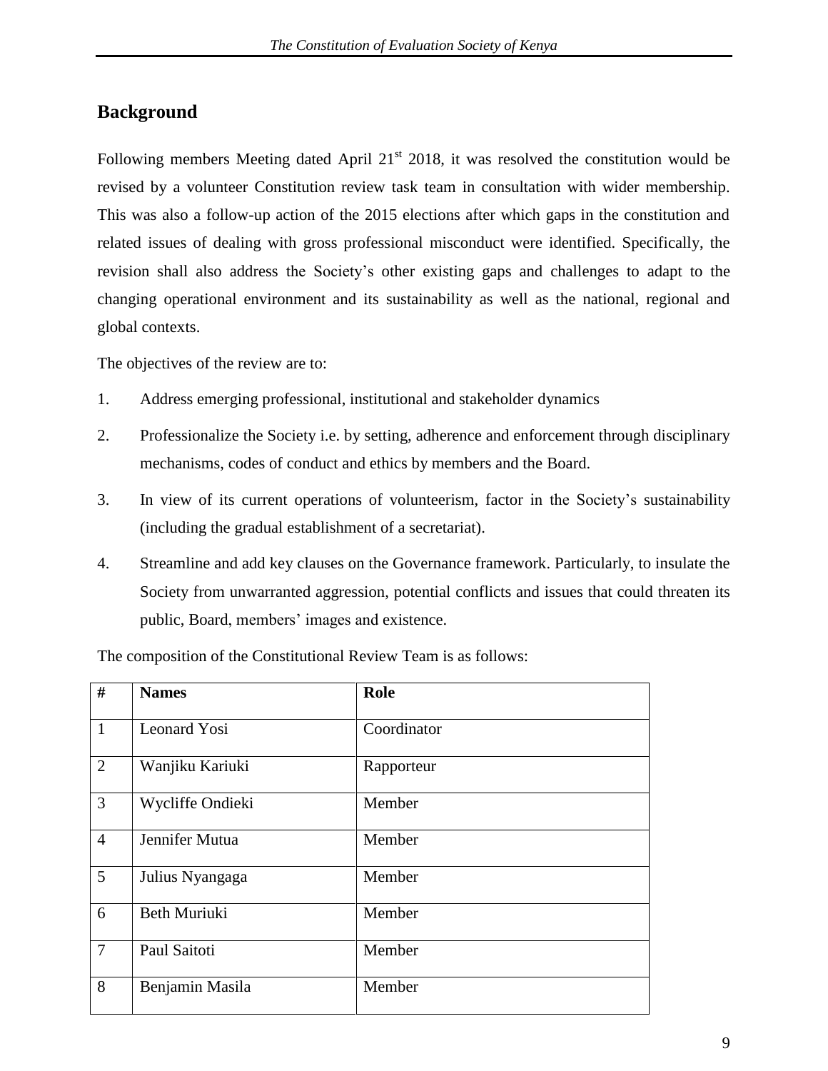## Background

Following members Meeting dated April 21st 2018, it was resolved the constitution would be revised by a volunteer Constitution review task team in consultation with wider membership. This was also a follow-up action of the 2015 elections after which gaps in the constitution and related issues of dealing with gross professional misconduct were identified. Specifically, the revision shall also address the Society's other existing gaps and challenges to adapt to the changing operational environment and its sustainability as well as the national, regional and global contexts.

The objectives of the review are to:

1. Address emerging professional, institutional and stakeholder dynamics
2. Professionalize the Society i.e. by setting, adherence and enforcement through disciplinary mechanisms, codes of conduct and ethics by members and the Board.
3. In view of its current operations of volunteerism, factor in the Society's sustainability (including the gradual establishment of a secretariat).
4. Streamline and add key clauses on the Governance framework. Particularly, to insulate the Society from unwarranted aggression, potential conflicts and issues that could threaten its public, Board, members' images and existence.

The composition of the Constitutional Review Team is as follows:

| # | Names | Role |
|---|---|---|
| 1 | Leonard Yosi | Coordinator |
| 2 | Wanjiku Kariuki | Rapporteur |
| 3 | Wycliffe Ondieki | Member |
| 4 | Jennifer Mutua | Member |
| 5 | Julius Nyangaga | Member |
| 6 | Beth Muriuki | Member |
| 7 | Paul Saitoti | Member |
| 8 | Benjamin Masila | Member |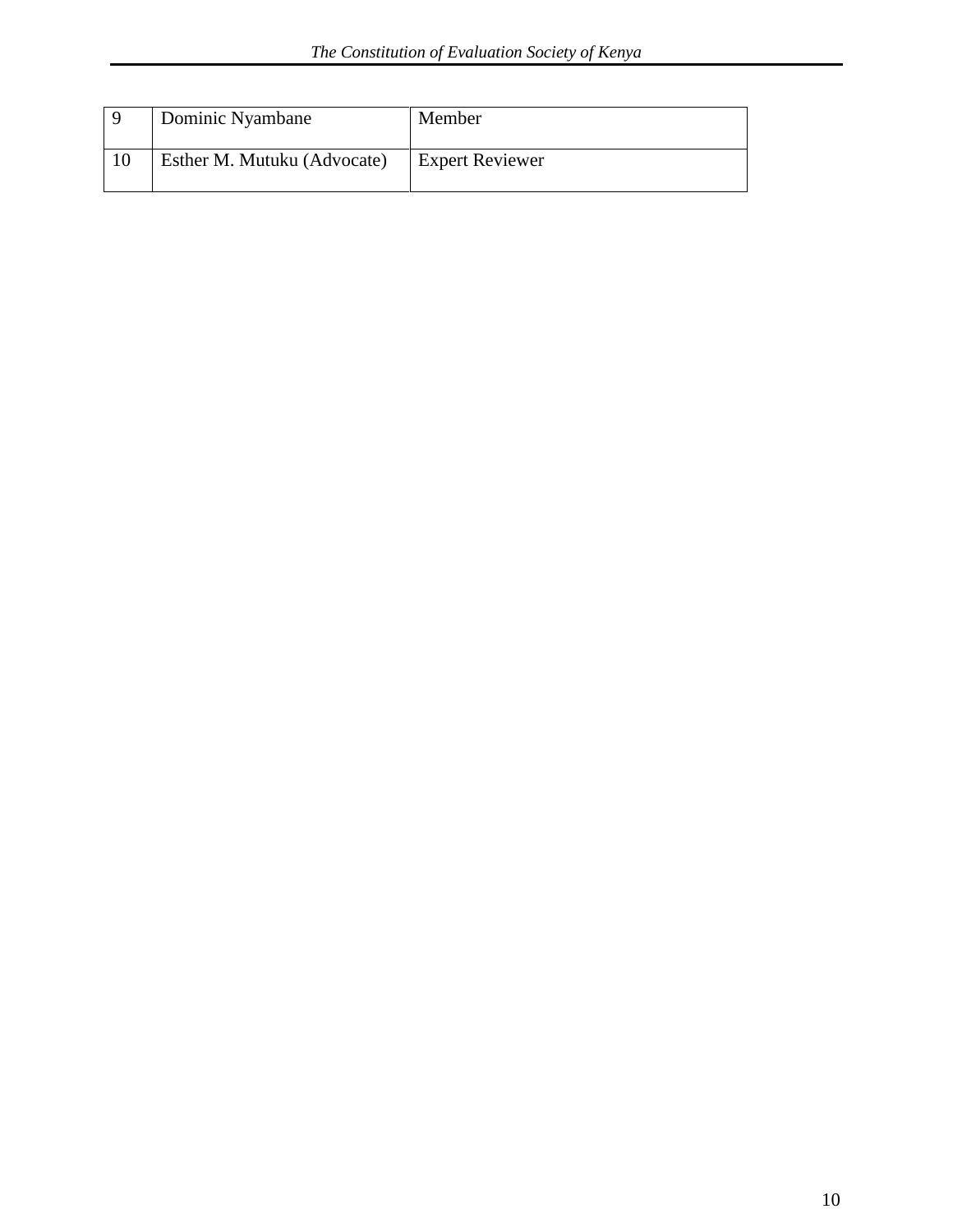| 9 | Dominic Nyambane | Member |
|---|---|---|
| 10 | Esther M. Mutuku (Advocate) | Expert Reviewer |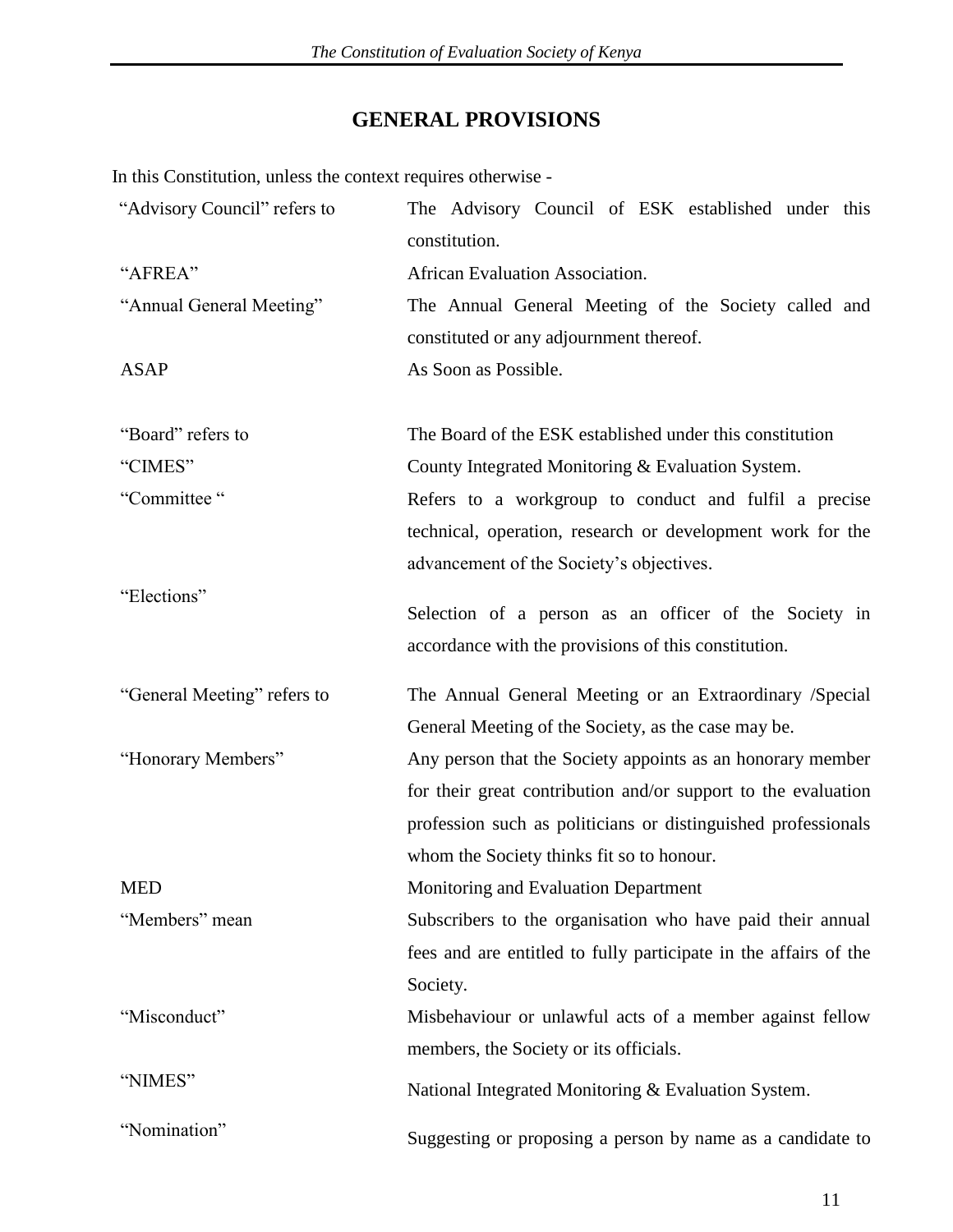## GENERAL PROVISIONS

In this Constitution, unless the context requires otherwise -

| | |
|---|---|
| "Advisory Council" refers to | The Advisory Council of ESK established under this constitution. |
| "AFREA" | African Evaluation Association. |
| "Annual General Meeting" | The Annual General Meeting of the Society called and constituted or any adjournment thereof. |
| ASAP | As Soon as Possible. |
| "Board" refers to | The Board of the ESK established under this constitution |
| "CIMES" | County Integrated Monitoring & Evaluation System. |
| "Committee " | Refers to a workgroup to conduct and fulfil a precise technical, operation, research or development work for the advancement of the Society's objectives. |
| "Elections" | Selection of a person as an officer of the Society in accordance with the provisions of this constitution. |
| "General Meeting" refers to | The Annual General Meeting or an Extraordinary /Special General Meeting of the Society, as the case may be. |
| "Honorary Members" | Any person that the Society appoints as an honorary member for their great contribution and/or support to the evaluation profession such as politicians or distinguished professionals whom the Society thinks fit so to honour. |
| MED | Monitoring and Evaluation Department |
| "Members" mean | Subscribers to the organisation who have paid their annual fees and are entitled to fully participate in the affairs of the Society. |
| "Misconduct" | Misbehaviour or unlawful acts of a member against fellow members, the Society or its officials. |
| "NIMES" | National Integrated Monitoring & Evaluation System. |
| "Nomination" | Suggesting or proposing a person by name as a candidate to |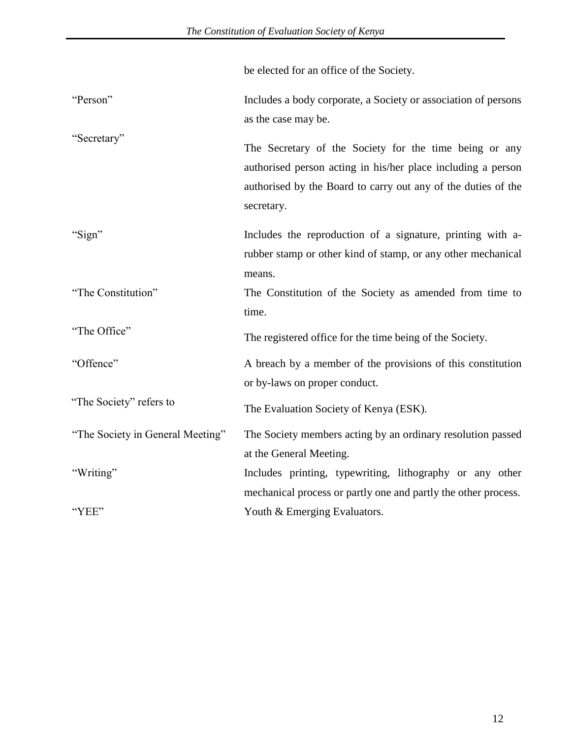| | |
|---|---|
| | be elected for an office of the Society. |
| “Person” | Includes a body corporate, a Society or association of persons as the case may be. |
| “Secretary” | The Secretary of the Society for the time being or any authorised person acting in his/her place including a person authorised by the Board to carry out any of the duties of the secretary. |
| “Sign” | Includes the reproduction of a signature, printing with a-rubber stamp or other kind of stamp, or any other mechanical means. |
| “The Constitution” | The Constitution of the Society as amended from time to time. |
| “The Office” | The registered office for the time being of the Society. |
| “Offence” | A breach by a member of the provisions of this constitution or by-laws on proper conduct. |
| “The Society” refers to | The Evaluation Society of Kenya (ESK). |
| “The Society in General Meeting” | The Society members acting by an ordinary resolution passed at the General Meeting. |
| “Writing” | Includes printing, typewriting, lithography or any other mechanical process or partly one and partly the other process. |
| “YEE” | Youth & Emerging Evaluators. |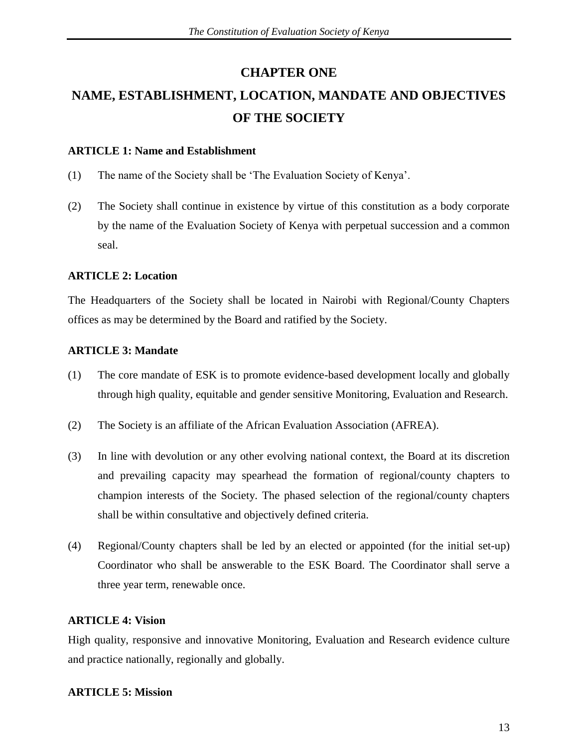# CHAPTER ONE

# NAME, ESTABLISHMENT, LOCATION, MANDATE AND OBJECTIVES OF THE SOCIETY

### ARTICLE 1: Name and Establishment

(1) The name of the Society shall be 'The Evaluation Society of Kenya'.

(2) The Society shall continue in existence by virtue of this constitution as a body corporate by the name of the Evaluation Society of Kenya with perpetual succession and a common seal.

### ARTICLE 2: Location

The Headquarters of the Society shall be located in Nairobi with Regional/County Chapters offices as may be determined by the Board and ratified by the Society.

### ARTICLE 3: Mandate

(1) The core mandate of ESK is to promote evidence-based development locally and globally through high quality, equitable and gender sensitive Monitoring, Evaluation and Research.

(2) The Society is an affiliate of the African Evaluation Association (AFREA).

(3) In line with devolution or any other evolving national context, the Board at its discretion and prevailing capacity may spearhead the formation of regional/county chapters to champion interests of the Society. The phased selection of the regional/county chapters shall be within consultative and objectively defined criteria.

(4) Regional/County chapters shall be led by an elected or appointed (for the initial set-up) Coordinator who shall be answerable to the ESK Board. The Coordinator shall serve a three year term, renewable once.

### ARTICLE 4: Vision

High quality, responsive and innovative Monitoring, Evaluation and Research evidence culture and practice nationally, regionally and globally.

### ARTICLE 5: Mission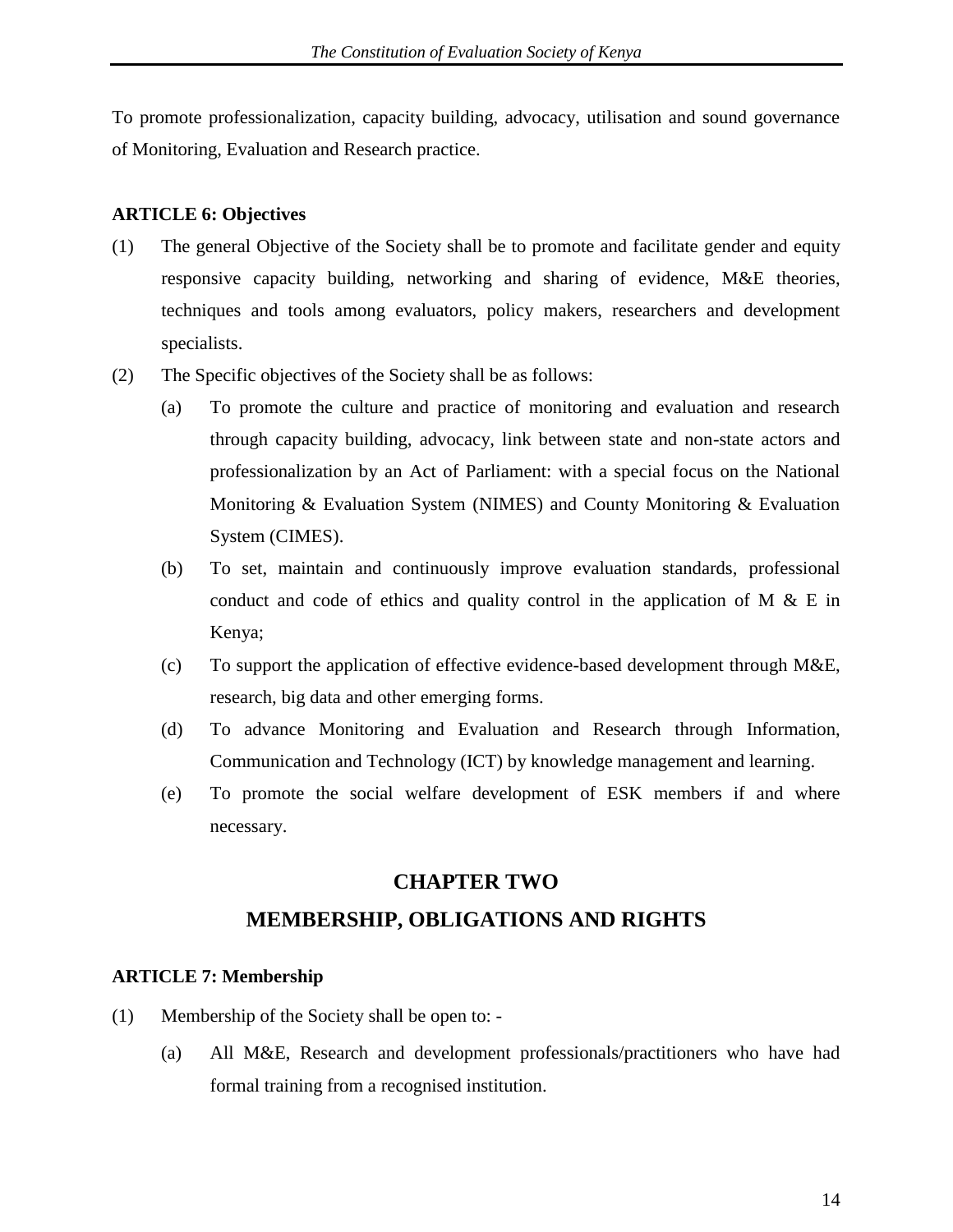To promote professionalization, capacity building, advocacy, utilisation and sound governance of Monitoring, Evaluation and Research practice.

**ARTICLE 6: Objectives**

(1) The general Objective of the Society shall be to promote and facilitate gender and equity responsive capacity building, networking and sharing of evidence, M&E theories, techniques and tools among evaluators, policy makers, researchers and development specialists.

(2) The Specific objectives of the Society shall be as follows:

   (a) To promote the culture and practice of monitoring and evaluation and research through capacity building, advocacy, link between state and non-state actors and professionalization by an Act of Parliament: with a special focus on the National Monitoring & Evaluation System (NIMES) and County Monitoring & Evaluation System (CIMES).

   (b) To set, maintain and continuously improve evaluation standards, professional conduct and code of ethics and quality control in the application of M & E in Kenya;

   (c) To support the application of effective evidence-based development through M&E, research, big data and other emerging forms.

   (d) To advance Monitoring and Evaluation and Research through Information, Communication and Technology (ICT) by knowledge management and learning.

   (e) To promote the social welfare development of ESK members if and where necessary.

## CHAPTER TWO

## MEMBERSHIP, OBLIGATIONS AND RIGHTS

**ARTICLE 7: Membership**

(1) Membership of the Society shall be open to: -

   (a) All M&E, Research and development professionals/practitioners who have had formal training from a recognised institution.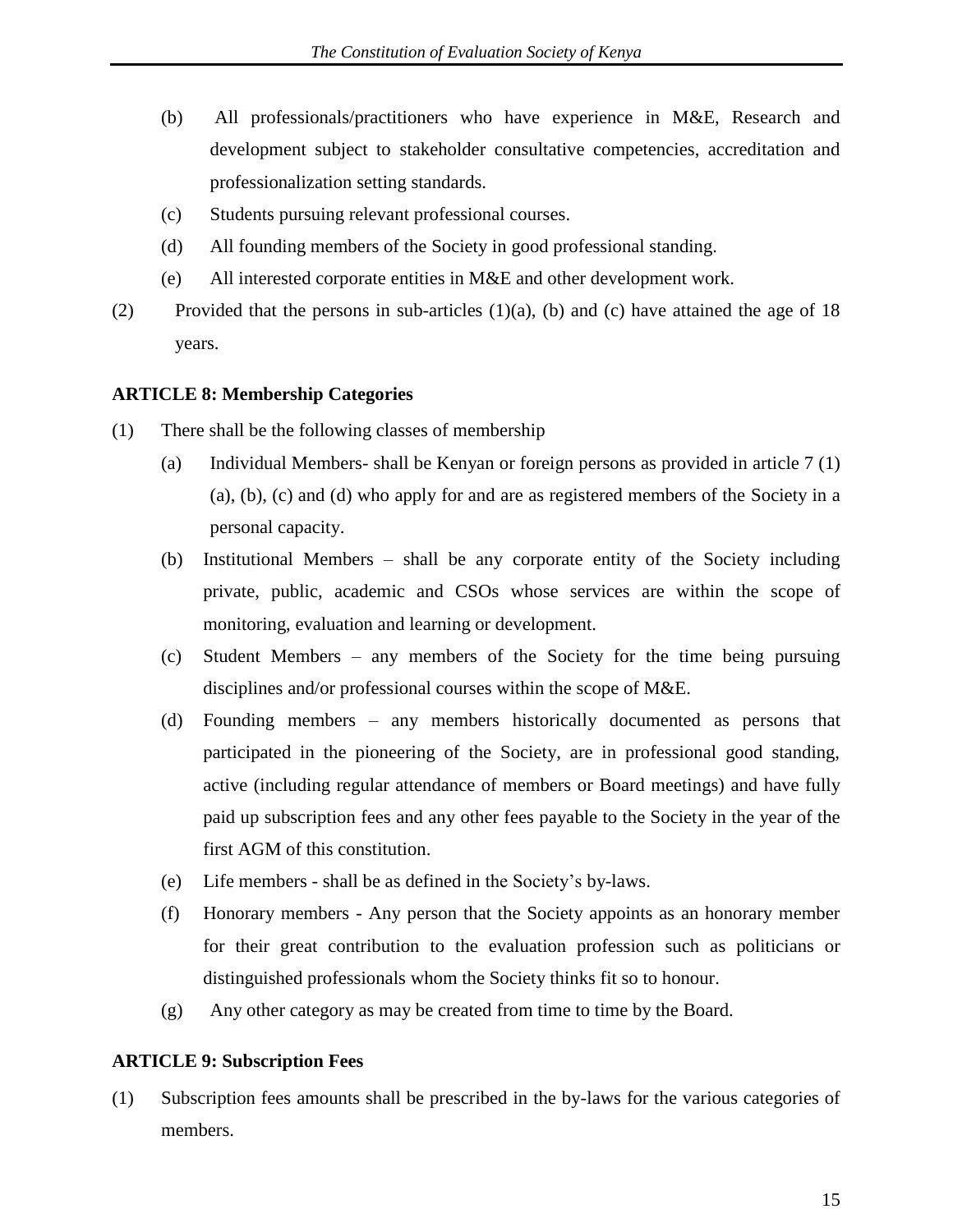(b) All professionals/practitioners who have experience in M&E, Research and development subject to stakeholder consultative competencies, accreditation and professionalization setting standards.

(c) Students pursuing relevant professional courses.

(d) All founding members of the Society in good professional standing.

(e) All interested corporate entities in M&E and other development work.

(2) Provided that the persons in sub-articles (1)(a), (b) and (c) have attained the age of 18 years.

**ARTICLE 8: Membership Categories**

(1) There shall be the following classes of membership

(a) Individual Members- shall be Kenyan or foreign persons as provided in article 7 (1) (a), (b), (c) and (d) who apply for and are as registered members of the Society in a personal capacity.

(b) Institutional Members – shall be any corporate entity of the Society including private, public, academic and CSOs whose services are within the scope of monitoring, evaluation and learning or development.

(c) Student Members – any members of the Society for the time being pursuing disciplines and/or professional courses within the scope of M&E.

(d) Founding members – any members historically documented as persons that participated in the pioneering of the Society, are in professional good standing, active (including regular attendance of members or Board meetings) and have fully paid up subscription fees and any other fees payable to the Society in the year of the first AGM of this constitution.

(e) Life members - shall be as defined in the Society's by-laws.

(f) Honorary members - Any person that the Society appoints as an honorary member for their great contribution to the evaluation profession such as politicians or distinguished professionals whom the Society thinks fit so to honour.

(g) Any other category as may be created from time to time by the Board.

**ARTICLE 9: Subscription Fees**

(1) Subscription fees amounts shall be prescribed in the by-laws for the various categories of members.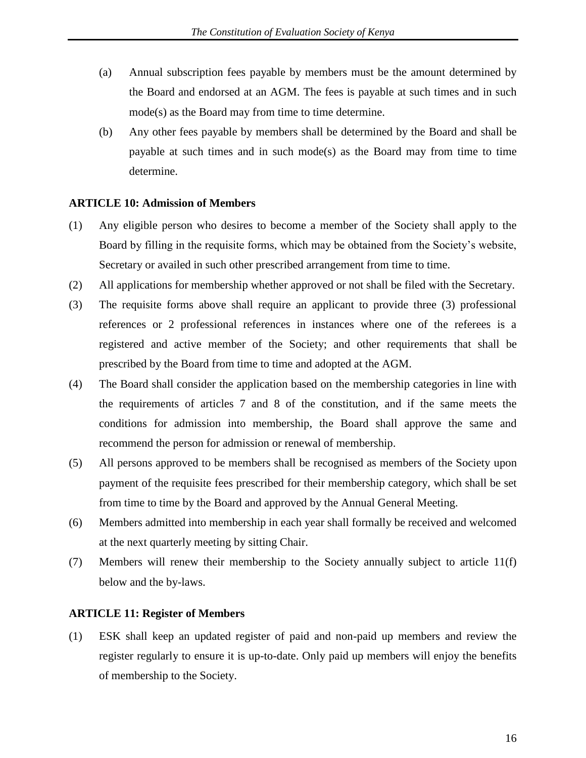(a) Annual subscription fees payable by members must be the amount determined by the Board and endorsed at an AGM. The fees is payable at such times and in such mode(s) as the Board may from time to time determine.

(b) Any other fees payable by members shall be determined by the Board and shall be payable at such times and in such mode(s) as the Board may from time to time determine.

**ARTICLE 10: Admission of Members**

(1) Any eligible person who desires to become a member of the Society shall apply to the Board by filling in the requisite forms, which may be obtained from the Society's website, Secretary or availed in such other prescribed arrangement from time to time.

(2) All applications for membership whether approved or not shall be filed with the Secretary.

(3) The requisite forms above shall require an applicant to provide three (3) professional references or 2 professional references in instances where one of the referees is a registered and active member of the Society; and other requirements that shall be prescribed by the Board from time to time and adopted at the AGM.

(4) The Board shall consider the application based on the membership categories in line with the requirements of articles 7 and 8 of the constitution, and if the same meets the conditions for admission into membership, the Board shall approve the same and recommend the person for admission or renewal of membership.

(5) All persons approved to be members shall be recognised as members of the Society upon payment of the requisite fees prescribed for their membership category, which shall be set from time to time by the Board and approved by the Annual General Meeting.

(6) Members admitted into membership in each year shall formally be received and welcomed at the next quarterly meeting by sitting Chair.

(7) Members will renew their membership to the Society annually subject to article 11(f) below and the by-laws.

**ARTICLE 11: Register of Members**

(1) ESK shall keep an updated register of paid and non-paid up members and review the register regularly to ensure it is up-to-date. Only paid up members will enjoy the benefits of membership to the Society.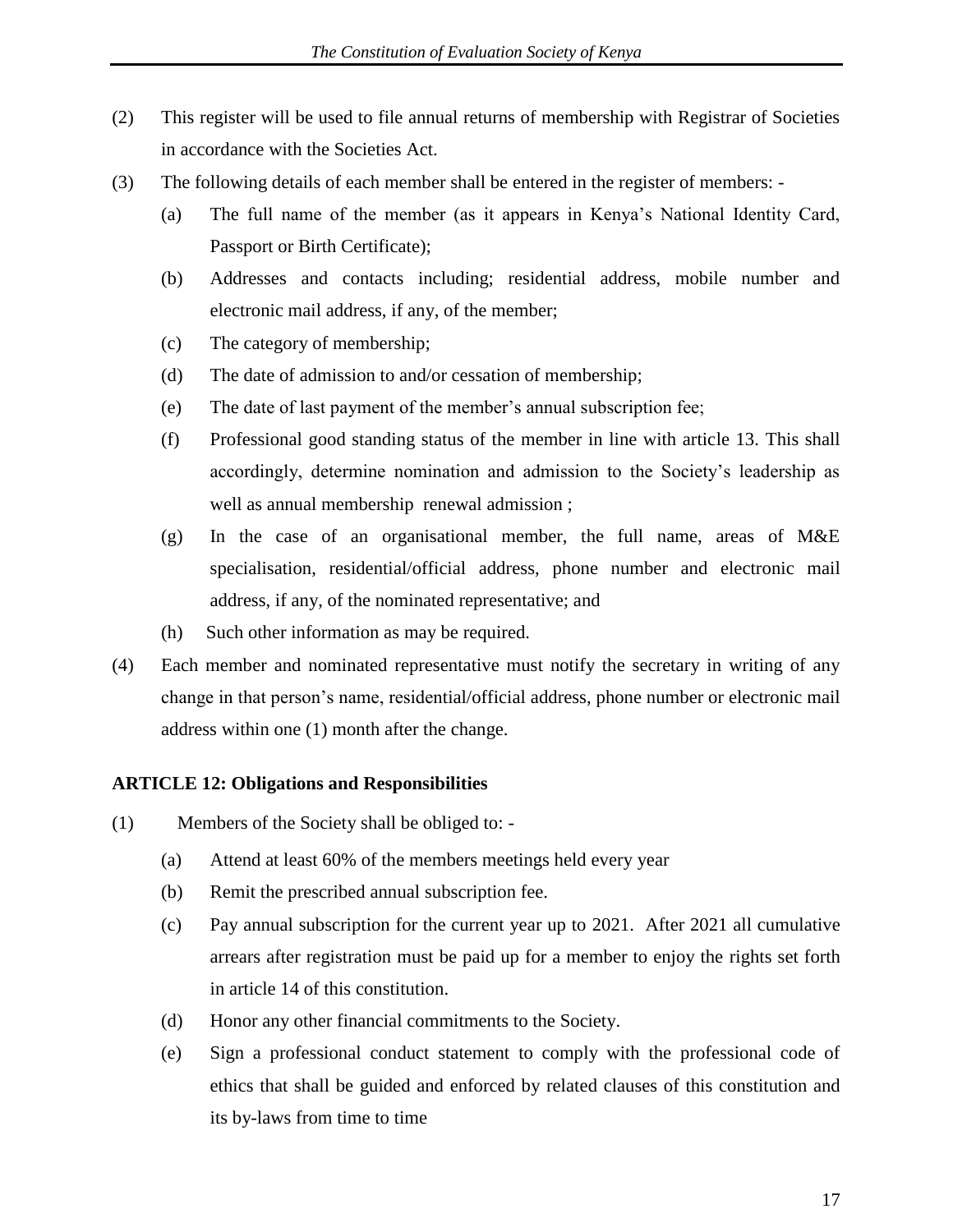(2) This register will be used to file annual returns of membership with Registrar of Societies in accordance with the Societies Act.

(3) The following details of each member shall be entered in the register of members: -

  (a) The full name of the member (as it appears in Kenya's National Identity Card, Passport or Birth Certificate);

  (b) Addresses and contacts including; residential address, mobile number and electronic mail address, if any, of the member;

  (c) The category of membership;

  (d) The date of admission to and/or cessation of membership;

  (e) The date of last payment of the member's annual subscription fee;

  (f) Professional good standing status of the member in line with article 13. This shall accordingly, determine nomination and admission to the Society's leadership as well as annual membership renewal admission ;

  (g) In the case of an organisational member, the full name, areas of M&E specialisation, residential/official address, phone number and electronic mail address, if any, of the nominated representative; and

  (h) Such other information as may be required.

(4) Each member and nominated representative must notify the secretary in writing of any change in that person's name, residential/official address, phone number or electronic mail address within one (1) month after the change.

**ARTICLE 12: Obligations and Responsibilities**

(1) Members of the Society shall be obliged to: -

  (a) Attend at least 60% of the members meetings held every year

  (b) Remit the prescribed annual subscription fee.

  (c) Pay annual subscription for the current year up to 2021. After 2021 all cumulative arrears after registration must be paid up for a member to enjoy the rights set forth in article 14 of this constitution.

  (d) Honor any other financial commitments to the Society.

  (e) Sign a professional conduct statement to comply with the professional code of ethics that shall be guided and enforced by related clauses of this constitution and its by-laws from time to time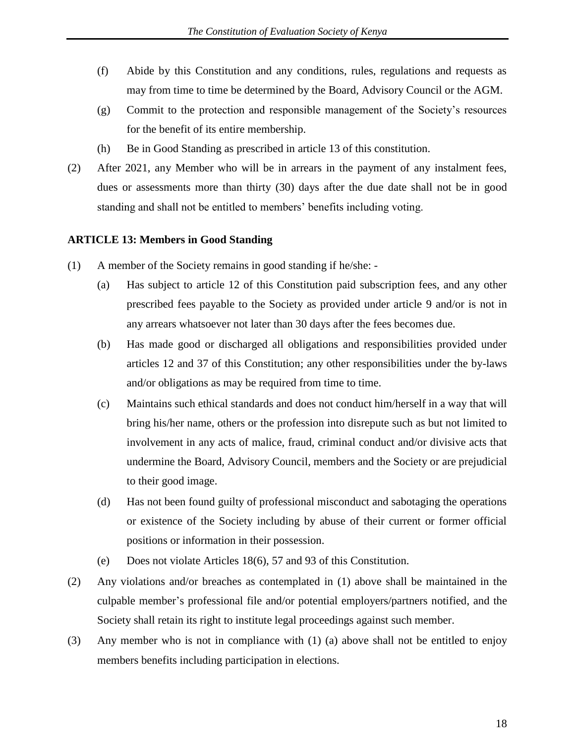(f) Abide by this Constitution and any conditions, rules, regulations and requests as may from time to time be determined by the Board, Advisory Council or the AGM.

(g) Commit to the protection and responsible management of the Society's resources for the benefit of its entire membership.

(h) Be in Good Standing as prescribed in article 13 of this constitution.

(2) After 2021, any Member who will be in arrears in the payment of any instalment fees, dues or assessments more than thirty (30) days after the due date shall not be in good standing and shall not be entitled to members' benefits including voting.

**ARTICLE 13: Members in Good Standing**

(1) A member of the Society remains in good standing if he/she: -

(a) Has subject to article 12 of this Constitution paid subscription fees, and any other prescribed fees payable to the Society as provided under article 9 and/or is not in any arrears whatsoever not later than 30 days after the fees becomes due.

(b) Has made good or discharged all obligations and responsibilities provided under articles 12 and 37 of this Constitution; any other responsibilities under the by-laws and/or obligations as may be required from time to time.

(c) Maintains such ethical standards and does not conduct him/herself in a way that will bring his/her name, others or the profession into disrepute such as but not limited to involvement in any acts of malice, fraud, criminal conduct and/or divisive acts that undermine the Board, Advisory Council, members and the Society or are prejudicial to their good image.

(d) Has not been found guilty of professional misconduct and sabotaging the operations or existence of the Society including by abuse of their current or former official positions or information in their possession.

(e) Does not violate Articles 18(6), 57 and 93 of this Constitution.

(2) Any violations and/or breaches as contemplated in (1) above shall be maintained in the culpable member's professional file and/or potential employers/partners notified, and the Society shall retain its right to institute legal proceedings against such member.

(3) Any member who is not in compliance with (1) (a) above shall not be entitled to enjoy members benefits including participation in elections.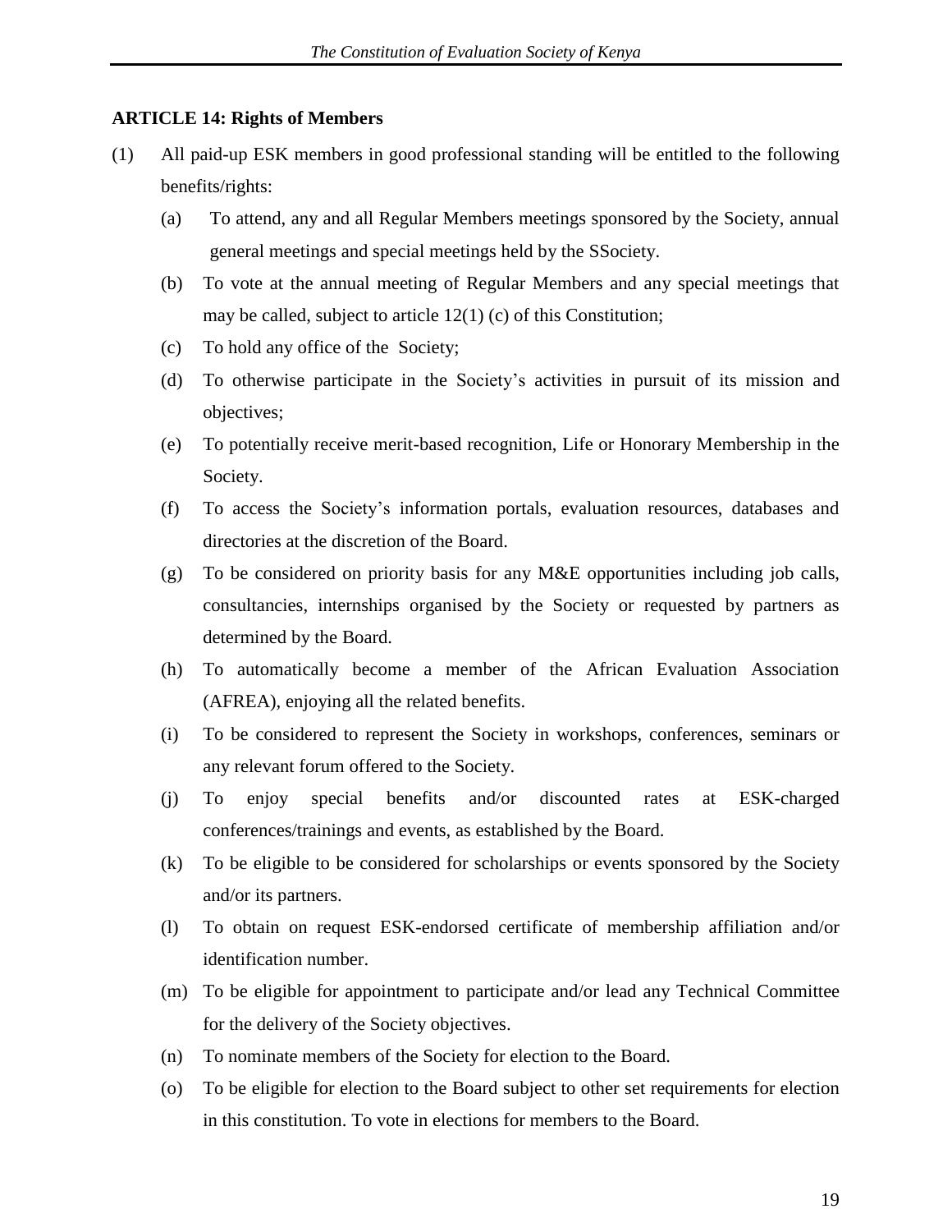### ARTICLE 14: Rights of Members

(1) All paid-up ESK members in good professional standing will be entitled to the following benefits/rights:

  (a) To attend, any and all Regular Members meetings sponsored by the Society, annual general meetings and special meetings held by the SSociety.

  (b) To vote at the annual meeting of Regular Members and any special meetings that may be called, subject to article 12(1) (c) of this Constitution;

  (c) To hold any office of the Society;

  (d) To otherwise participate in the Society's activities in pursuit of its mission and objectives;

  (e) To potentially receive merit-based recognition, Life or Honorary Membership in the Society.

  (f) To access the Society's information portals, evaluation resources, databases and directories at the discretion of the Board.

  (g) To be considered on priority basis for any M&E opportunities including job calls, consultancies, internships organised by the Society or requested by partners as determined by the Board.

  (h) To automatically become a member of the African Evaluation Association (AFREA), enjoying all the related benefits.

  (i) To be considered to represent the Society in workshops, conferences, seminars or any relevant forum offered to the Society.

  (j) To enjoy special benefits and/or discounted rates at ESK-charged conferences/trainings and events, as established by the Board.

  (k) To be eligible to be considered for scholarships or events sponsored by the Society and/or its partners.

  (l) To obtain on request ESK-endorsed certificate of membership affiliation and/or identification number.

  (m) To be eligible for appointment to participate and/or lead any Technical Committee for the delivery of the Society objectives.

  (n) To nominate members of the Society for election to the Board.

  (o) To be eligible for election to the Board subject to other set requirements for election in this constitution. To vote in elections for members to the Board.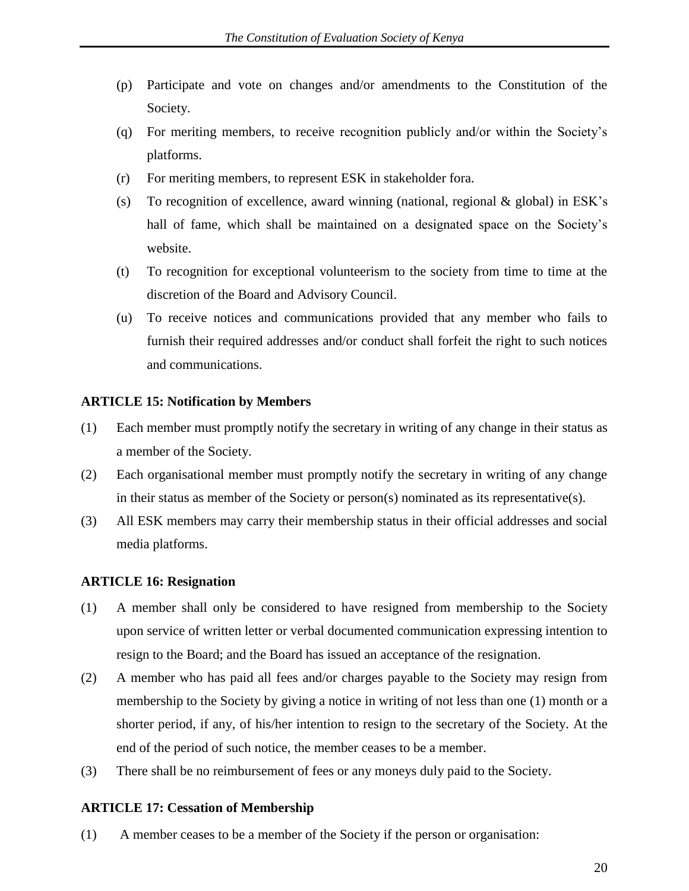(p) Participate and vote on changes and/or amendments to the Constitution of the Society.

(q) For meriting members, to receive recognition publicly and/or within the Society's platforms.

(r) For meriting members, to represent ESK in stakeholder fora.

(s) To recognition of excellence, award winning (national, regional & global) in ESK's hall of fame, which shall be maintained on a designated space on the Society's website.

(t) To recognition for exceptional volunteerism to the society from time to time at the discretion of the Board and Advisory Council.

(u) To receive notices and communications provided that any member who fails to furnish their required addresses and/or conduct shall forfeit the right to such notices and communications.

**ARTICLE 15: Notification by Members**

(1) Each member must promptly notify the secretary in writing of any change in their status as a member of the Society.

(2) Each organisational member must promptly notify the secretary in writing of any change in their status as member of the Society or person(s) nominated as its representative(s).

(3) All ESK members may carry their membership status in their official addresses and social media platforms.

**ARTICLE 16: Resignation**

(1) A member shall only be considered to have resigned from membership to the Society upon service of written letter or verbal documented communication expressing intention to resign to the Board; and the Board has issued an acceptance of the resignation.

(2) A member who has paid all fees and/or charges payable to the Society may resign from membership to the Society by giving a notice in writing of not less than one (1) month or a shorter period, if any, of his/her intention to resign to the secretary of the Society. At the end of the period of such notice, the member ceases to be a member.

(3) There shall be no reimbursement of fees or any moneys duly paid to the Society.

**ARTICLE 17: Cessation of Membership**

(1) A member ceases to be a member of the Society if the person or organisation: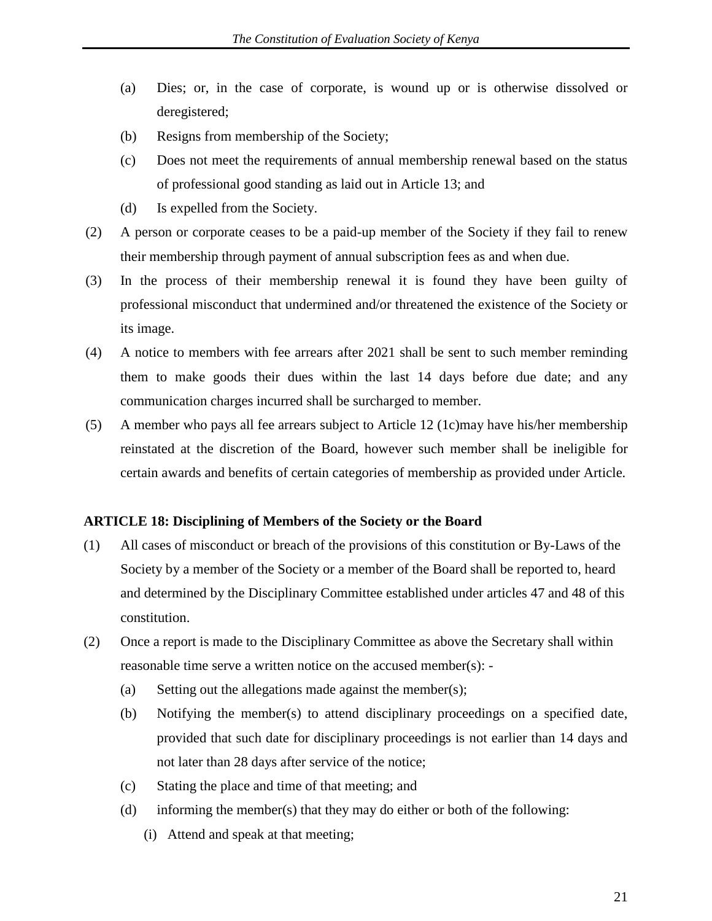(a) Dies; or, in the case of corporate, is wound up or is otherwise dissolved or deregistered;

(b) Resigns from membership of the Society;

(c) Does not meet the requirements of annual membership renewal based on the status of professional good standing as laid out in Article 13; and

(d) Is expelled from the Society.

(2) A person or corporate ceases to be a paid-up member of the Society if they fail to renew their membership through payment of annual subscription fees as and when due.

(3) In the process of their membership renewal it is found they have been guilty of professional misconduct that undermined and/or threatened the existence of the Society or its image.

(4) A notice to members with fee arrears after 2021 shall be sent to such member reminding them to make goods their dues within the last 14 days before due date; and any communication charges incurred shall be surcharged to member.

(5) A member who pays all fee arrears subject to Article 12 (1c)may have his/her membership reinstated at the discretion of the Board, however such member shall be ineligible for certain awards and benefits of certain categories of membership as provided under Article.

**ARTICLE 18: Disciplining of Members of the Society or the Board**

(1) All cases of misconduct or breach of the provisions of this constitution or By-Laws of the Society by a member of the Society or a member of the Board shall be reported to, heard and determined by the Disciplinary Committee established under articles 47 and 48 of this constitution.

(2) Once a report is made to the Disciplinary Committee as above the Secretary shall within reasonable time serve a written notice on the accused member(s): -

(a) Setting out the allegations made against the member(s);

(b) Notifying the member(s) to attend disciplinary proceedings on a specified date, provided that such date for disciplinary proceedings is not earlier than 14 days and not later than 28 days after service of the notice;

(c) Stating the place and time of that meeting; and

(d) informing the member(s) that they may do either or both of the following:

(i) Attend and speak at that meeting;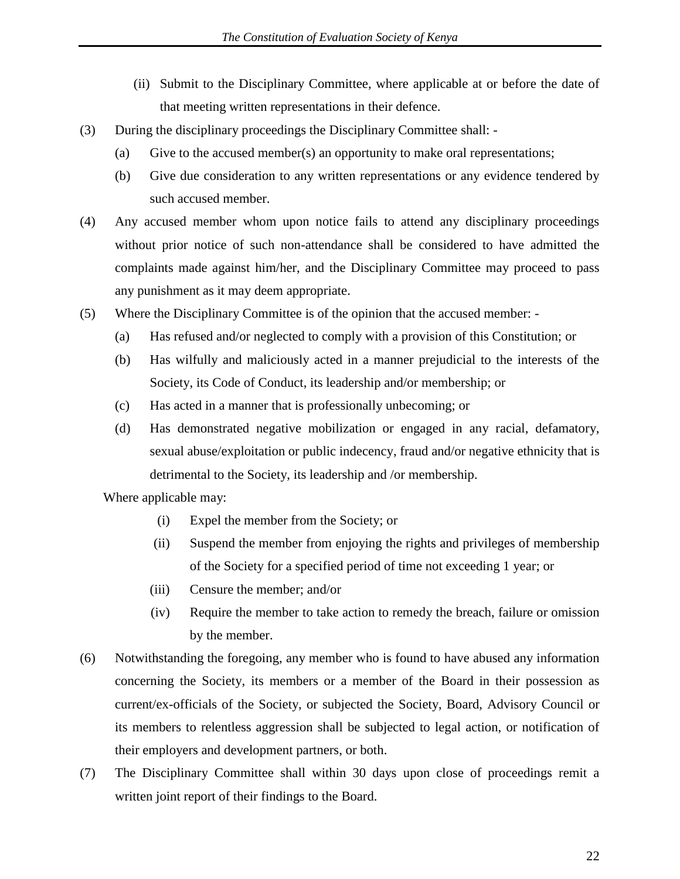(ii) Submit to the Disciplinary Committee, where applicable at or before the date of that meeting written representations in their defence.

(3) During the disciplinary proceedings the Disciplinary Committee shall: -

(a) Give to the accused member(s) an opportunity to make oral representations;

(b) Give due consideration to any written representations or any evidence tendered by such accused member.

(4) Any accused member whom upon notice fails to attend any disciplinary proceedings without prior notice of such non-attendance shall be considered to have admitted the complaints made against him/her, and the Disciplinary Committee may proceed to pass any punishment as it may deem appropriate.

(5) Where the Disciplinary Committee is of the opinion that the accused member: -

(a) Has refused and/or neglected to comply with a provision of this Constitution; or

(b) Has wilfully and maliciously acted in a manner prejudicial to the interests of the Society, its Code of Conduct, its leadership and/or membership; or

(c) Has acted in a manner that is professionally unbecoming; or

(d) Has demonstrated negative mobilization or engaged in any racial, defamatory, sexual abuse/exploitation or public indecency, fraud and/or negative ethnicity that is detrimental to the Society, its leadership and /or membership.

Where applicable may:

(i) Expel the member from the Society; or

(ii) Suspend the member from enjoying the rights and privileges of membership of the Society for a specified period of time not exceeding 1 year; or

(iii) Censure the member; and/or

(iv) Require the member to take action to remedy the breach, failure or omission by the member.

(6) Notwithstanding the foregoing, any member who is found to have abused any information concerning the Society, its members or a member of the Board in their possession as current/ex-officials of the Society, or subjected the Society, Board, Advisory Council or its members to relentless aggression shall be subjected to legal action, or notification of their employers and development partners, or both.

(7) The Disciplinary Committee shall within 30 days upon close of proceedings remit a written joint report of their findings to the Board.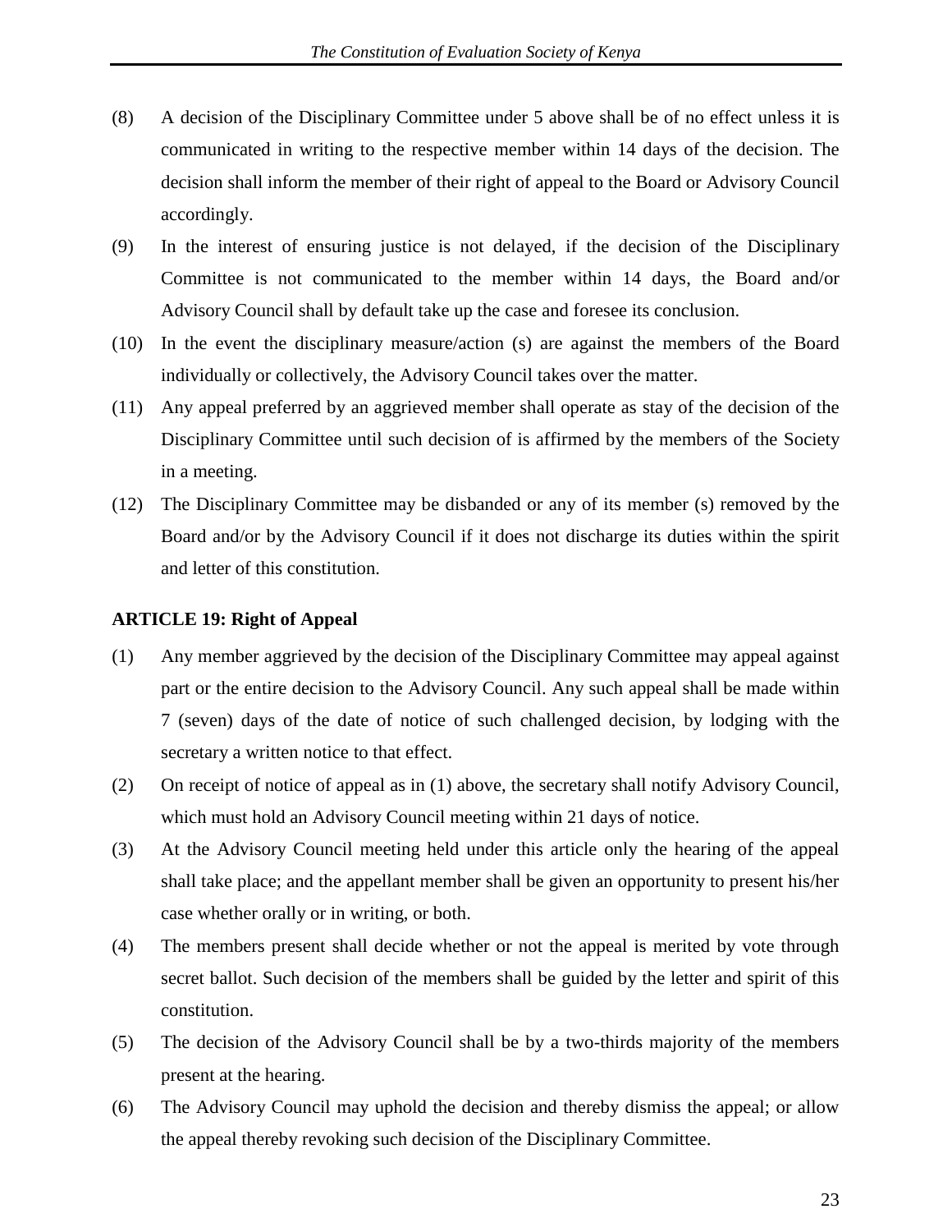(8) A decision of the Disciplinary Committee under 5 above shall be of no effect unless it is communicated in writing to the respective member within 14 days of the decision. The decision shall inform the member of their right of appeal to the Board or Advisory Council accordingly.

(9) In the interest of ensuring justice is not delayed, if the decision of the Disciplinary Committee is not communicated to the member within 14 days, the Board and/or Advisory Council shall by default take up the case and foresee its conclusion.

(10) In the event the disciplinary measure/action (s) are against the members of the Board individually or collectively, the Advisory Council takes over the matter.

(11) Any appeal preferred by an aggrieved member shall operate as stay of the decision of the Disciplinary Committee until such decision of is affirmed by the members of the Society in a meeting.

(12) The Disciplinary Committee may be disbanded or any of its member (s) removed by the Board and/or by the Advisory Council if it does not discharge its duties within the spirit and letter of this constitution.

**ARTICLE 19: Right of Appeal**

(1) Any member aggrieved by the decision of the Disciplinary Committee may appeal against part or the entire decision to the Advisory Council. Any such appeal shall be made within 7 (seven) days of the date of notice of such challenged decision, by lodging with the secretary a written notice to that effect.

(2) On receipt of notice of appeal as in (1) above, the secretary shall notify Advisory Council, which must hold an Advisory Council meeting within 21 days of notice.

(3) At the Advisory Council meeting held under this article only the hearing of the appeal shall take place; and the appellant member shall be given an opportunity to present his/her case whether orally or in writing, or both.

(4) The members present shall decide whether or not the appeal is merited by vote through secret ballot. Such decision of the members shall be guided by the letter and spirit of this constitution.

(5) The decision of the Advisory Council shall be by a two-thirds majority of the members present at the hearing.

(6) The Advisory Council may uphold the decision and thereby dismiss the appeal; or allow the appeal thereby revoking such decision of the Disciplinary Committee.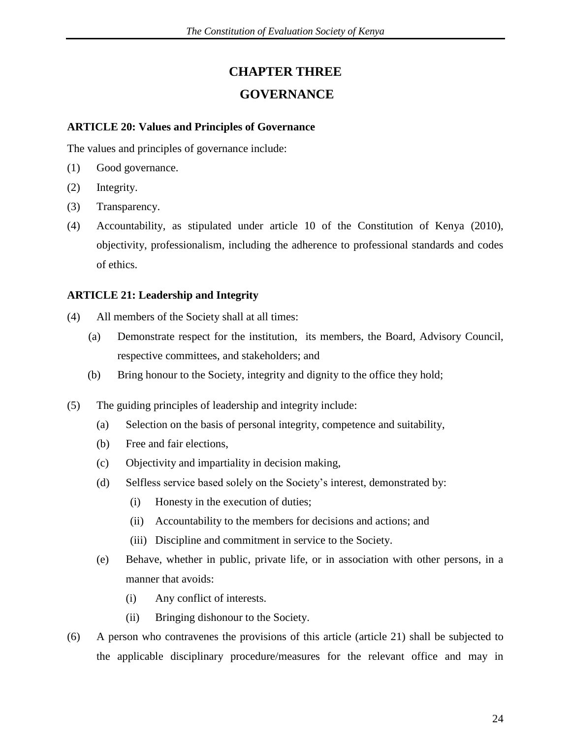# CHAPTER THREE

# GOVERNANCE

**ARTICLE 20: Values and Principles of Governance**

The values and principles of governance include:

(1) Good governance.

(2) Integrity.

(3) Transparency.

(4) Accountability, as stipulated under article 10 of the Constitution of Kenya (2010), objectivity, professionalism, including the adherence to professional standards and codes of ethics.

**ARTICLE 21: Leadership and Integrity**

(4) All members of the Society shall at all times:

   (a) Demonstrate respect for the institution, its members, the Board, Advisory Council, respective committees, and stakeholders; and

   (b) Bring honour to the Society, integrity and dignity to the office they hold;

(5) The guiding principles of leadership and integrity include:

   (a) Selection on the basis of personal integrity, competence and suitability,

   (b) Free and fair elections,

   (c) Objectivity and impartiality in decision making,

   (d) Selfless service based solely on the Society's interest, demonstrated by:

      (i) Honesty in the execution of duties;

      (ii) Accountability to the members for decisions and actions; and

      (iii) Discipline and commitment in service to the Society.

   (e) Behave, whether in public, private life, or in association with other persons, in a manner that avoids:

      (i) Any conflict of interests.

      (ii) Bringing dishonour to the Society.

(6) A person who contravenes the provisions of this article (article 21) shall be subjected to the applicable disciplinary procedure/measures for the relevant office and may in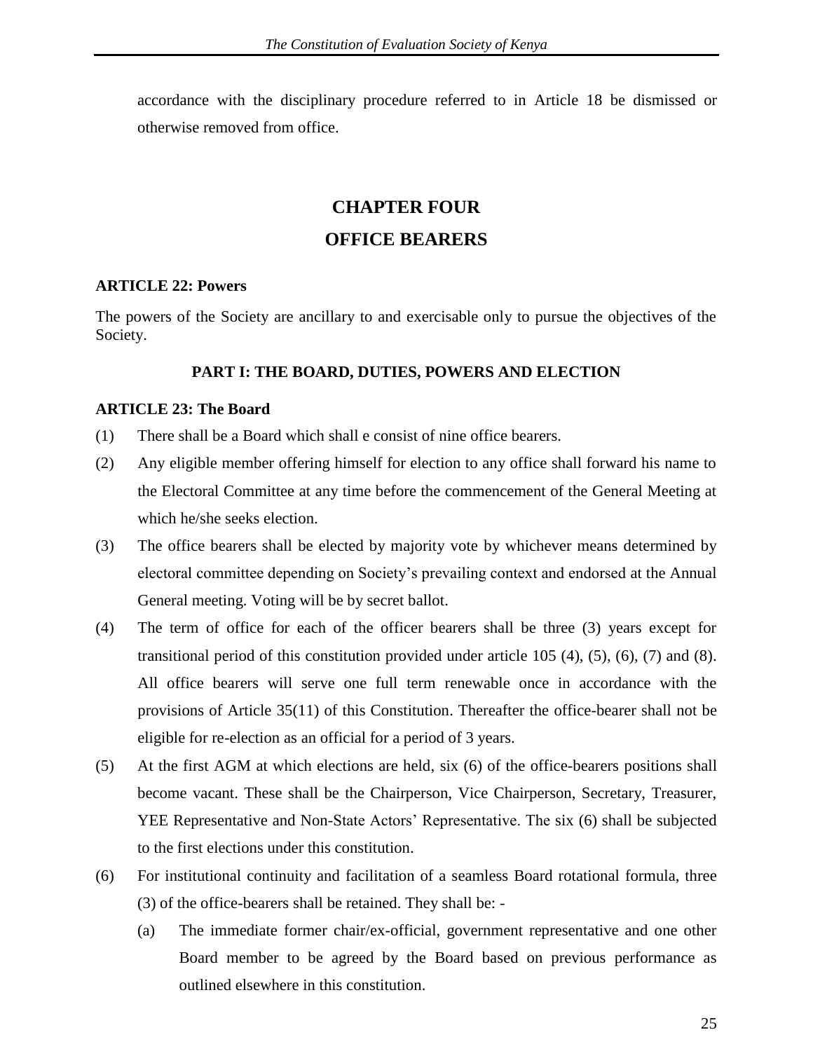accordance with the disciplinary procedure referred to in Article 18 be dismissed or otherwise removed from office.

# CHAPTER FOUR

# OFFICE BEARERS

**ARTICLE 22: Powers**

The powers of the Society are ancillary to and exercisable only to pursue the objectives of the Society.

## PART I: THE BOARD, DUTIES, POWERS AND ELECTION

**ARTICLE 23: The Board**

(1) There shall be a Board which shall e consist of nine office bearers.

(2) Any eligible member offering himself for election to any office shall forward his name to the Electoral Committee at any time before the commencement of the General Meeting at which he/she seeks election.

(3) The office bearers shall be elected by majority vote by whichever means determined by electoral committee depending on Society's prevailing context and endorsed at the Annual General meeting. Voting will be by secret ballot.

(4) The term of office for each of the officer bearers shall be three (3) years except for transitional period of this constitution provided under article 105 (4), (5), (6), (7) and (8). All office bearers will serve one full term renewable once in accordance with the provisions of Article 35(11) of this Constitution. Thereafter the office-bearer shall not be eligible for re-election as an official for a period of 3 years.

(5) At the first AGM at which elections are held, six (6) of the office-bearers positions shall become vacant. These shall be the Chairperson, Vice Chairperson, Secretary, Treasurer, YEE Representative and Non-State Actors' Representative. The six (6) shall be subjected to the first elections under this constitution.

(6) For institutional continuity and facilitation of a seamless Board rotational formula, three (3) of the office-bearers shall be retained. They shall be: -

 (a) The immediate former chair/ex-official, government representative and one other Board member to be agreed by the Board based on previous performance as outlined elsewhere in this constitution.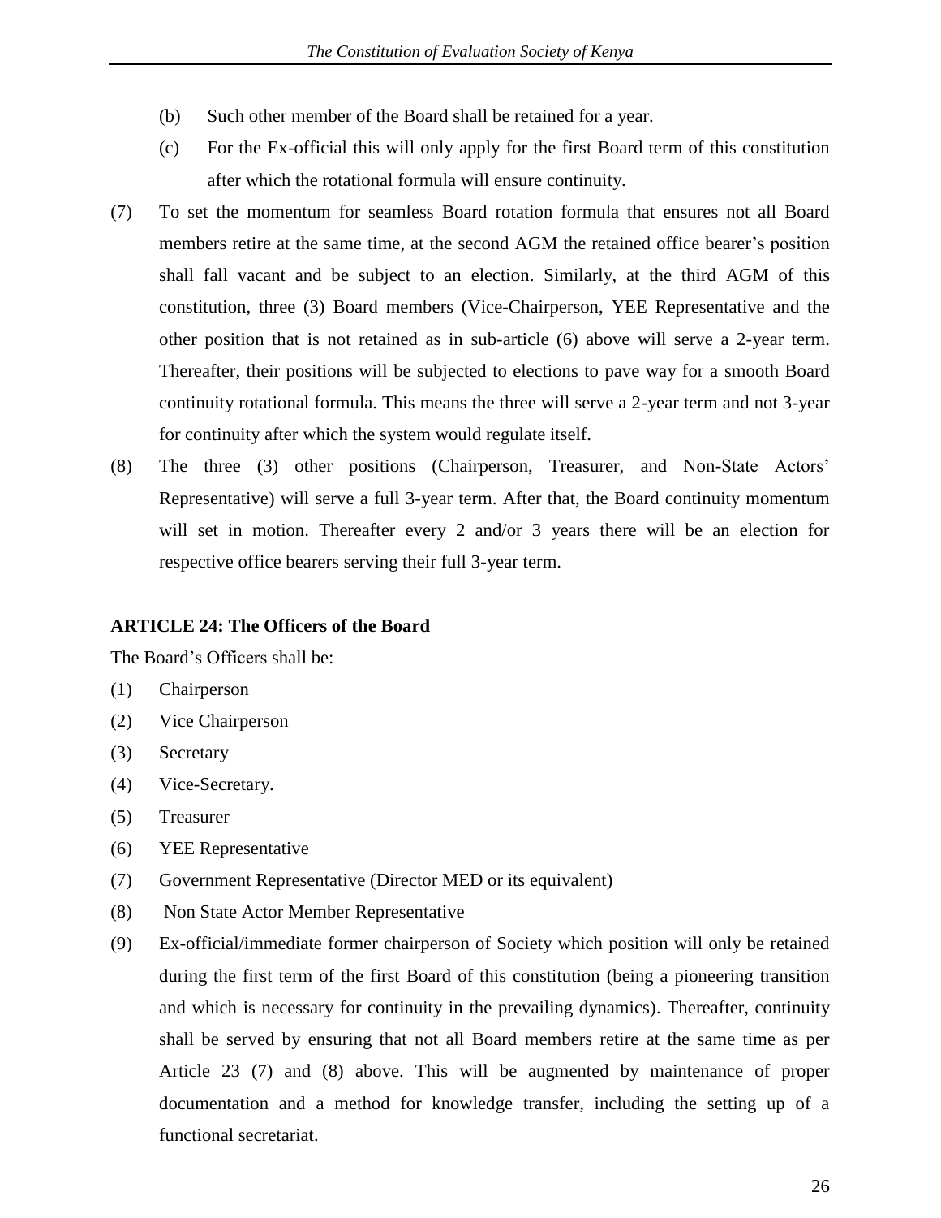(b) Such other member of the Board shall be retained for a year.

(c) For the Ex-official this will only apply for the first Board term of this constitution after which the rotational formula will ensure continuity.

(7) To set the momentum for seamless Board rotation formula that ensures not all Board members retire at the same time, at the second AGM the retained office bearer's position shall fall vacant and be subject to an election. Similarly, at the third AGM of this constitution, three (3) Board members (Vice-Chairperson, YEE Representative and the other position that is not retained as in sub-article (6) above will serve a 2-year term. Thereafter, their positions will be subjected to elections to pave way for a smooth Board continuity rotational formula. This means the three will serve a 2-year term and not 3-year for continuity after which the system would regulate itself.

(8) The three (3) other positions (Chairperson, Treasurer, and Non-State Actors' Representative) will serve a full 3-year term. After that, the Board continuity momentum will set in motion. Thereafter every 2 and/or 3 years there will be an election for respective office bearers serving their full 3-year term.

**ARTICLE 24: The Officers of the Board**

The Board's Officers shall be:

(1) Chairperson

(2) Vice Chairperson

(3) Secretary

(4) Vice-Secretary.

(5) Treasurer

(6) YEE Representative

(7) Government Representative (Director MED or its equivalent)

(8) Non State Actor Member Representative

(9) Ex-official/immediate former chairperson of Society which position will only be retained during the first term of the first Board of this constitution (being a pioneering transition and which is necessary for continuity in the prevailing dynamics). Thereafter, continuity shall be served by ensuring that not all Board members retire at the same time as per Article 23 (7) and (8) above. This will be augmented by maintenance of proper documentation and a method for knowledge transfer, including the setting up of a functional secretariat.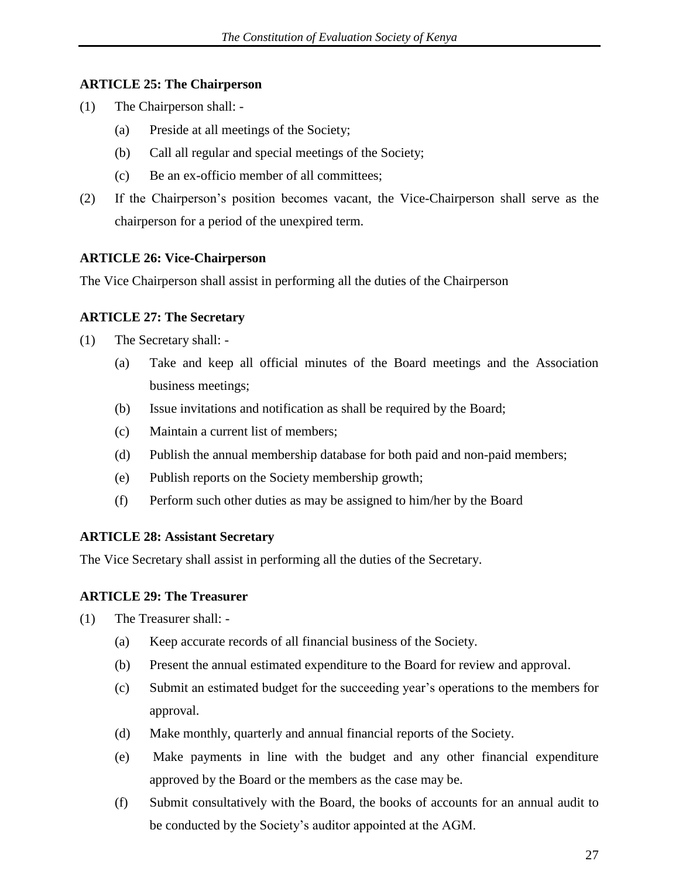### ARTICLE 25: The Chairperson

(1) The Chairperson shall: -

   (a) Preside at all meetings of the Society;

   (b) Call all regular and special meetings of the Society;

   (c) Be an ex-officio member of all committees;

(2) If the Chairperson's position becomes vacant, the Vice-Chairperson shall serve as the chairperson for a period of the unexpired term.

### ARTICLE 26: Vice-Chairperson

The Vice Chairperson shall assist in performing all the duties of the Chairperson

### ARTICLE 27: The Secretary

(1) The Secretary shall: -

   (a) Take and keep all official minutes of the Board meetings and the Association business meetings;

   (b) Issue invitations and notification as shall be required by the Board;

   (c) Maintain a current list of members;

   (d) Publish the annual membership database for both paid and non-paid members;

   (e) Publish reports on the Society membership growth;

   (f) Perform such other duties as may be assigned to him/her by the Board

### ARTICLE 28: Assistant Secretary

The Vice Secretary shall assist in performing all the duties of the Secretary.

### ARTICLE 29: The Treasurer

(1) The Treasurer shall: -

   (a) Keep accurate records of all financial business of the Society.

   (b) Present the annual estimated expenditure to the Board for review and approval.

   (c) Submit an estimated budget for the succeeding year's operations to the members for approval.

   (d) Make monthly, quarterly and annual financial reports of the Society.

   (e) Make payments in line with the budget and any other financial expenditure approved by the Board or the members as the case may be.

   (f) Submit consultatively with the Board, the books of accounts for an annual audit to be conducted by the Society's auditor appointed at the AGM.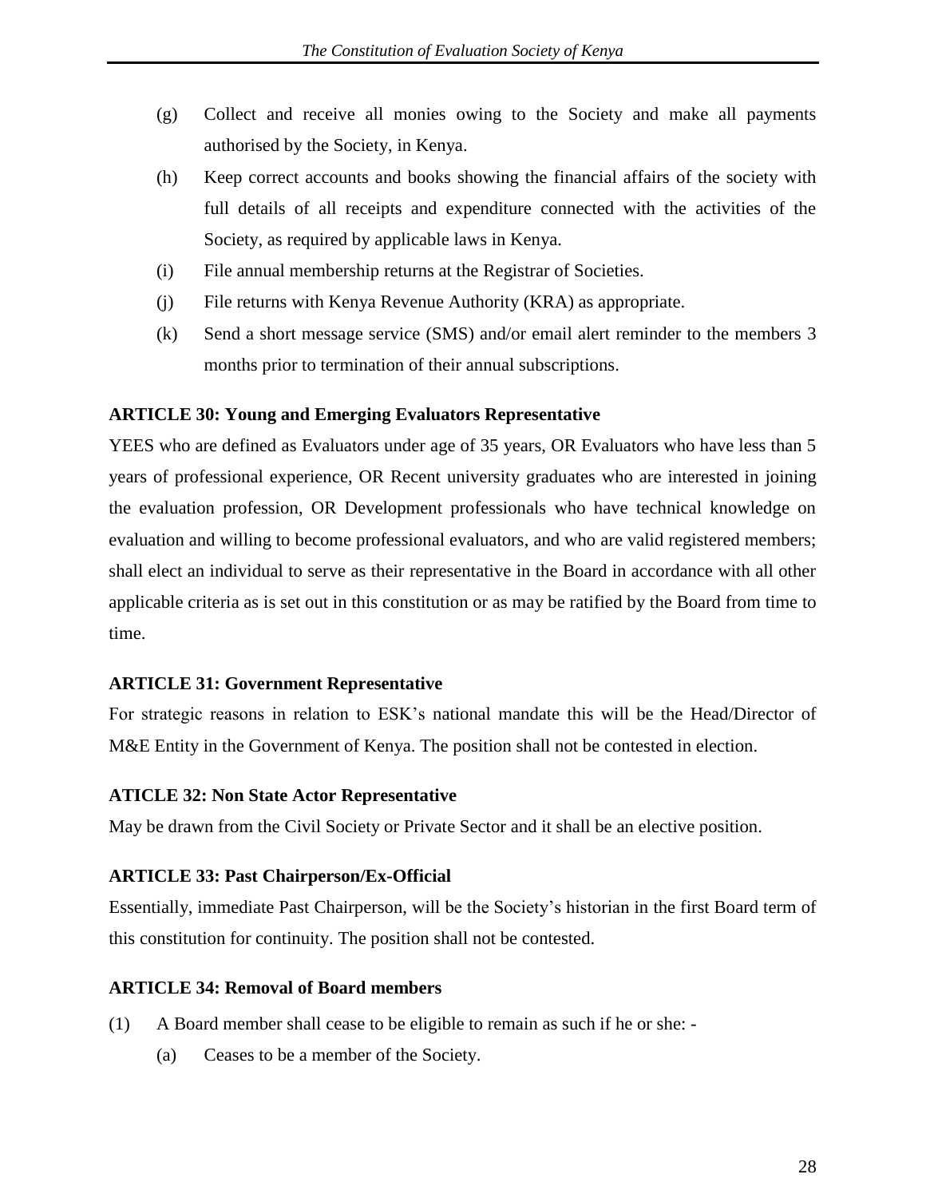(g) Collect and receive all monies owing to the Society and make all payments authorised by the Society, in Kenya.

(h) Keep correct accounts and books showing the financial affairs of the society with full details of all receipts and expenditure connected with the activities of the Society, as required by applicable laws in Kenya.

(i) File annual membership returns at the Registrar of Societies.

(j) File returns with Kenya Revenue Authority (KRA) as appropriate.

(k) Send a short message service (SMS) and/or email alert reminder to the members 3 months prior to termination of their annual subscriptions.

**ARTICLE 30: Young and Emerging Evaluators Representative**

YEES who are defined as Evaluators under age of 35 years, OR Evaluators who have less than 5 years of professional experience, OR Recent university graduates who are interested in joining the evaluation profession, OR Development professionals who have technical knowledge on evaluation and willing to become professional evaluators, and who are valid registered members; shall elect an individual to serve as their representative in the Board in accordance with all other applicable criteria as is set out in this constitution or as may be ratified by the Board from time to time.

**ARTICLE 31: Government Representative**

For strategic reasons in relation to ESK's national mandate this will be the Head/Director of M&E Entity in the Government of Kenya. The position shall not be contested in election.

**ATICLE 32: Non State Actor Representative**

May be drawn from the Civil Society or Private Sector and it shall be an elective position.

**ARTICLE 33: Past Chairperson/Ex-Official**

Essentially, immediate Past Chairperson, will be the Society's historian in the first Board term of this constitution for continuity. The position shall not be contested.

**ARTICLE 34: Removal of Board members**

(1) A Board member shall cease to be eligible to remain as such if he or she: -

  (a) Ceases to be a member of the Society.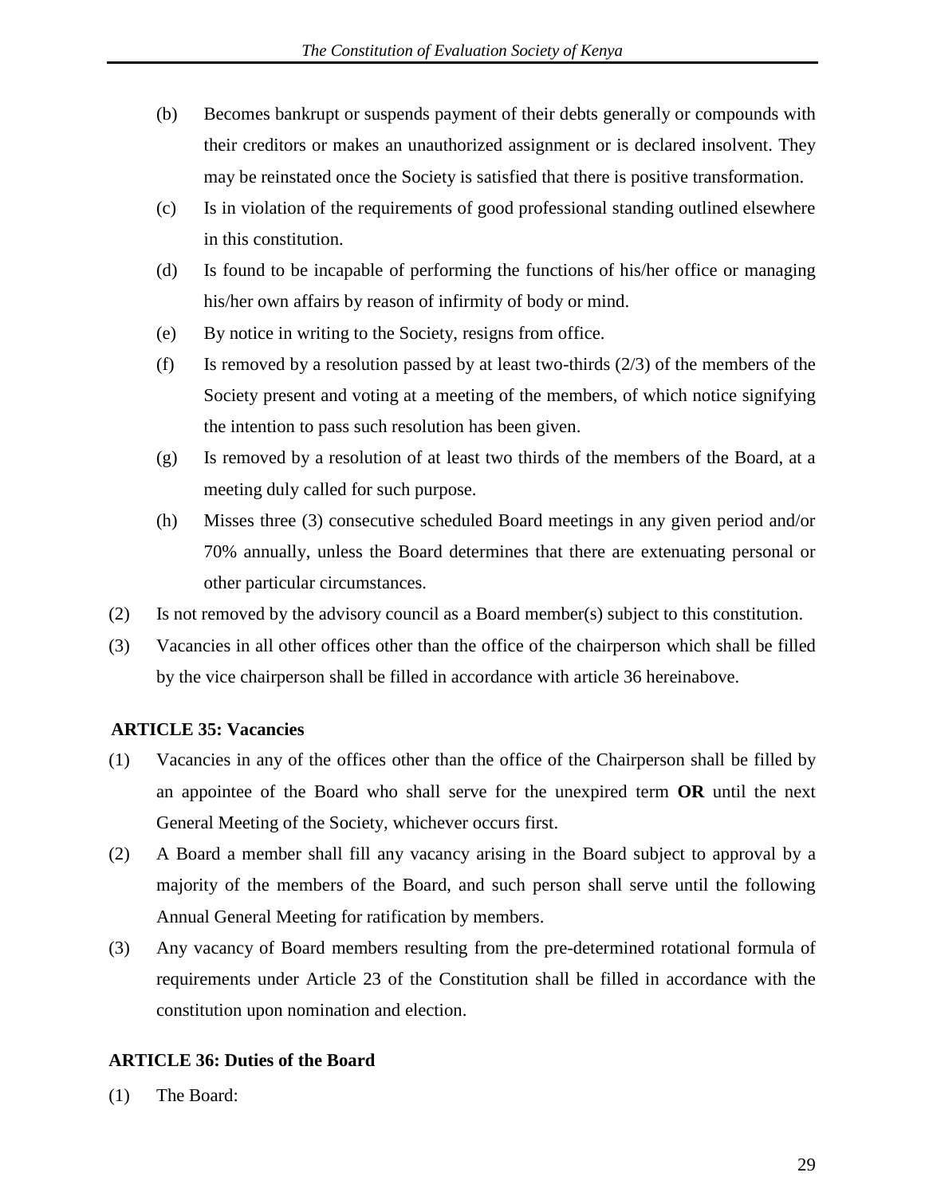(b) Becomes bankrupt or suspends payment of their debts generally or compounds with their creditors or makes an unauthorized assignment or is declared insolvent. They may be reinstated once the Society is satisfied that there is positive transformation.

(c) Is in violation of the requirements of good professional standing outlined elsewhere in this constitution.

(d) Is found to be incapable of performing the functions of his/her office or managing his/her own affairs by reason of infirmity of body or mind.

(e) By notice in writing to the Society, resigns from office.

(f) Is removed by a resolution passed by at least two-thirds (2/3) of the members of the Society present and voting at a meeting of the members, of which notice signifying the intention to pass such resolution has been given.

(g) Is removed by a resolution of at least two thirds of the members of the Board, at a meeting duly called for such purpose.

(h) Misses three (3) consecutive scheduled Board meetings in any given period and/or 70% annually, unless the Board determines that there are extenuating personal or other particular circumstances.

(2) Is not removed by the advisory council as a Board member(s) subject to this constitution.

(3) Vacancies in all other offices other than the office of the chairperson which shall be filled by the vice chairperson shall be filled in accordance with article 36 hereinabove.

**ARTICLE 35: Vacancies**

(1) Vacancies in any of the offices other than the office of the Chairperson shall be filled by an appointee of the Board who shall serve for the unexpired term **OR** until the next General Meeting of the Society, whichever occurs first.

(2) A Board a member shall fill any vacancy arising in the Board subject to approval by a majority of the members of the Board, and such person shall serve until the following Annual General Meeting for ratification by members.

(3) Any vacancy of Board members resulting from the pre-determined rotational formula of requirements under Article 23 of the Constitution shall be filled in accordance with the constitution upon nomination and election.

**ARTICLE 36: Duties of the Board**

(1) The Board: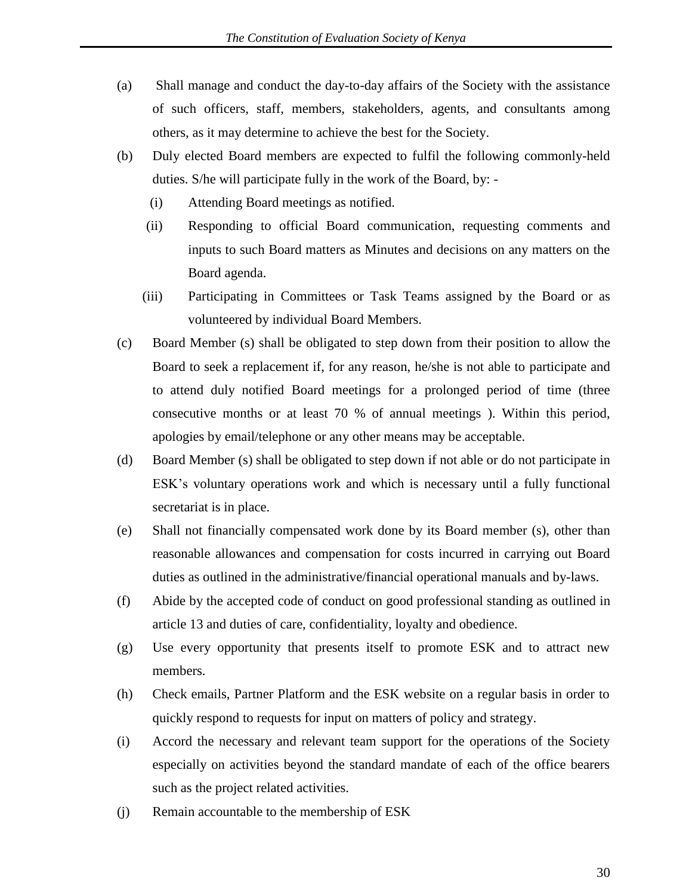(a) Shall manage and conduct the day-to-day affairs of the Society with the assistance of such officers, staff, members, stakeholders, agents, and consultants among others, as it may determine to achieve the best for the Society.

(b) Duly elected Board members are expected to fulfil the following commonly-held duties. S/he will participate fully in the work of the Board, by: -

   (i) Attending Board meetings as notified.

   (ii) Responding to official Board communication, requesting comments and inputs to such Board matters as Minutes and decisions on any matters on the Board agenda.

   (iii) Participating in Committees or Task Teams assigned by the Board or as volunteered by individual Board Members.

(c) Board Member (s) shall be obligated to step down from their position to allow the Board to seek a replacement if, for any reason, he/she is not able to participate and to attend duly notified Board meetings for a prolonged period of time (three consecutive months or at least 70 % of annual meetings ). Within this period, apologies by email/telephone or any other means may be acceptable.

(d) Board Member (s) shall be obligated to step down if not able or do not participate in ESK's voluntary operations work and which is necessary until a fully functional secretariat is in place.

(e) Shall not financially compensated work done by its Board member (s), other than reasonable allowances and compensation for costs incurred in carrying out Board duties as outlined in the administrative/financial operational manuals and by-laws.

(f) Abide by the accepted code of conduct on good professional standing as outlined in article 13 and duties of care, confidentiality, loyalty and obedience.

(g) Use every opportunity that presents itself to promote ESK and to attract new members.

(h) Check emails, Partner Platform and the ESK website on a regular basis in order to quickly respond to requests for input on matters of policy and strategy.

(i) Accord the necessary and relevant team support for the operations of the Society especially on activities beyond the standard mandate of each of the office bearers such as the project related activities.

(j) Remain accountable to the membership of ESK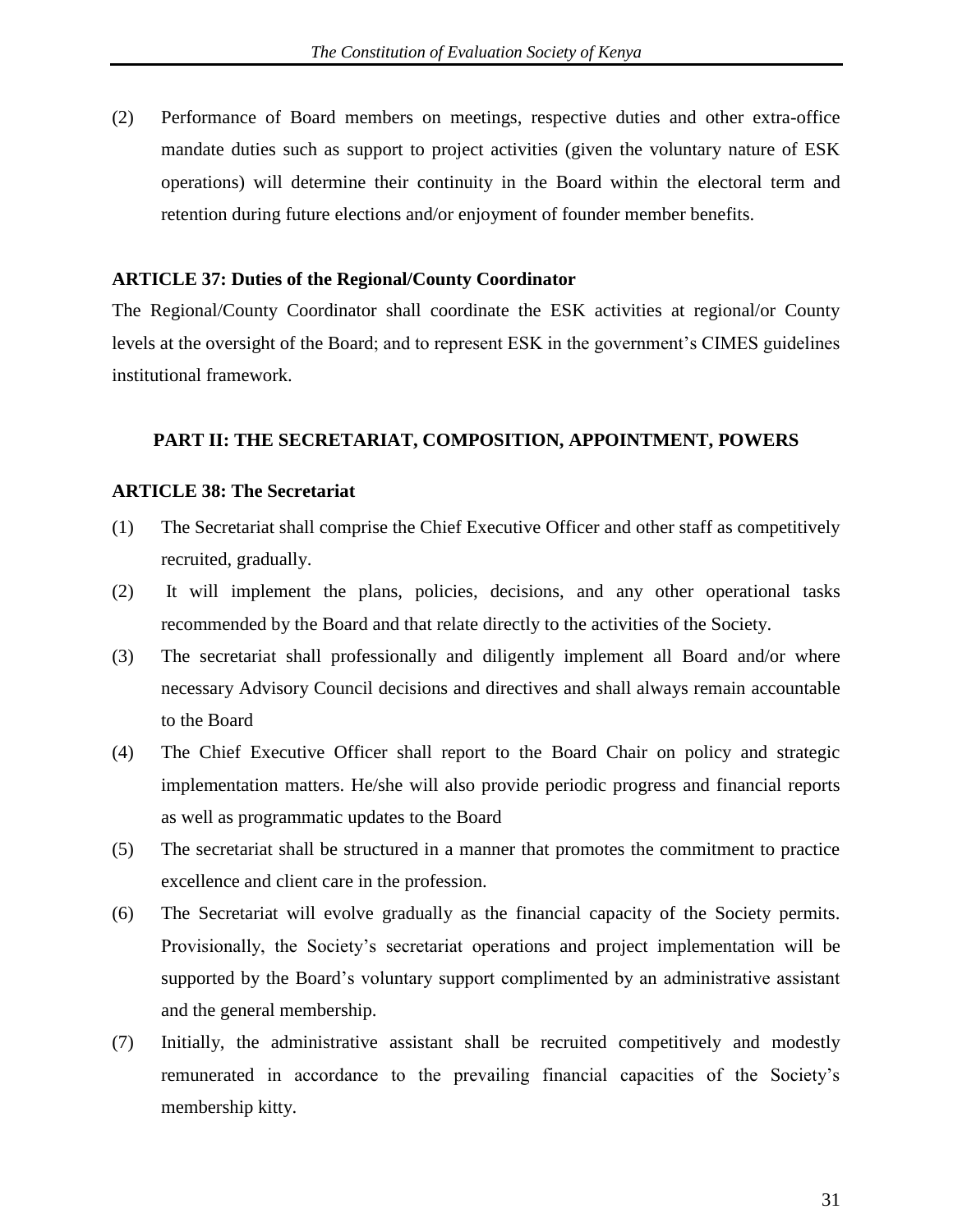(2) Performance of Board members on meetings, respective duties and other extra-office mandate duties such as support to project activities (given the voluntary nature of ESK operations) will determine their continuity in the Board within the electoral term and retention during future elections and/or enjoyment of founder member benefits.

**ARTICLE 37: Duties of the Regional/County Coordinator**

The Regional/County Coordinator shall coordinate the ESK activities at regional/or County levels at the oversight of the Board; and to represent ESK in the government's CIMES guidelines institutional framework.

## PART II: THE SECRETARIAT, COMPOSITION, APPOINTMENT, POWERS

**ARTICLE 38: The Secretariat**

(1) The Secretariat shall comprise the Chief Executive Officer and other staff as competitively recruited, gradually.

(2) It will implement the plans, policies, decisions, and any other operational tasks recommended by the Board and that relate directly to the activities of the Society.

(3) The secretariat shall professionally and diligently implement all Board and/or where necessary Advisory Council decisions and directives and shall always remain accountable to the Board

(4) The Chief Executive Officer shall report to the Board Chair on policy and strategic implementation matters. He/she will also provide periodic progress and financial reports as well as programmatic updates to the Board

(5) The secretariat shall be structured in a manner that promotes the commitment to practice excellence and client care in the profession.

(6) The Secretariat will evolve gradually as the financial capacity of the Society permits. Provisionally, the Society's secretariat operations and project implementation will be supported by the Board's voluntary support complimented by an administrative assistant and the general membership.

(7) Initially, the administrative assistant shall be recruited competitively and modestly remunerated in accordance to the prevailing financial capacities of the Society's membership kitty.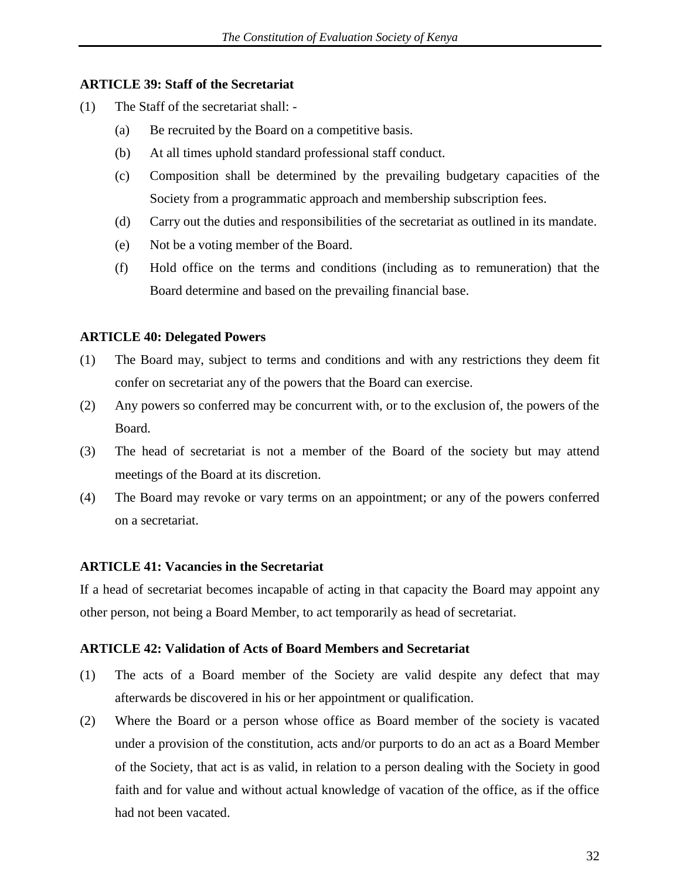**ARTICLE 39: Staff of the Secretariat**

(1) The Staff of the secretariat shall: -

   (a) Be recruited by the Board on a competitive basis.

   (b) At all times uphold standard professional staff conduct.

   (c) Composition shall be determined by the prevailing budgetary capacities of the Society from a programmatic approach and membership subscription fees.

   (d) Carry out the duties and responsibilities of the secretariat as outlined in its mandate.

   (e) Not be a voting member of the Board.

   (f) Hold office on the terms and conditions (including as to remuneration) that the Board determine and based on the prevailing financial base.

**ARTICLE 40: Delegated Powers**

(1) The Board may, subject to terms and conditions and with any restrictions they deem fit confer on secretariat any of the powers that the Board can exercise.

(2) Any powers so conferred may be concurrent with, or to the exclusion of, the powers of the Board.

(3) The head of secretariat is not a member of the Board of the society but may attend meetings of the Board at its discretion.

(4) The Board may revoke or vary terms on an appointment; or any of the powers conferred on a secretariat.

**ARTICLE 41: Vacancies in the Secretariat**

If a head of secretariat becomes incapable of acting in that capacity the Board may appoint any other person, not being a Board Member, to act temporarily as head of secretariat.

**ARTICLE 42: Validation of Acts of Board Members and Secretariat**

(1) The acts of a Board member of the Society are valid despite any defect that may afterwards be discovered in his or her appointment or qualification.

(2) Where the Board or a person whose office as Board member of the society is vacated under a provision of the constitution, acts and/or purports to do an act as a Board Member of the Society, that act is as valid, in relation to a person dealing with the Society in good faith and for value and without actual knowledge of vacation of the office, as if the office had not been vacated.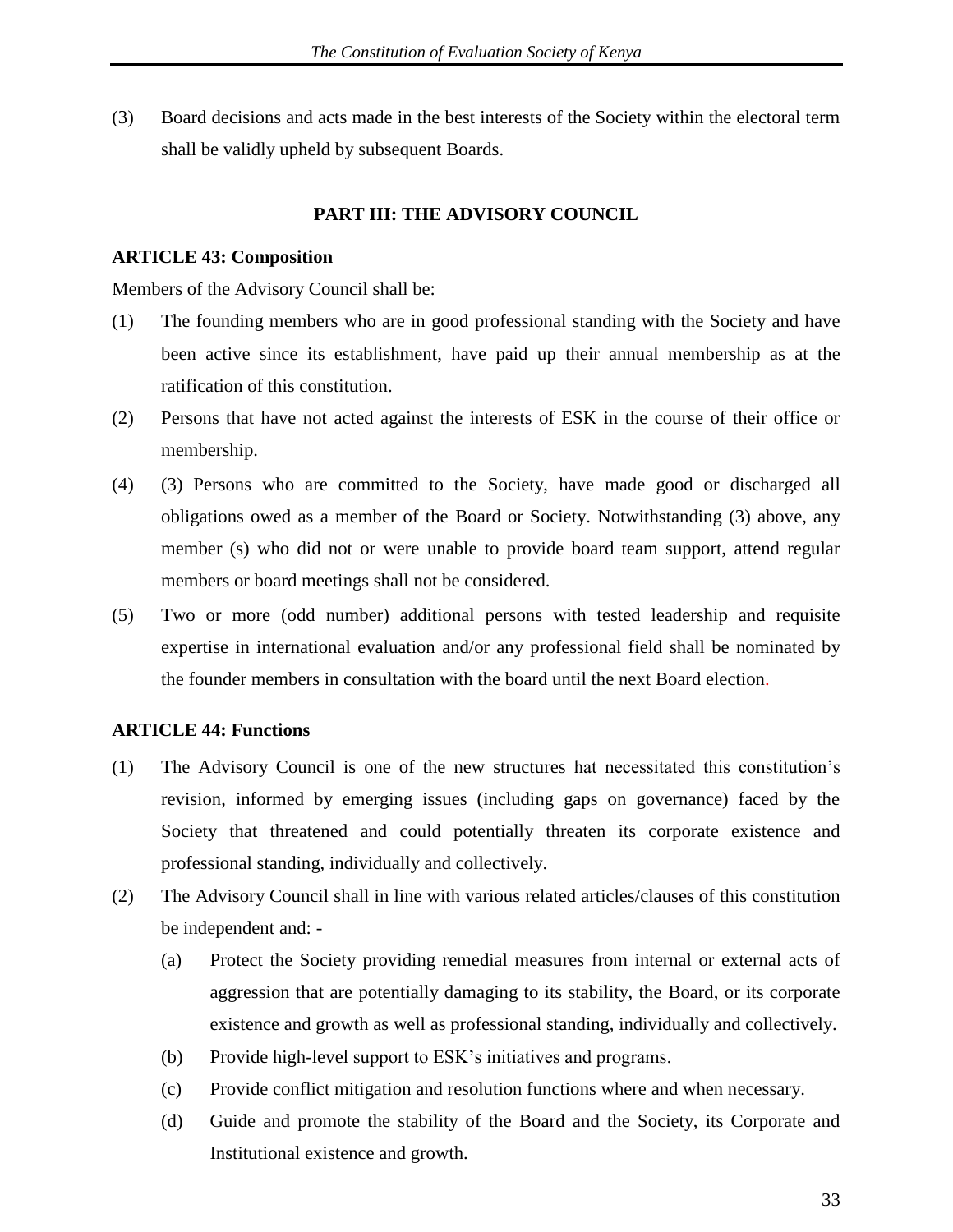(3) Board decisions and acts made in the best interests of the Society within the electoral term shall be validly upheld by subsequent Boards.

## PART III: THE ADVISORY COUNCIL

### ARTICLE 43: Composition

Members of the Advisory Council shall be:

(1) The founding members who are in good professional standing with the Society and have been active since its establishment, have paid up their annual membership as at the ratification of this constitution.

(2) Persons that have not acted against the interests of ESK in the course of their office or membership.

(4) (3) Persons who are committed to the Society, have made good or discharged all obligations owed as a member of the Board or Society. Notwithstanding (3) above, any member (s) who did not or were unable to provide board team support, attend regular members or board meetings shall not be considered.

(5) Two or more (odd number) additional persons with tested leadership and requisite expertise in international evaluation and/or any professional field shall be nominated by the founder members in consultation with the board until the next Board election.

### ARTICLE 44: Functions

(1) The Advisory Council is one of the new structures hat necessitated this constitution's revision, informed by emerging issues (including gaps on governance) faced by the Society that threatened and could potentially threaten its corporate existence and professional standing, individually and collectively.

(2) The Advisory Council shall in line with various related articles/clauses of this constitution be independent and: -

  (a) Protect the Society providing remedial measures from internal or external acts of aggression that are potentially damaging to its stability, the Board, or its corporate existence and growth as well as professional standing, individually and collectively.

  (b) Provide high-level support to ESK's initiatives and programs.

  (c) Provide conflict mitigation and resolution functions where and when necessary.

  (d) Guide and promote the stability of the Board and the Society, its Corporate and Institutional existence and growth.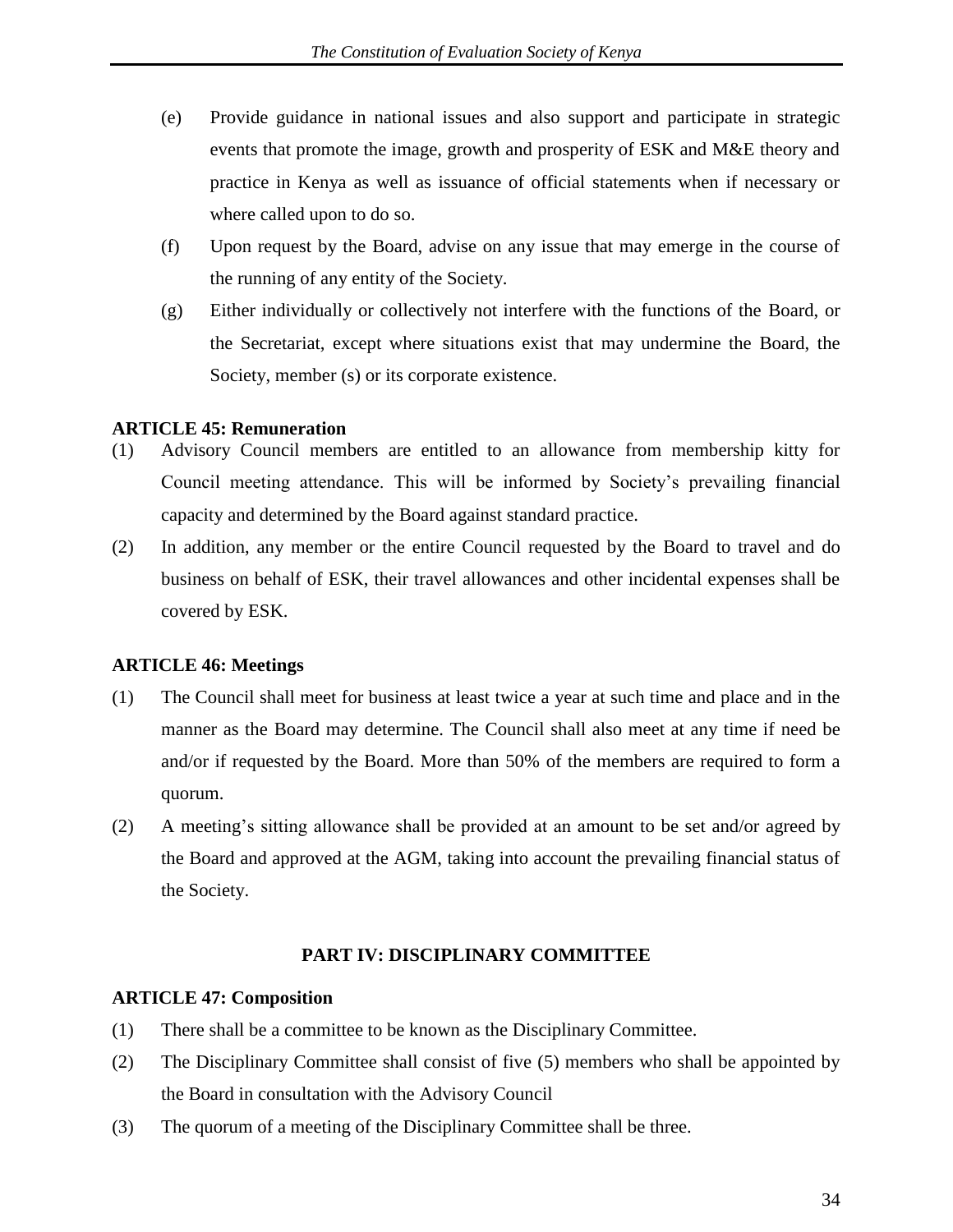(e) Provide guidance in national issues and also support and participate in strategic events that promote the image, growth and prosperity of ESK and M&E theory and practice in Kenya as well as issuance of official statements when if necessary or where called upon to do so.

(f) Upon request by the Board, advise on any issue that may emerge in the course of the running of any entity of the Society.

(g) Either individually or collectively not interfere with the functions of the Board, or the Secretariat, except where situations exist that may undermine the Board, the Society, member (s) or its corporate existence.

**ARTICLE 45: Remuneration**

(1) Advisory Council members are entitled to an allowance from membership kitty for Council meeting attendance. This will be informed by Society's prevailing financial capacity and determined by the Board against standard practice.

(2) In addition, any member or the entire Council requested by the Board to travel and do business on behalf of ESK, their travel allowances and other incidental expenses shall be covered by ESK.

**ARTICLE 46: Meetings**

(1) The Council shall meet for business at least twice a year at such time and place and in the manner as the Board may determine. The Council shall also meet at any time if need be and/or if requested by the Board. More than 50% of the members are required to form a quorum.

(2) A meeting's sitting allowance shall be provided at an amount to be set and/or agreed by the Board and approved at the AGM, taking into account the prevailing financial status of the Society.

## PART IV: DISCIPLINARY COMMITTEE

**ARTICLE 47: Composition**

(1) There shall be a committee to be known as the Disciplinary Committee.

(2) The Disciplinary Committee shall consist of five (5) members who shall be appointed by the Board in consultation with the Advisory Council

(3) The quorum of a meeting of the Disciplinary Committee shall be three.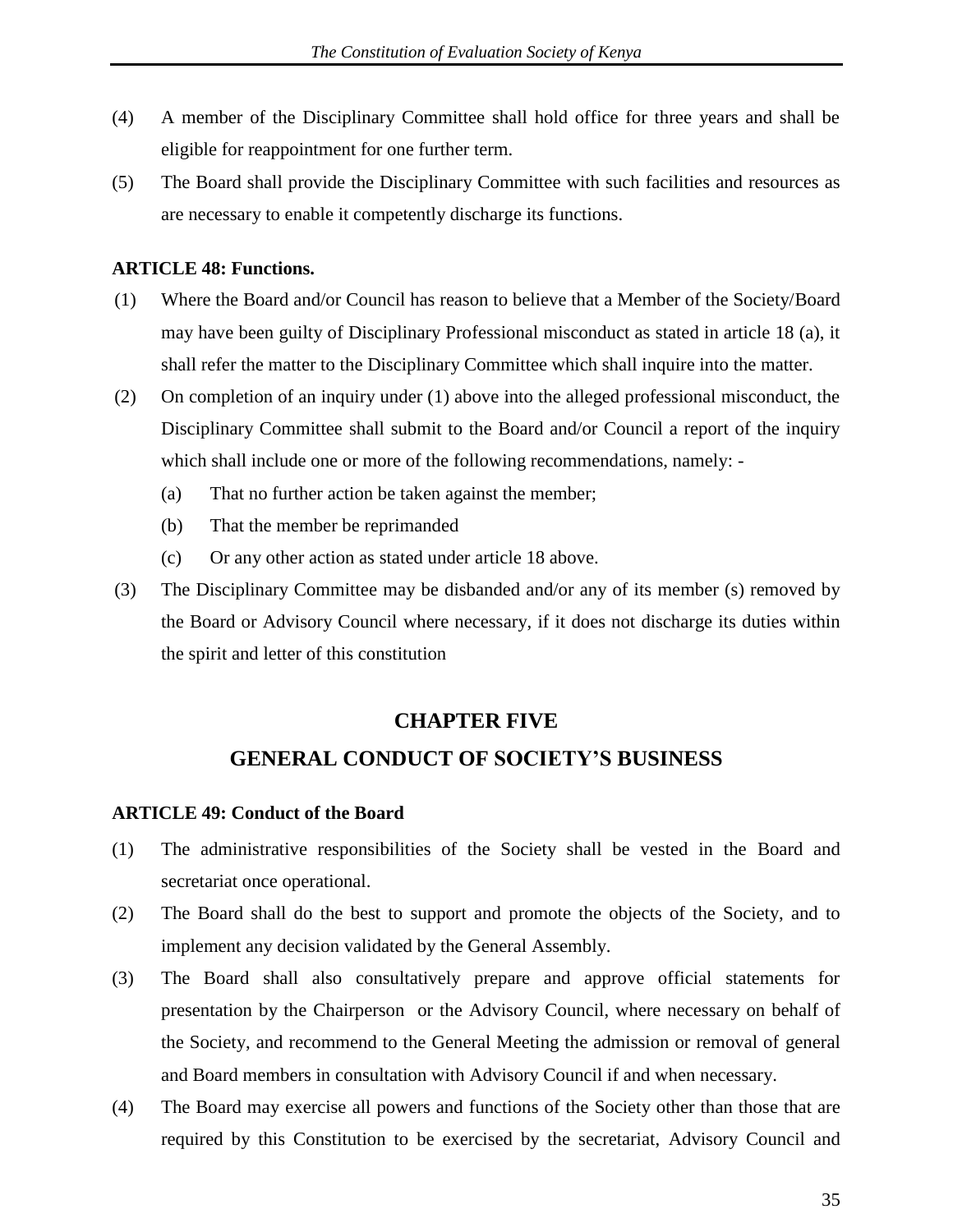(4) A member of the Disciplinary Committee shall hold office for three years and shall be eligible for reappointment for one further term.

(5) The Board shall provide the Disciplinary Committee with such facilities and resources as are necessary to enable it competently discharge its functions.

**ARTICLE 48: Functions.**

(1) Where the Board and/or Council has reason to believe that a Member of the Society/Board may have been guilty of Disciplinary Professional misconduct as stated in article 18 (a), it shall refer the matter to the Disciplinary Committee which shall inquire into the matter.

(2) On completion of an inquiry under (1) above into the alleged professional misconduct, the Disciplinary Committee shall submit to the Board and/or Council a report of the inquiry which shall include one or more of the following recommendations, namely: -

  (a) That no further action be taken against the member;

  (b) That the member be reprimanded

  (c) Or any other action as stated under article 18 above.

(3) The Disciplinary Committee may be disbanded and/or any of its member (s) removed by the Board or Advisory Council where necessary, if it does not discharge its duties within the spirit and letter of this constitution

## CHAPTER FIVE

## GENERAL CONDUCT OF SOCIETY'S BUSINESS

**ARTICLE 49: Conduct of the Board**

(1) The administrative responsibilities of the Society shall be vested in the Board and secretariat once operational.

(2) The Board shall do the best to support and promote the objects of the Society, and to implement any decision validated by the General Assembly.

(3) The Board shall also consultatively prepare and approve official statements for presentation by the Chairperson or the Advisory Council, where necessary on behalf of the Society, and recommend to the General Meeting the admission or removal of general and Board members in consultation with Advisory Council if and when necessary.

(4) The Board may exercise all powers and functions of the Society other than those that are required by this Constitution to be exercised by the secretariat, Advisory Council and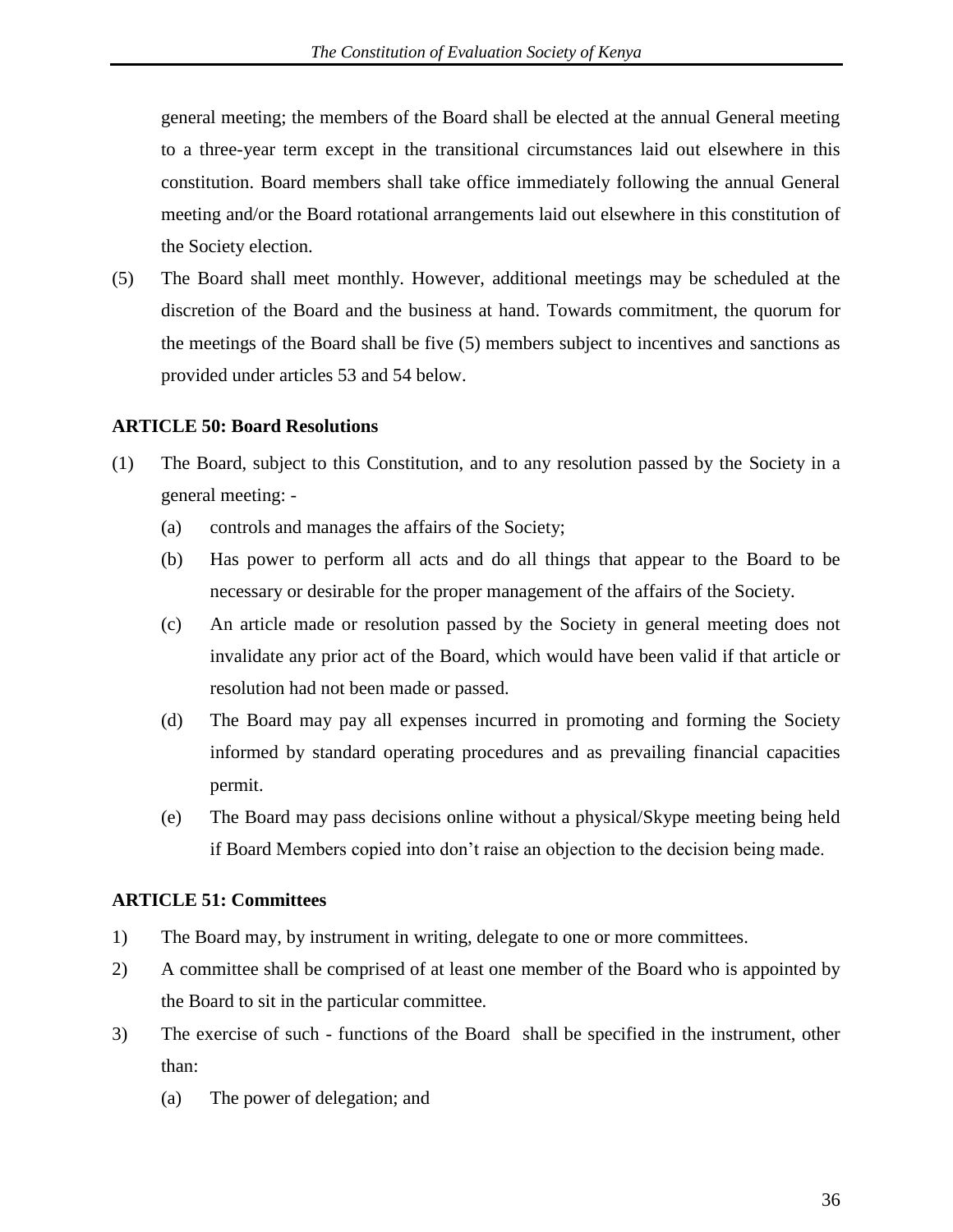general meeting; the members of the Board shall be elected at the annual General meeting to a three-year term except in the transitional circumstances laid out elsewhere in this constitution. Board members shall take office immediately following the annual General meeting and/or the Board rotational arrangements laid out elsewhere in this constitution of the Society election.

(5) The Board shall meet monthly. However, additional meetings may be scheduled at the discretion of the Board and the business at hand. Towards commitment, the quorum for the meetings of the Board shall be five (5) members subject to incentives and sanctions as provided under articles 53 and 54 below.

**ARTICLE 50: Board Resolutions**

(1) The Board, subject to this Constitution, and to any resolution passed by the Society in a general meeting: -

   (a) controls and manages the affairs of the Society;

   (b) Has power to perform all acts and do all things that appear to the Board to be necessary or desirable for the proper management of the affairs of the Society.

   (c) An article made or resolution passed by the Society in general meeting does not invalidate any prior act of the Board, which would have been valid if that article or resolution had not been made or passed.

   (d) The Board may pay all expenses incurred in promoting and forming the Society informed by standard operating procedures and as prevailing financial capacities permit.

   (e) The Board may pass decisions online without a physical/Skype meeting being held if Board Members copied into don't raise an objection to the decision being made.

**ARTICLE 51: Committees**

1) The Board may, by instrument in writing, delegate to one or more committees.

2) A committee shall be comprised of at least one member of the Board who is appointed by the Board to sit in the particular committee.

3) The exercise of such - functions of the Board shall be specified in the instrument, other than:

   (a) The power of delegation; and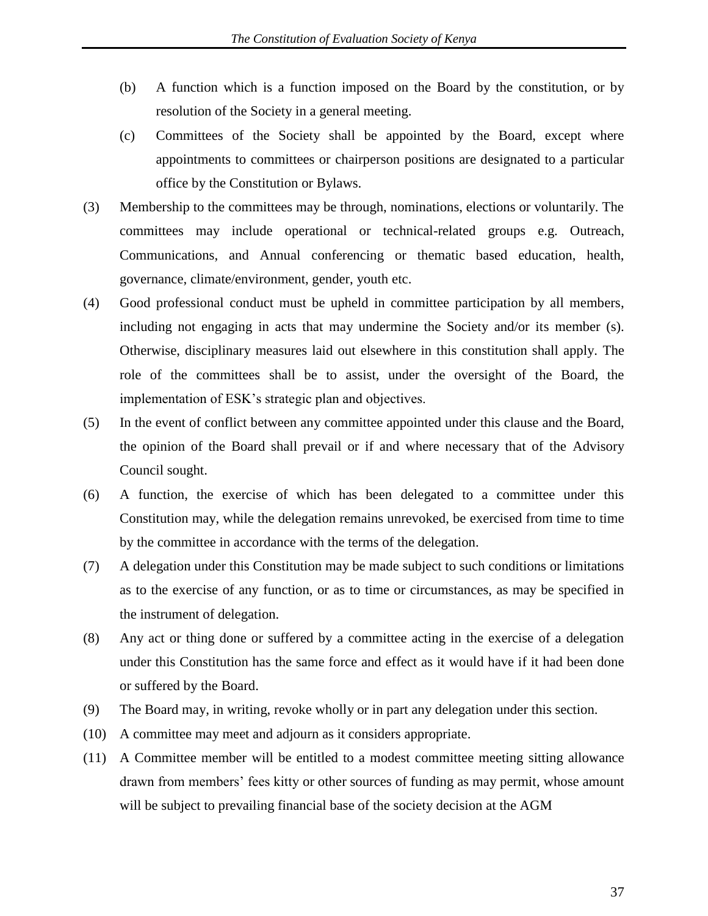(b) A function which is a function imposed on the Board by the constitution, or by resolution of the Society in a general meeting.

(c) Committees of the Society shall be appointed by the Board, except where appointments to committees or chairperson positions are designated to a particular office by the Constitution or Bylaws.

(3) Membership to the committees may be through, nominations, elections or voluntarily. The committees may include operational or technical-related groups e.g. Outreach, Communications, and Annual conferencing or thematic based education, health, governance, climate/environment, gender, youth etc.

(4) Good professional conduct must be upheld in committee participation by all members, including not engaging in acts that may undermine the Society and/or its member (s). Otherwise, disciplinary measures laid out elsewhere in this constitution shall apply. The role of the committees shall be to assist, under the oversight of the Board, the implementation of ESK's strategic plan and objectives.

(5) In the event of conflict between any committee appointed under this clause and the Board, the opinion of the Board shall prevail or if and where necessary that of the Advisory Council sought.

(6) A function, the exercise of which has been delegated to a committee under this Constitution may, while the delegation remains unrevoked, be exercised from time to time by the committee in accordance with the terms of the delegation.

(7) A delegation under this Constitution may be made subject to such conditions or limitations as to the exercise of any function, or as to time or circumstances, as may be specified in the instrument of delegation.

(8) Any act or thing done or suffered by a committee acting in the exercise of a delegation under this Constitution has the same force and effect as it would have if it had been done or suffered by the Board.

(9) The Board may, in writing, revoke wholly or in part any delegation under this section.

(10) A committee may meet and adjourn as it considers appropriate.

(11) A Committee member will be entitled to a modest committee meeting sitting allowance drawn from members' fees kitty or other sources of funding as may permit, whose amount will be subject to prevailing financial base of the society decision at the AGM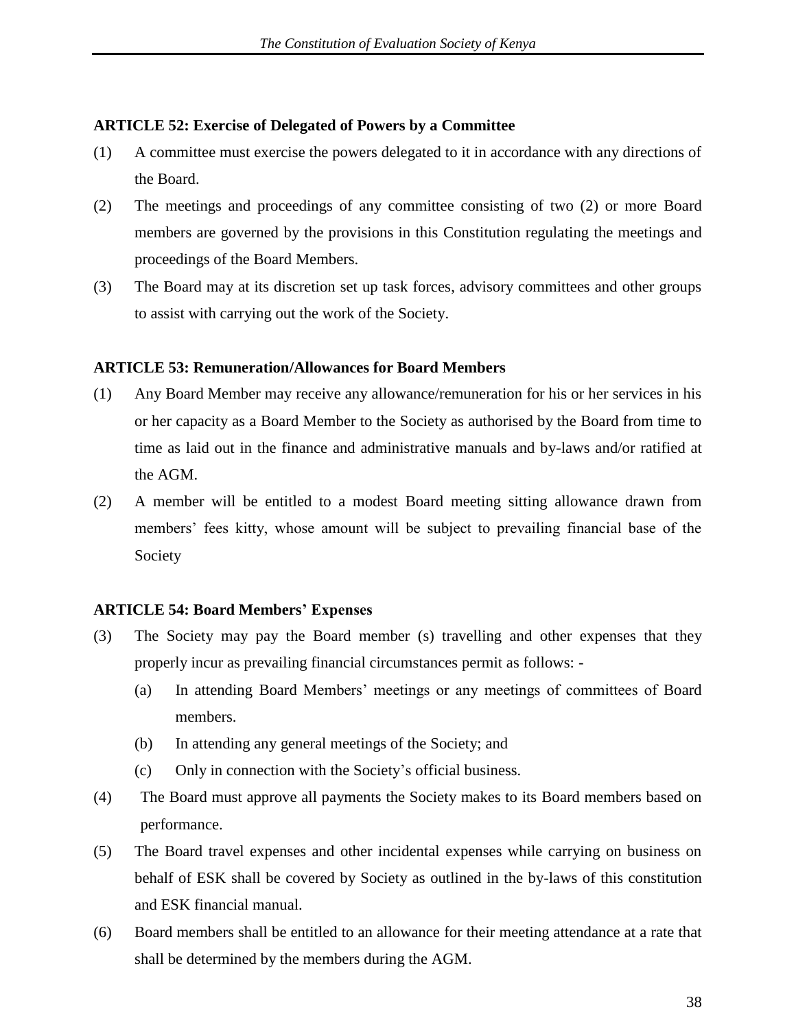### ARTICLE 52: Exercise of Delegated of Powers by a Committee

(1) A committee must exercise the powers delegated to it in accordance with any directions of the Board.

(2) The meetings and proceedings of any committee consisting of two (2) or more Board members are governed by the provisions in this Constitution regulating the meetings and proceedings of the Board Members.

(3) The Board may at its discretion set up task forces, advisory committees and other groups to assist with carrying out the work of the Society.

### ARTICLE 53: Remuneration/Allowances for Board Members

(1) Any Board Member may receive any allowance/remuneration for his or her services in his or her capacity as a Board Member to the Society as authorised by the Board from time to time as laid out in the finance and administrative manuals and by-laws and/or ratified at the AGM.

(2) A member will be entitled to a modest Board meeting sitting allowance drawn from members' fees kitty, whose amount will be subject to prevailing financial base of the Society

### ARTICLE 54: Board Members' Expenses

(3) The Society may pay the Board member (s) travelling and other expenses that they properly incur as prevailing financial circumstances permit as follows: -

   (a) In attending Board Members' meetings or any meetings of committees of Board members.

   (b) In attending any general meetings of the Society; and

   (c) Only in connection with the Society's official business.

(4) The Board must approve all payments the Society makes to its Board members based on performance.

(5) The Board travel expenses and other incidental expenses while carrying on business on behalf of ESK shall be covered by Society as outlined in the by-laws of this constitution and ESK financial manual.

(6) Board members shall be entitled to an allowance for their meeting attendance at a rate that shall be determined by the members during the AGM.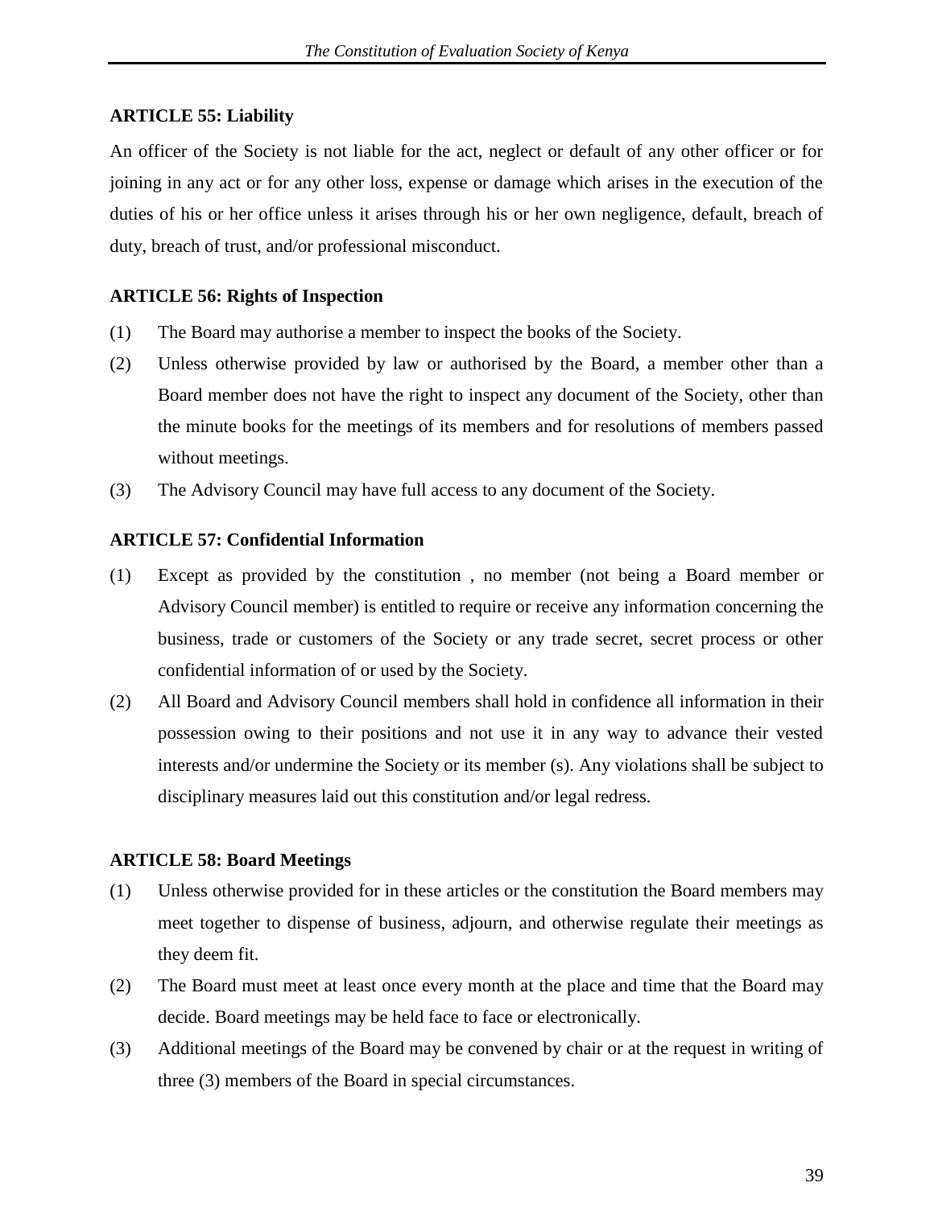**ARTICLE 55: Liability**

An officer of the Society is not liable for the act, neglect or default of any other officer or for joining in any act or for any other loss, expense or damage which arises in the execution of the duties of his or her office unless it arises through his or her own negligence, default, breach of duty, breach of trust, and/or professional misconduct.

**ARTICLE 56: Rights of Inspection**

(1) The Board may authorise a member to inspect the books of the Society.

(2) Unless otherwise provided by law or authorised by the Board, a member other than a Board member does not have the right to inspect any document of the Society, other than the minute books for the meetings of its members and for resolutions of members passed without meetings.

(3) The Advisory Council may have full access to any document of the Society.

**ARTICLE 57: Confidential Information**

(1) Except as provided by the constitution , no member (not being a Board member or Advisory Council member) is entitled to require or receive any information concerning the business, trade or customers of the Society or any trade secret, secret process or other confidential information of or used by the Society.

(2) All Board and Advisory Council members shall hold in confidence all information in their possession owing to their positions and not use it in any way to advance their vested interests and/or undermine the Society or its member (s). Any violations shall be subject to disciplinary measures laid out this constitution and/or legal redress.

**ARTICLE 58: Board Meetings**

(1) Unless otherwise provided for in these articles or the constitution the Board members may meet together to dispense of business, adjourn, and otherwise regulate their meetings as they deem fit.

(2) The Board must meet at least once every month at the place and time that the Board may decide. Board meetings may be held face to face or electronically.

(3) Additional meetings of the Board may be convened by chair or at the request in writing of three (3) members of the Board in special circumstances.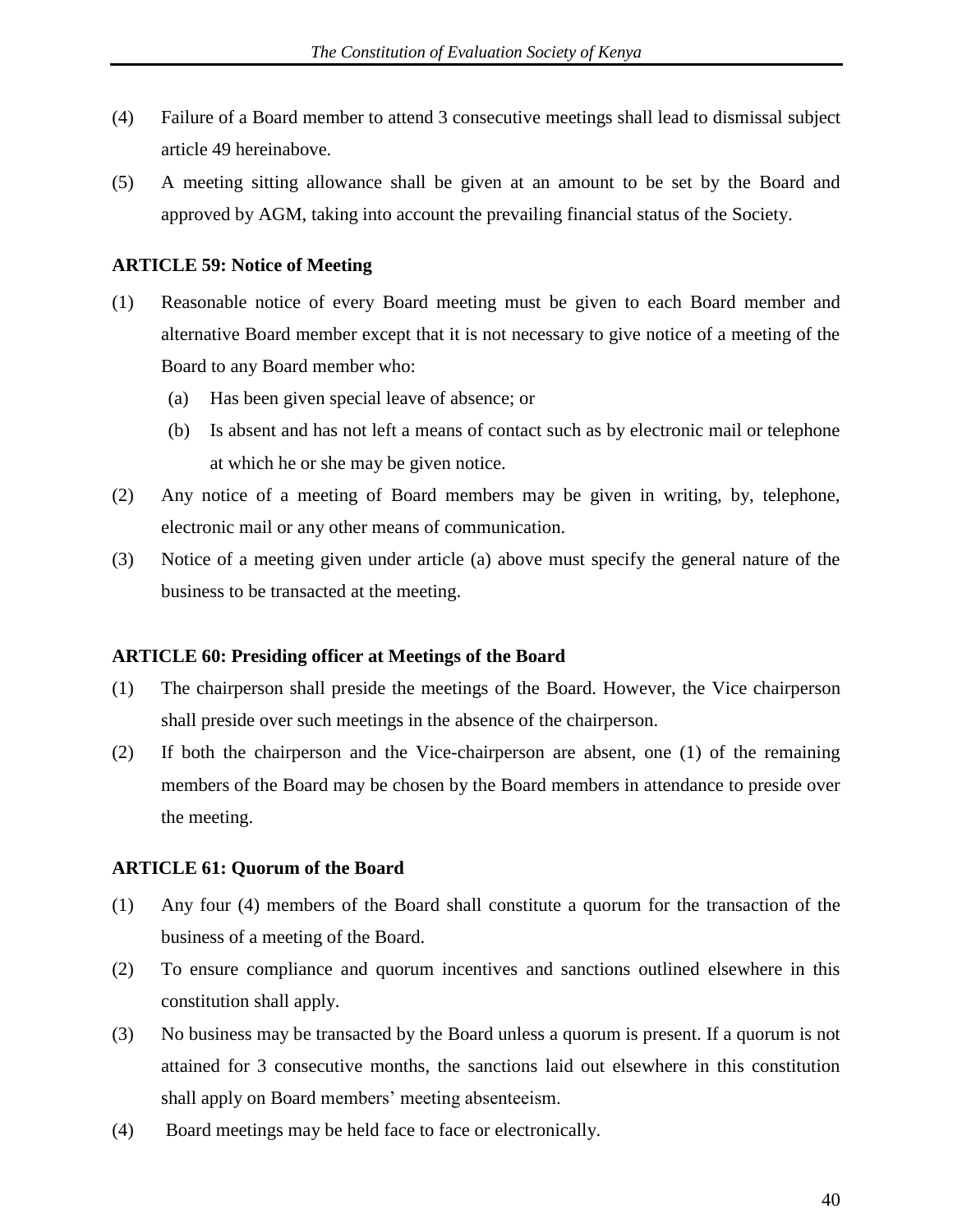(4) Failure of a Board member to attend 3 consecutive meetings shall lead to dismissal subject article 49 hereinabove.

(5) A meeting sitting allowance shall be given at an amount to be set by the Board and approved by AGM, taking into account the prevailing financial status of the Society.

**ARTICLE 59: Notice of Meeting**

(1) Reasonable notice of every Board meeting must be given to each Board member and alternative Board member except that it is not necessary to give notice of a meeting of the Board to any Board member who:

  (a) Has been given special leave of absence; or

  (b) Is absent and has not left a means of contact such as by electronic mail or telephone at which he or she may be given notice.

(2) Any notice of a meeting of Board members may be given in writing, by, telephone, electronic mail or any other means of communication.

(3) Notice of a meeting given under article (a) above must specify the general nature of the business to be transacted at the meeting.

**ARTICLE 60: Presiding officer at Meetings of the Board**

(1) The chairperson shall preside the meetings of the Board. However, the Vice chairperson shall preside over such meetings in the absence of the chairperson.

(2) If both the chairperson and the Vice-chairperson are absent, one (1) of the remaining members of the Board may be chosen by the Board members in attendance to preside over the meeting.

**ARTICLE 61: Quorum of the Board**

(1) Any four (4) members of the Board shall constitute a quorum for the transaction of the business of a meeting of the Board.

(2) To ensure compliance and quorum incentives and sanctions outlined elsewhere in this constitution shall apply.

(3) No business may be transacted by the Board unless a quorum is present. If a quorum is not attained for 3 consecutive months, the sanctions laid out elsewhere in this constitution shall apply on Board members' meeting absenteeism.

(4) Board meetings may be held face to face or electronically.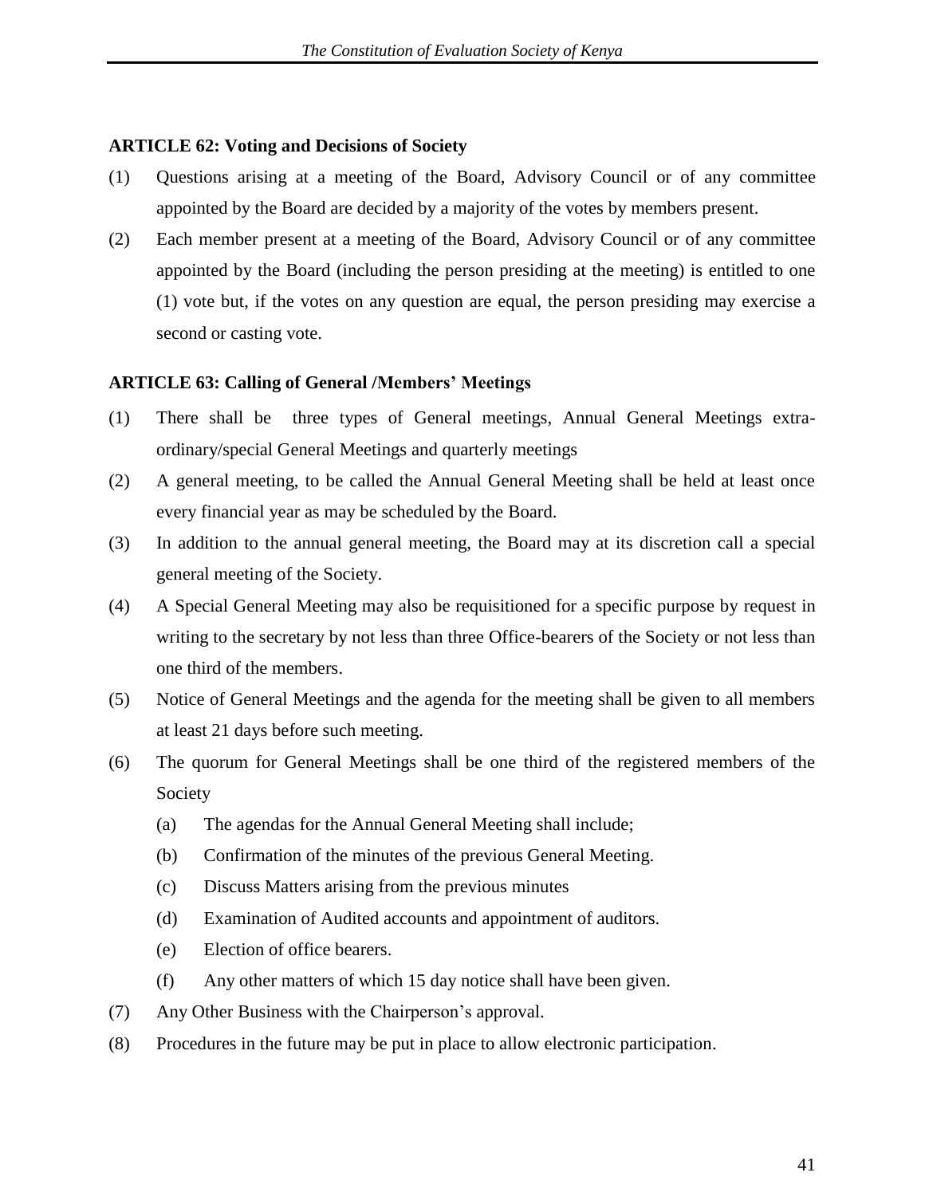**ARTICLE 62: Voting and Decisions of Society**

(1) Questions arising at a meeting of the Board, Advisory Council or of any committee appointed by the Board are decided by a majority of the votes by members present.

(2) Each member present at a meeting of the Board, Advisory Council or of any committee appointed by the Board (including the person presiding at the meeting) is entitled to one (1) vote but, if the votes on any question are equal, the person presiding may exercise a second or casting vote.

**ARTICLE 63: Calling of General /Members' Meetings**

(1) There shall be three types of General meetings, Annual General Meetings extra-ordinary/special General Meetings and quarterly meetings

(2) A general meeting, to be called the Annual General Meeting shall be held at least once every financial year as may be scheduled by the Board.

(3) In addition to the annual general meeting, the Board may at its discretion call a special general meeting of the Society.

(4) A Special General Meeting may also be requisitioned for a specific purpose by request in writing to the secretary by not less than three Office-bearers of the Society or not less than one third of the members.

(5) Notice of General Meetings and the agenda for the meeting shall be given to all members at least 21 days before such meeting.

(6) The quorum for General Meetings shall be one third of the registered members of the Society

   (a) The agendas for the Annual General Meeting shall include;

   (b) Confirmation of the minutes of the previous General Meeting.

   (c) Discuss Matters arising from the previous minutes

   (d) Examination of Audited accounts and appointment of auditors.

   (e) Election of office bearers.

   (f) Any other matters of which 15 day notice shall have been given.

(7) Any Other Business with the Chairperson's approval.

(8) Procedures in the future may be put in place to allow electronic participation.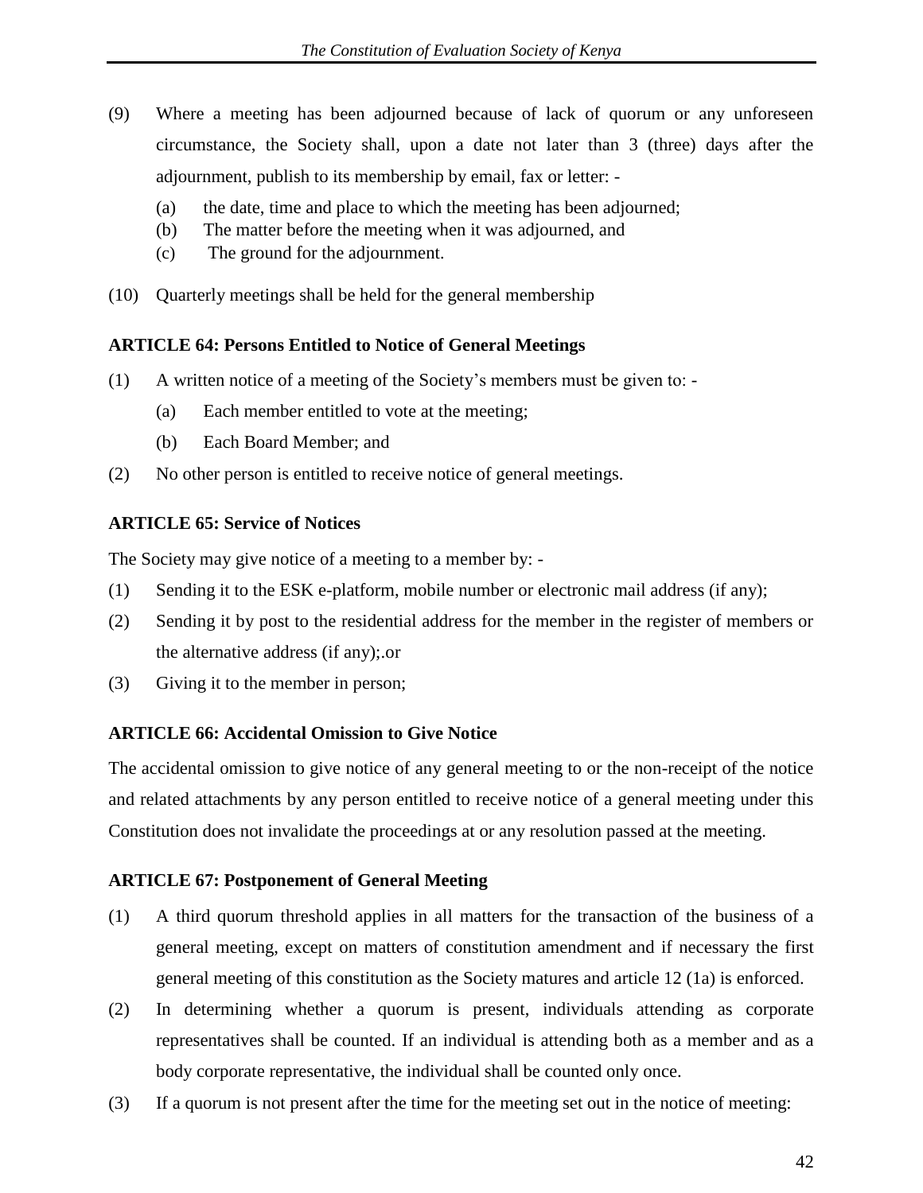(9) Where a meeting has been adjourned because of lack of quorum or any unforeseen circumstance, the Society shall, upon a date not later than 3 (three) days after the adjournment, publish to its membership by email, fax or letter: -

   (a) the date, time and place to which the meeting has been adjourned;
   (b) The matter before the meeting when it was adjourned, and
   (c) The ground for the adjournment.

(10) Quarterly meetings shall be held for the general membership

**ARTICLE 64: Persons Entitled to Notice of General Meetings**

(1) A written notice of a meeting of the Society's members must be given to: -

   (a) Each member entitled to vote at the meeting;
   (b) Each Board Member; and

(2) No other person is entitled to receive notice of general meetings.

**ARTICLE 65: Service of Notices**

The Society may give notice of a meeting to a member by: -

(1) Sending it to the ESK e-platform, mobile number or electronic mail address (if any);

(2) Sending it by post to the residential address for the member in the register of members or the alternative address (if any);.or

(3) Giving it to the member in person;

**ARTICLE 66: Accidental Omission to Give Notice**

The accidental omission to give notice of any general meeting to or the non-receipt of the notice and related attachments by any person entitled to receive notice of a general meeting under this Constitution does not invalidate the proceedings at or any resolution passed at the meeting.

**ARTICLE 67: Postponement of General Meeting**

(1) A third quorum threshold applies in all matters for the transaction of the business of a general meeting, except on matters of constitution amendment and if necessary the first general meeting of this constitution as the Society matures and article 12 (1a) is enforced.

(2) In determining whether a quorum is present, individuals attending as corporate representatives shall be counted. If an individual is attending both as a member and as a body corporate representative, the individual shall be counted only once.

(3) If a quorum is not present after the time for the meeting set out in the notice of meeting: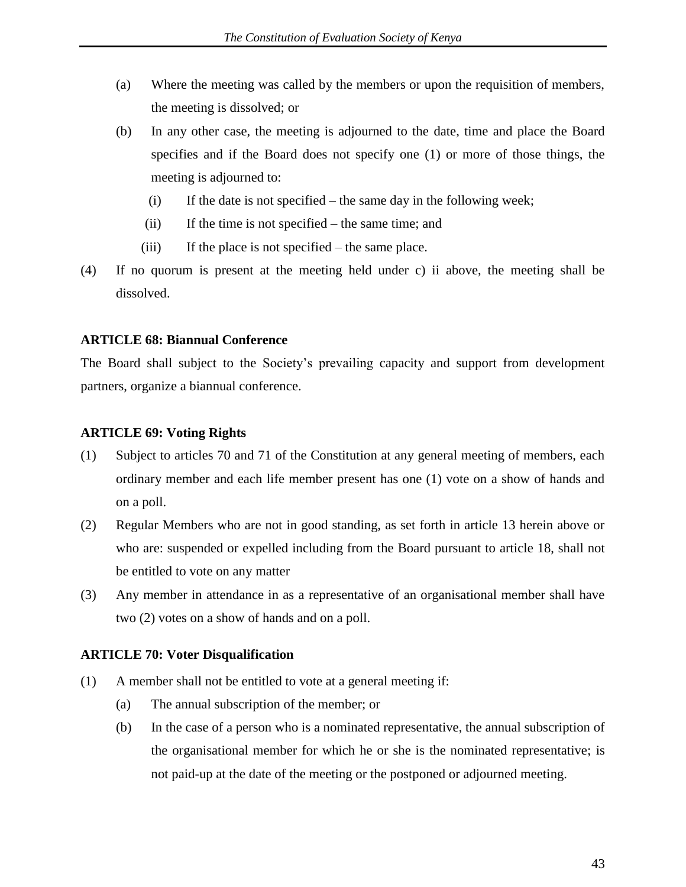(a) Where the meeting was called by the members or upon the requisition of members, the meeting is dissolved; or

(b) In any other case, the meeting is adjourned to the date, time and place the Board specifies and if the Board does not specify one (1) or more of those things, the meeting is adjourned to:

  (i) If the date is not specified – the same day in the following week;

  (ii) If the time is not specified – the same time; and

  (iii) If the place is not specified – the same place.

(4) If no quorum is present at the meeting held under c) ii above, the meeting shall be dissolved.

**ARTICLE 68: Biannual Conference**

The Board shall subject to the Society's prevailing capacity and support from development partners, organize a biannual conference.

**ARTICLE 69: Voting Rights**

(1) Subject to articles 70 and 71 of the Constitution at any general meeting of members, each ordinary member and each life member present has one (1) vote on a show of hands and on a poll.

(2) Regular Members who are not in good standing, as set forth in article 13 herein above or who are: suspended or expelled including from the Board pursuant to article 18, shall not be entitled to vote on any matter

(3) Any member in attendance in as a representative of an organisational member shall have two (2) votes on a show of hands and on a poll.

**ARTICLE 70: Voter Disqualification**

(1) A member shall not be entitled to vote at a general meeting if:

  (a) The annual subscription of the member; or

  (b) In the case of a person who is a nominated representative, the annual subscription of the organisational member for which he or she is the nominated representative; is not paid-up at the date of the meeting or the postponed or adjourned meeting.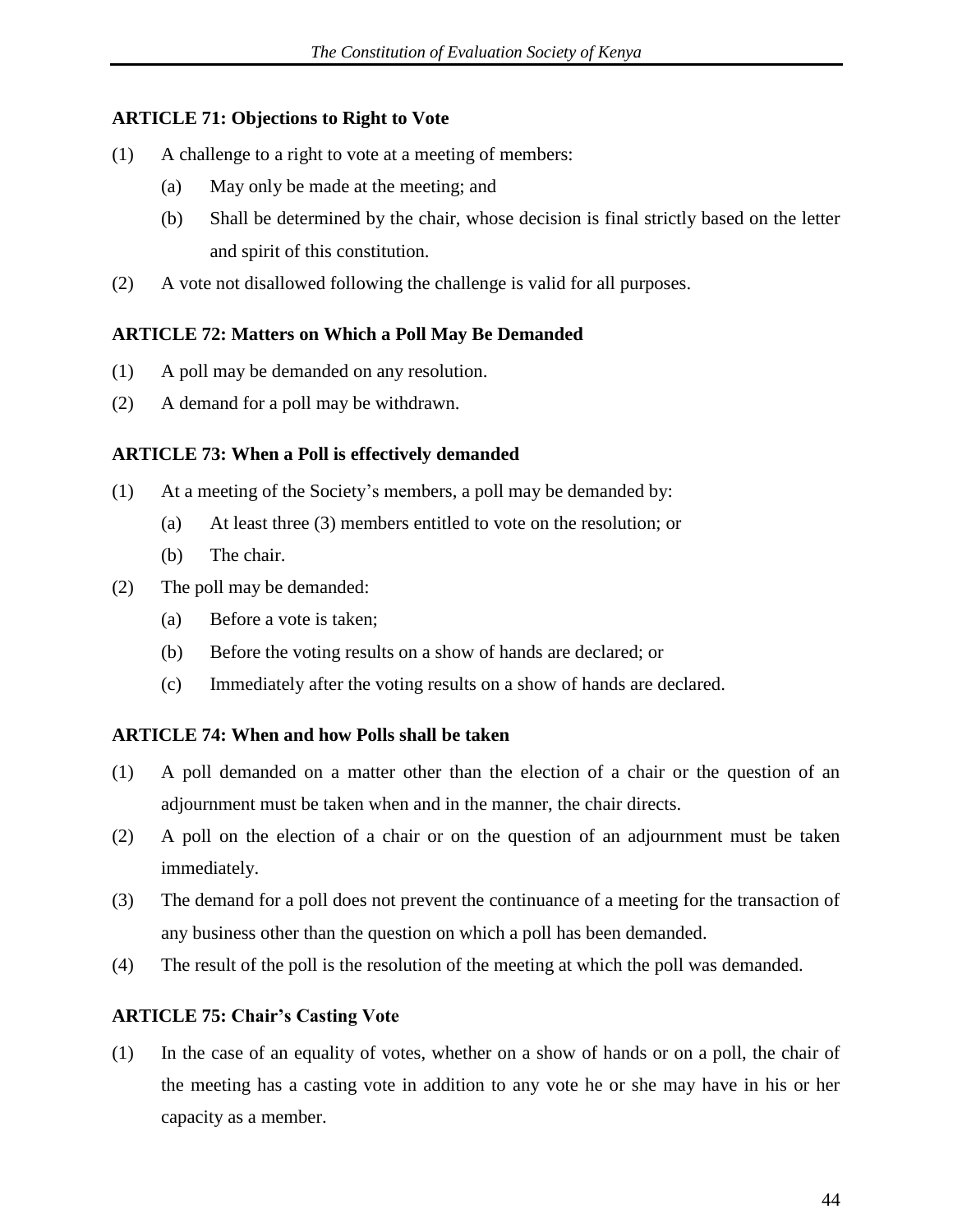**ARTICLE 71: Objections to Right to Vote**

(1) A challenge to a right to vote at a meeting of members:

  (a) May only be made at the meeting; and

  (b) Shall be determined by the chair, whose decision is final strictly based on the letter and spirit of this constitution.

(2) A vote not disallowed following the challenge is valid for all purposes.

**ARTICLE 72: Matters on Which a Poll May Be Demanded**

(1) A poll may be demanded on any resolution.

(2) A demand for a poll may be withdrawn.

**ARTICLE 73: When a Poll is effectively demanded**

(1) At a meeting of the Society's members, a poll may be demanded by:

  (a) At least three (3) members entitled to vote on the resolution; or

  (b) The chair.

(2) The poll may be demanded:

  (a) Before a vote is taken;

  (b) Before the voting results on a show of hands are declared; or

  (c) Immediately after the voting results on a show of hands are declared.

**ARTICLE 74: When and how Polls shall be taken**

(1) A poll demanded on a matter other than the election of a chair or the question of an adjournment must be taken when and in the manner, the chair directs.

(2) A poll on the election of a chair or on the question of an adjournment must be taken immediately.

(3) The demand for a poll does not prevent the continuance of a meeting for the transaction of any business other than the question on which a poll has been demanded.

(4) The result of the poll is the resolution of the meeting at which the poll was demanded.

**ARTICLE 75: Chair's Casting Vote**

(1) In the case of an equality of votes, whether on a show of hands or on a poll, the chair of the meeting has a casting vote in addition to any vote he or she may have in his or her capacity as a member.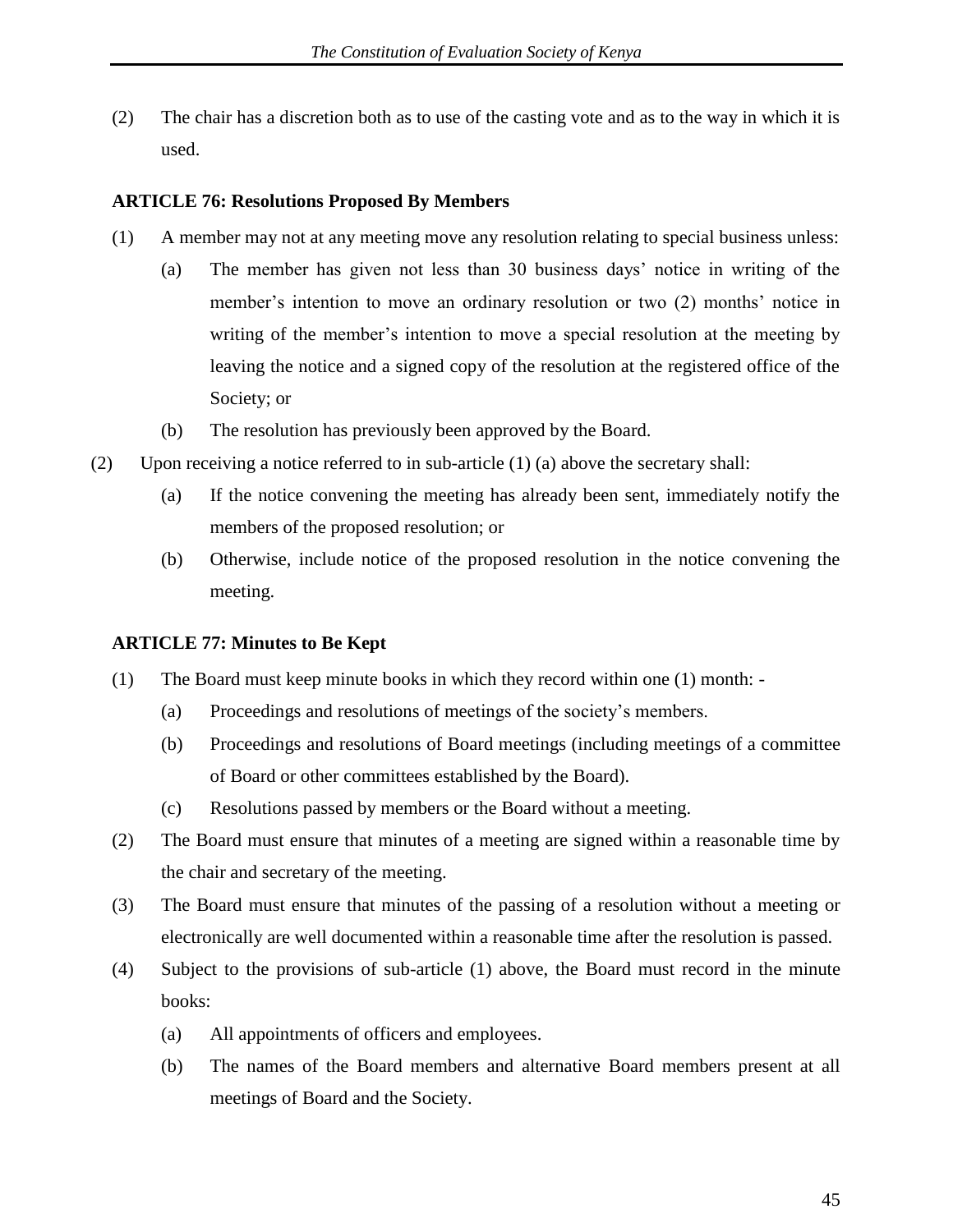(2) The chair has a discretion both as to use of the casting vote and as to the way in which it is used.

**ARTICLE 76: Resolutions Proposed By Members**

(1) A member may not at any meeting move any resolution relating to special business unless:

  (a) The member has given not less than 30 business days' notice in writing of the member's intention to move an ordinary resolution or two (2) months' notice in writing of the member's intention to move a special resolution at the meeting by leaving the notice and a signed copy of the resolution at the registered office of the Society; or

  (b) The resolution has previously been approved by the Board.

(2) Upon receiving a notice referred to in sub-article (1) (a) above the secretary shall:

  (a) If the notice convening the meeting has already been sent, immediately notify the members of the proposed resolution; or

  (b) Otherwise, include notice of the proposed resolution in the notice convening the meeting.

**ARTICLE 77: Minutes to Be Kept**

(1) The Board must keep minute books in which they record within one (1) month: -

  (a) Proceedings and resolutions of meetings of the society's members.

  (b) Proceedings and resolutions of Board meetings (including meetings of a committee of Board or other committees established by the Board).

  (c) Resolutions passed by members or the Board without a meeting.

(2) The Board must ensure that minutes of a meeting are signed within a reasonable time by the chair and secretary of the meeting.

(3) The Board must ensure that minutes of the passing of a resolution without a meeting or electronically are well documented within a reasonable time after the resolution is passed.

(4) Subject to the provisions of sub-article (1) above, the Board must record in the minute books:

  (a) All appointments of officers and employees.

  (b) The names of the Board members and alternative Board members present at all meetings of Board and the Society.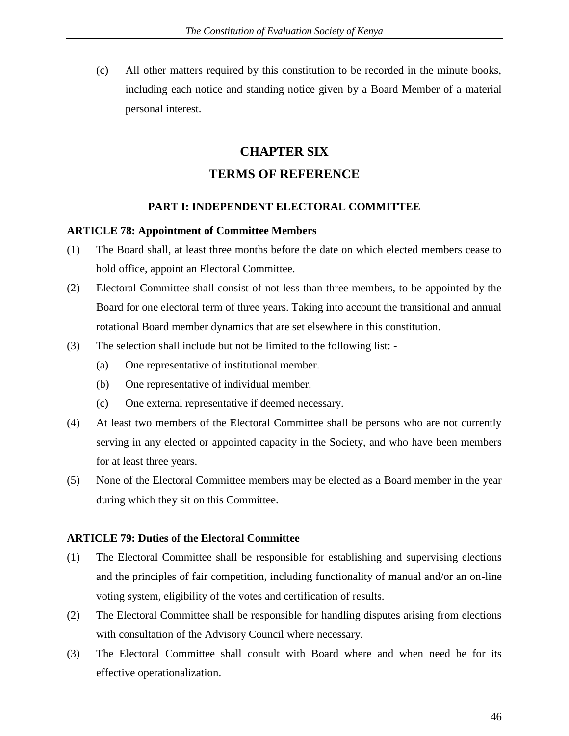(c) All other matters required by this constitution to be recorded in the minute books, including each notice and standing notice given by a Board Member of a material personal interest.

# CHAPTER SIX

# TERMS OF REFERENCE

## PART I: INDEPENDENT ELECTORAL COMMITTEE

### ARTICLE 78: Appointment of Committee Members

(1) The Board shall, at least three months before the date on which elected members cease to hold office, appoint an Electoral Committee.

(2) Electoral Committee shall consist of not less than three members, to be appointed by the Board for one electoral term of three years. Taking into account the transitional and annual rotational Board member dynamics that are set elsewhere in this constitution.

(3) The selection shall include but not be limited to the following list: -

   (a) One representative of institutional member.

   (b) One representative of individual member.

   (c) One external representative if deemed necessary.

(4) At least two members of the Electoral Committee shall be persons who are not currently serving in any elected or appointed capacity in the Society, and who have been members for at least three years.

(5) None of the Electoral Committee members may be elected as a Board member in the year during which they sit on this Committee.

### ARTICLE 79: Duties of the Electoral Committee

(1) The Electoral Committee shall be responsible for establishing and supervising elections and the principles of fair competition, including functionality of manual and/or an on-line voting system, eligibility of the votes and certification of results.

(2) The Electoral Committee shall be responsible for handling disputes arising from elections with consultation of the Advisory Council where necessary.

(3) The Electoral Committee shall consult with Board where and when need be for its effective operationalization.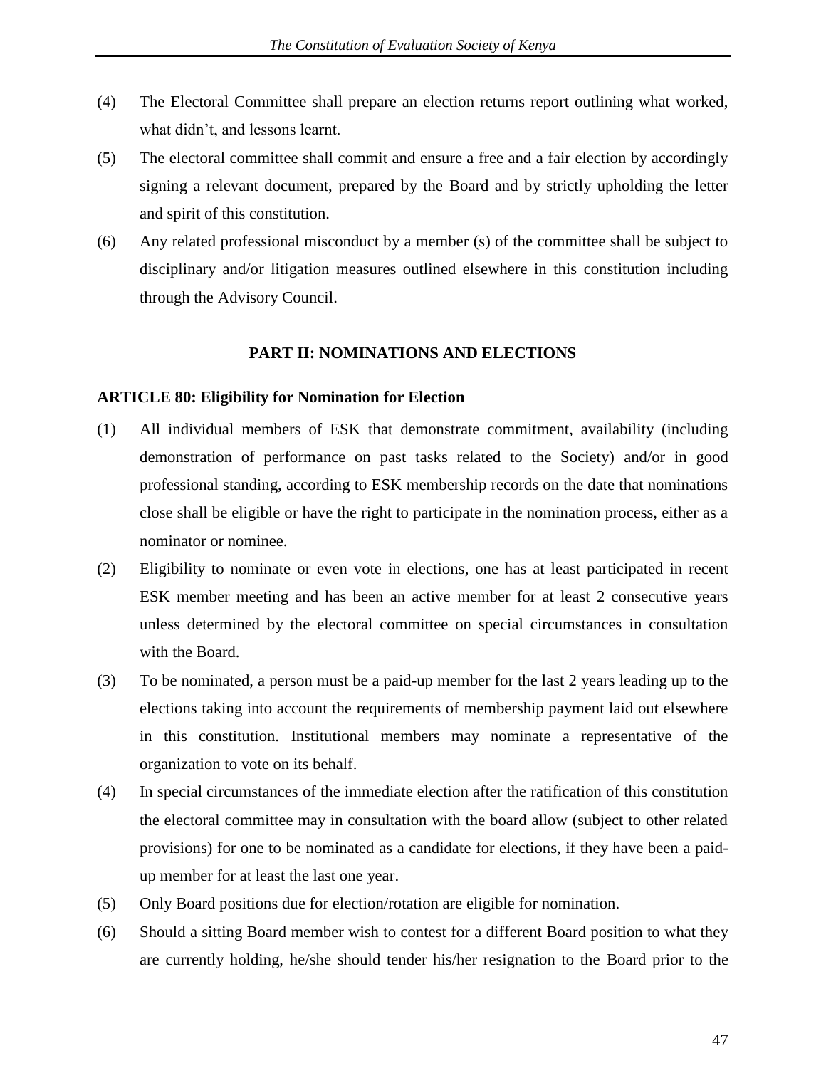(4) The Electoral Committee shall prepare an election returns report outlining what worked, what didn't, and lessons learnt.

(5) The electoral committee shall commit and ensure a free and a fair election by accordingly signing a relevant document, prepared by the Board and by strictly upholding the letter and spirit of this constitution.

(6) Any related professional misconduct by a member (s) of the committee shall be subject to disciplinary and/or litigation measures outlined elsewhere in this constitution including through the Advisory Council.

## PART II: NOMINATIONS AND ELECTIONS

### ARTICLE 80: Eligibility for Nomination for Election

(1) All individual members of ESK that demonstrate commitment, availability (including demonstration of performance on past tasks related to the Society) and/or in good professional standing, according to ESK membership records on the date that nominations close shall be eligible or have the right to participate in the nomination process, either as a nominator or nominee.

(2) Eligibility to nominate or even vote in elections, one has at least participated in recent ESK member meeting and has been an active member for at least 2 consecutive years unless determined by the electoral committee on special circumstances in consultation with the Board.

(3) To be nominated, a person must be a paid-up member for the last 2 years leading up to the elections taking into account the requirements of membership payment laid out elsewhere in this constitution. Institutional members may nominate a representative of the organization to vote on its behalf.

(4) In special circumstances of the immediate election after the ratification of this constitution the electoral committee may in consultation with the board allow (subject to other related provisions) for one to be nominated as a candidate for elections, if they have been a paid-up member for at least the last one year.

(5) Only Board positions due for election/rotation are eligible for nomination.

(6) Should a sitting Board member wish to contest for a different Board position to what they are currently holding, he/she should tender his/her resignation to the Board prior to the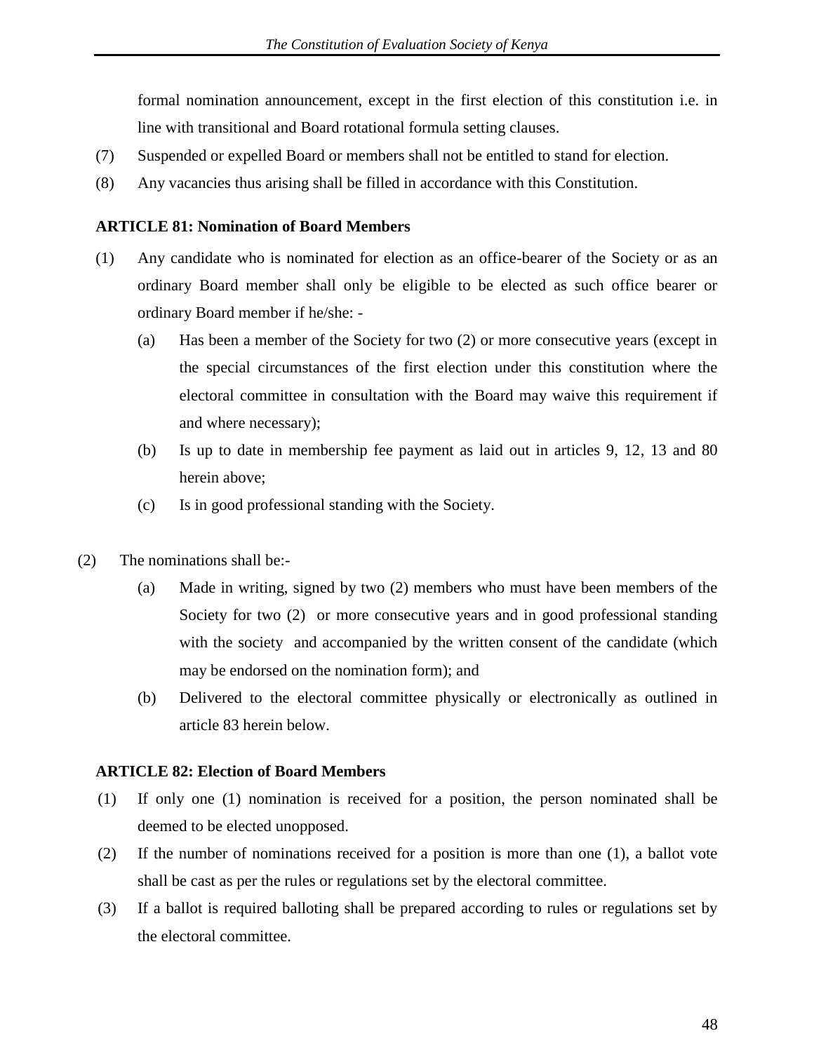formal nomination announcement, except in the first election of this constitution i.e. in line with transitional and Board rotational formula setting clauses.

(7) Suspended or expelled Board or members shall not be entitled to stand for election.

(8) Any vacancies thus arising shall be filled in accordance with this Constitution.

**ARTICLE 81: Nomination of Board Members**

(1) Any candidate who is nominated for election as an office-bearer of the Society or as an ordinary Board member shall only be eligible to be elected as such office bearer or ordinary Board member if he/she: -

(a) Has been a member of the Society for two (2) or more consecutive years (except in the special circumstances of the first election under this constitution where the electoral committee in consultation with the Board may waive this requirement if and where necessary);

(b) Is up to date in membership fee payment as laid out in articles 9, 12, 13 and 80 herein above;

(c) Is in good professional standing with the Society.

(2) The nominations shall be:-

(a) Made in writing, signed by two (2) members who must have been members of the Society for two (2) or more consecutive years and in good professional standing with the society and accompanied by the written consent of the candidate (which may be endorsed on the nomination form); and

(b) Delivered to the electoral committee physically or electronically as outlined in article 83 herein below.

**ARTICLE 82: Election of Board Members**

(1) If only one (1) nomination is received for a position, the person nominated shall be deemed to be elected unopposed.

(2) If the number of nominations received for a position is more than one (1), a ballot vote shall be cast as per the rules or regulations set by the electoral committee.

(3) If a ballot is required balloting shall be prepared according to rules or regulations set by the electoral committee.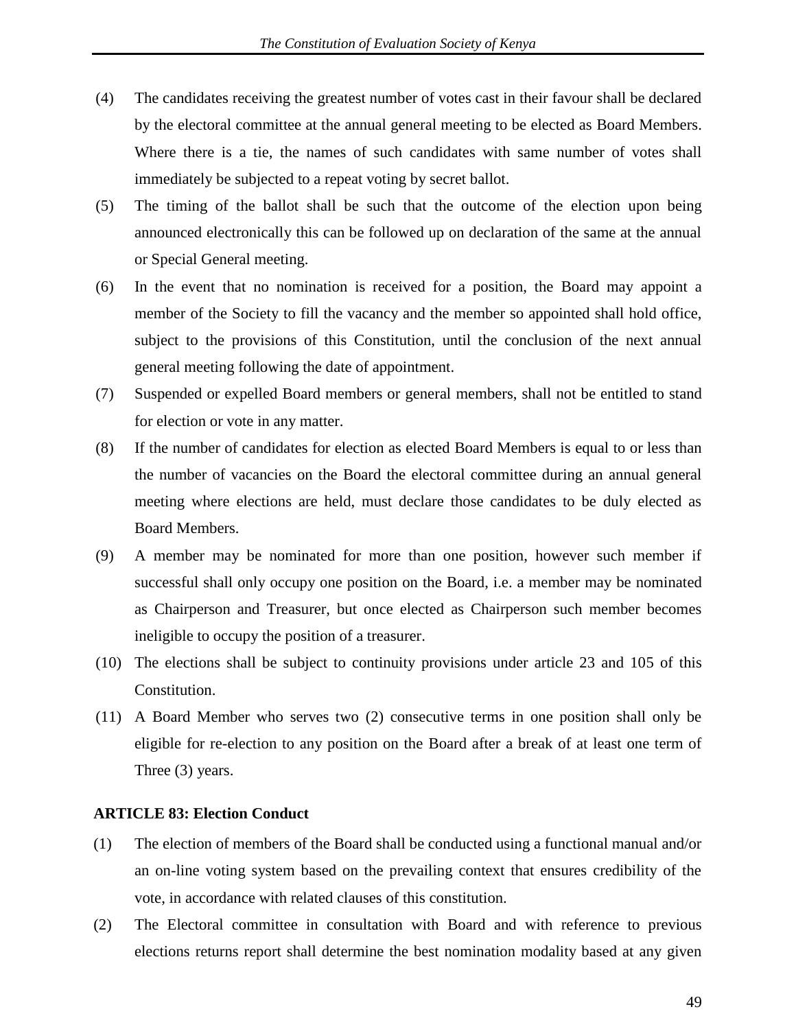(4) The candidates receiving the greatest number of votes cast in their favour shall be declared by the electoral committee at the annual general meeting to be elected as Board Members. Where there is a tie, the names of such candidates with same number of votes shall immediately be subjected to a repeat voting by secret ballot.

(5) The timing of the ballot shall be such that the outcome of the election upon being announced electronically this can be followed up on declaration of the same at the annual or Special General meeting.

(6) In the event that no nomination is received for a position, the Board may appoint a member of the Society to fill the vacancy and the member so appointed shall hold office, subject to the provisions of this Constitution, until the conclusion of the next annual general meeting following the date of appointment.

(7) Suspended or expelled Board members or general members, shall not be entitled to stand for election or vote in any matter.

(8) If the number of candidates for election as elected Board Members is equal to or less than the number of vacancies on the Board the electoral committee during an annual general meeting where elections are held, must declare those candidates to be duly elected as Board Members.

(9) A member may be nominated for more than one position, however such member if successful shall only occupy one position on the Board, i.e. a member may be nominated as Chairperson and Treasurer, but once elected as Chairperson such member becomes ineligible to occupy the position of a treasurer.

(10) The elections shall be subject to continuity provisions under article 23 and 105 of this Constitution.

(11) A Board Member who serves two (2) consecutive terms in one position shall only be eligible for re-election to any position on the Board after a break of at least one term of Three (3) years.

**ARTICLE 83: Election Conduct**

(1) The election of members of the Board shall be conducted using a functional manual and/or an on-line voting system based on the prevailing context that ensures credibility of the vote, in accordance with related clauses of this constitution.

(2) The Electoral committee in consultation with Board and with reference to previous elections returns report shall determine the best nomination modality based at any given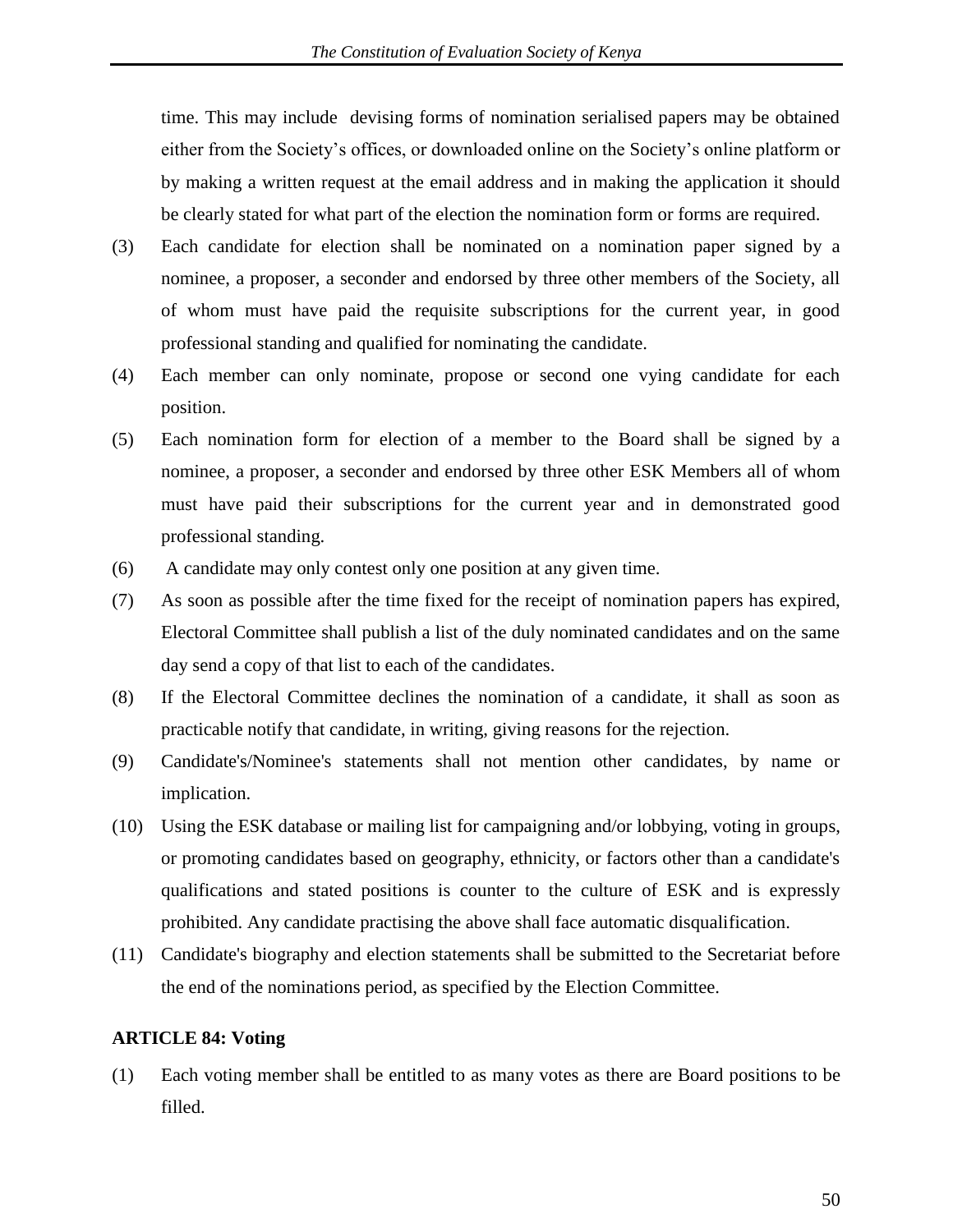time. This may include  devising forms of nomination serialised papers may be obtained either from the Society's offices, or downloaded online on the Society's online platform or by making a written request at the email address and in making the application it should be clearly stated for what part of the election the nomination form or forms are required.

(3) Each candidate for election shall be nominated on a nomination paper signed by a nominee, a proposer, a seconder and endorsed by three other members of the Society, all of whom must have paid the requisite subscriptions for the current year, in good professional standing and qualified for nominating the candidate.

(4) Each member can only nominate, propose or second one vying candidate for each position.

(5) Each nomination form for election of a member to the Board shall be signed by a nominee, a proposer, a seconder and endorsed by three other ESK Members all of whom must have paid their subscriptions for the current year and in demonstrated good professional standing.

(6) A candidate may only contest only one position at any given time.

(7) As soon as possible after the time fixed for the receipt of nomination papers has expired, Electoral Committee shall publish a list of the duly nominated candidates and on the same day send a copy of that list to each of the candidates.

(8) If the Electoral Committee declines the nomination of a candidate, it shall as soon as practicable notify that candidate, in writing, giving reasons for the rejection.

(9) Candidate's/Nominee's statements shall not mention other candidates, by name or implication.

(10) Using the ESK database or mailing list for campaigning and/or lobbying, voting in groups, or promoting candidates based on geography, ethnicity, or factors other than a candidate's qualifications and stated positions is counter to the culture of ESK and is expressly prohibited. Any candidate practising the above shall face automatic disqualification.

(11) Candidate's biography and election statements shall be submitted to the Secretariat before the end of the nominations period, as specified by the Election Committee.

**ARTICLE 84: Voting**

(1) Each voting member shall be entitled to as many votes as there are Board positions to be filled.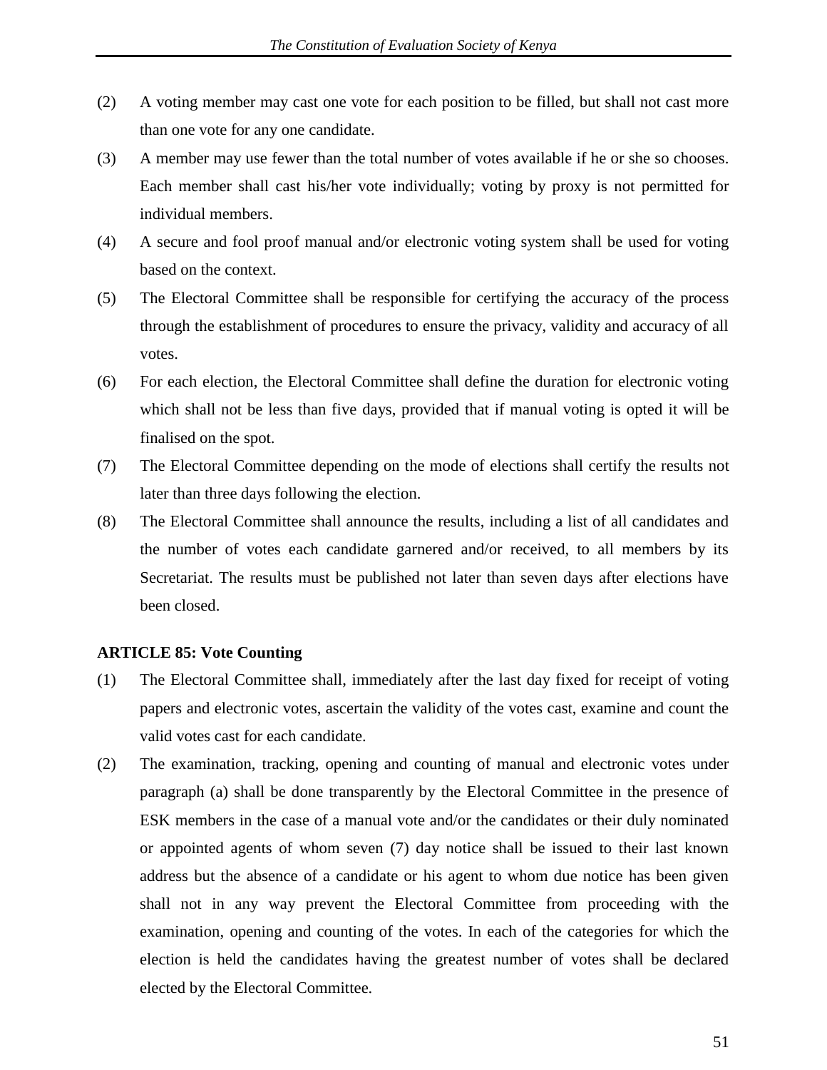(2) A voting member may cast one vote for each position to be filled, but shall not cast more than one vote for any one candidate.

(3) A member may use fewer than the total number of votes available if he or she so chooses. Each member shall cast his/her vote individually; voting by proxy is not permitted for individual members.

(4) A secure and fool proof manual and/or electronic voting system shall be used for voting based on the context.

(5) The Electoral Committee shall be responsible for certifying the accuracy of the process through the establishment of procedures to ensure the privacy, validity and accuracy of all votes.

(6) For each election, the Electoral Committee shall define the duration for electronic voting which shall not be less than five days, provided that if manual voting is opted it will be finalised on the spot.

(7) The Electoral Committee depending on the mode of elections shall certify the results not later than three days following the election.

(8) The Electoral Committee shall announce the results, including a list of all candidates and the number of votes each candidate garnered and/or received, to all members by its Secretariat. The results must be published not later than seven days after elections have been closed.

**ARTICLE 85: Vote Counting**

(1) The Electoral Committee shall, immediately after the last day fixed for receipt of voting papers and electronic votes, ascertain the validity of the votes cast, examine and count the valid votes cast for each candidate.

(2) The examination, tracking, opening and counting of manual and electronic votes under paragraph (a) shall be done transparently by the Electoral Committee in the presence of ESK members in the case of a manual vote and/or the candidates or their duly nominated or appointed agents of whom seven (7) day notice shall be issued to their last known address but the absence of a candidate or his agent to whom due notice has been given shall not in any way prevent the Electoral Committee from proceeding with the examination, opening and counting of the votes. In each of the categories for which the election is held the candidates having the greatest number of votes shall be declared elected by the Electoral Committee.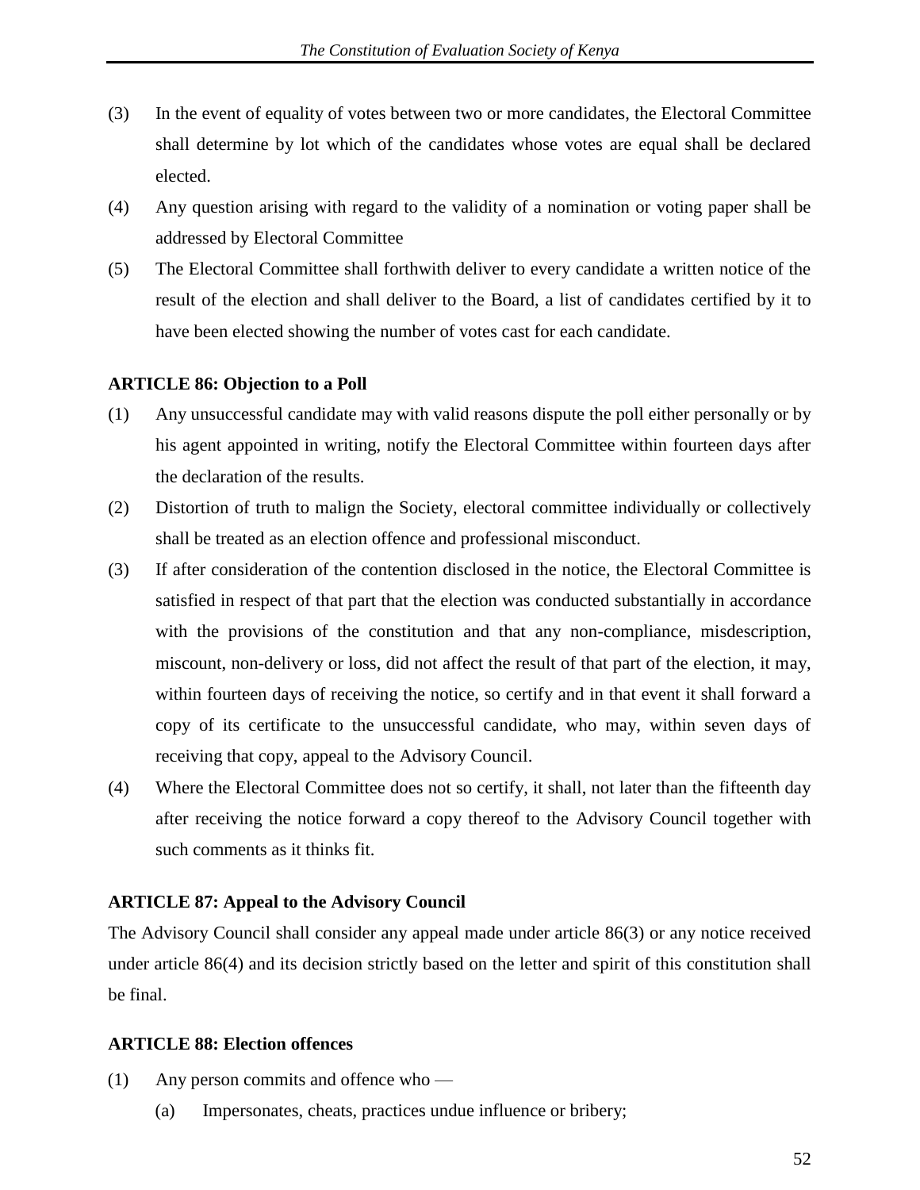(3) In the event of equality of votes between two or more candidates, the Electoral Committee shall determine by lot which of the candidates whose votes are equal shall be declared elected.

(4) Any question arising with regard to the validity of a nomination or voting paper shall be addressed by Electoral Committee

(5) The Electoral Committee shall forthwith deliver to every candidate a written notice of the result of the election and shall deliver to the Board, a list of candidates certified by it to have been elected showing the number of votes cast for each candidate.

**ARTICLE 86: Objection to a Poll**

(1) Any unsuccessful candidate may with valid reasons dispute the poll either personally or by his agent appointed in writing, notify the Electoral Committee within fourteen days after the declaration of the results.

(2) Distortion of truth to malign the Society, electoral committee individually or collectively shall be treated as an election offence and professional misconduct.

(3) If after consideration of the contention disclosed in the notice, the Electoral Committee is satisfied in respect of that part that the election was conducted substantially in accordance with the provisions of the constitution and that any non-compliance, misdescription, miscount, non-delivery or loss, did not affect the result of that part of the election, it may, within fourteen days of receiving the notice, so certify and in that event it shall forward a copy of its certificate to the unsuccessful candidate, who may, within seven days of receiving that copy, appeal to the Advisory Council.

(4) Where the Electoral Committee does not so certify, it shall, not later than the fifteenth day after receiving the notice forward a copy thereof to the Advisory Council together with such comments as it thinks fit.

**ARTICLE 87: Appeal to the Advisory Council**

The Advisory Council shall consider any appeal made under article 86(3) or any notice received under article 86(4) and its decision strictly based on the letter and spirit of this constitution shall be final.

**ARTICLE 88: Election offences**

(1) Any person commits and offence who —

  (a) Impersonates, cheats, practices undue influence or bribery;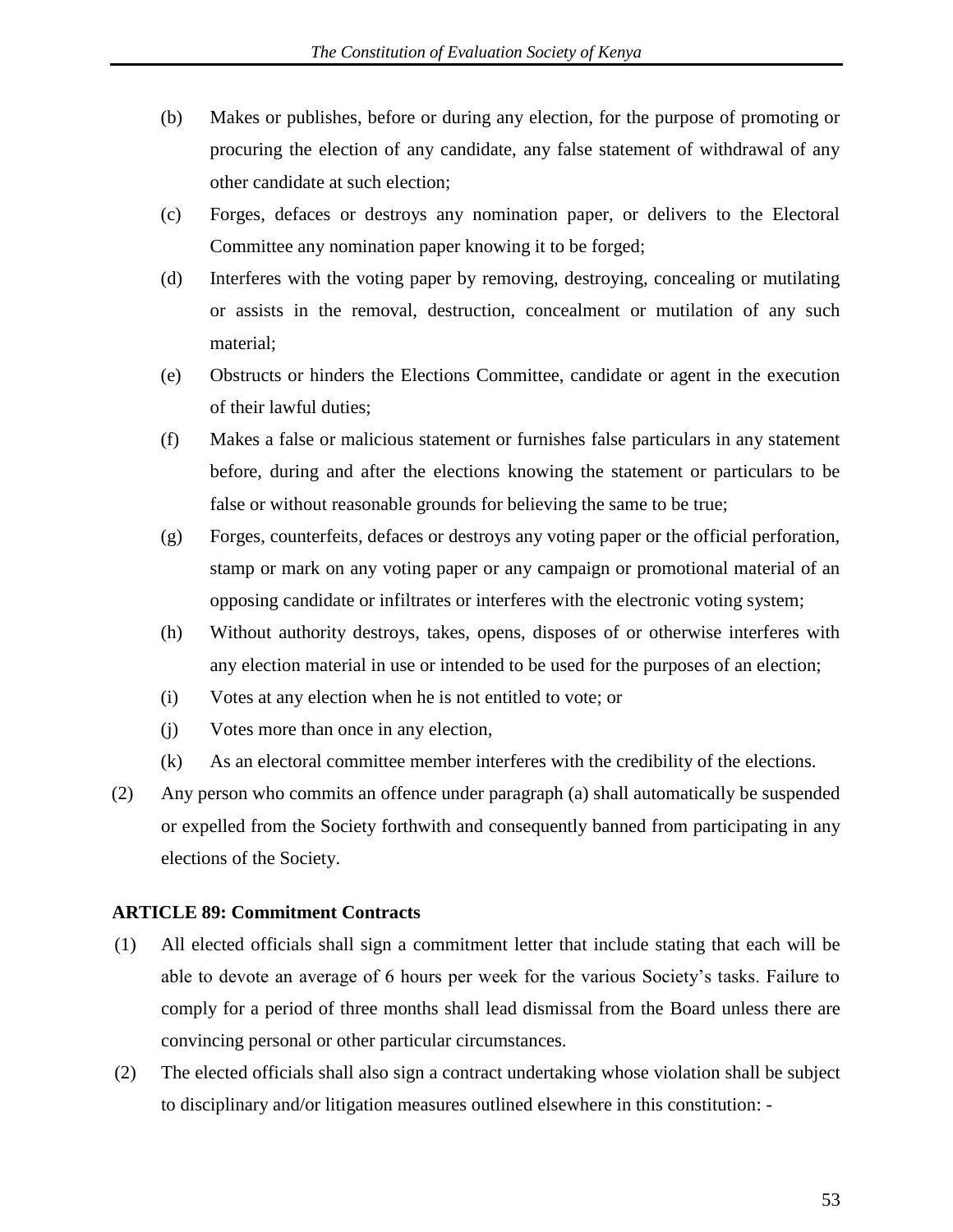(b) Makes or publishes, before or during any election, for the purpose of promoting or procuring the election of any candidate, any false statement of withdrawal of any other candidate at such election;

(c) Forges, defaces or destroys any nomination paper, or delivers to the Electoral Committee any nomination paper knowing it to be forged;

(d) Interferes with the voting paper by removing, destroying, concealing or mutilating or assists in the removal, destruction, concealment or mutilation of any such material;

(e) Obstructs or hinders the Elections Committee, candidate or agent in the execution of their lawful duties;

(f) Makes a false or malicious statement or furnishes false particulars in any statement before, during and after the elections knowing the statement or particulars to be false or without reasonable grounds for believing the same to be true;

(g) Forges, counterfeits, defaces or destroys any voting paper or the official perforation, stamp or mark on any voting paper or any campaign or promotional material of an opposing candidate or infiltrates or interferes with the electronic voting system;

(h) Without authority destroys, takes, opens, disposes of or otherwise interferes with any election material in use or intended to be used for the purposes of an election;

(i) Votes at any election when he is not entitled to vote; or

(j) Votes more than once in any election,

(k) As an electoral committee member interferes with the credibility of the elections.

(2) Any person who commits an offence under paragraph (a) shall automatically be suspended or expelled from the Society forthwith and consequently banned from participating in any elections of the Society.

**ARTICLE 89: Commitment Contracts**

(1) All elected officials shall sign a commitment letter that include stating that each will be able to devote an average of 6 hours per week for the various Society's tasks. Failure to comply for a period of three months shall lead dismissal from the Board unless there are convincing personal or other particular circumstances.

(2) The elected officials shall also sign a contract undertaking whose violation shall be subject to disciplinary and/or litigation measures outlined elsewhere in this constitution: -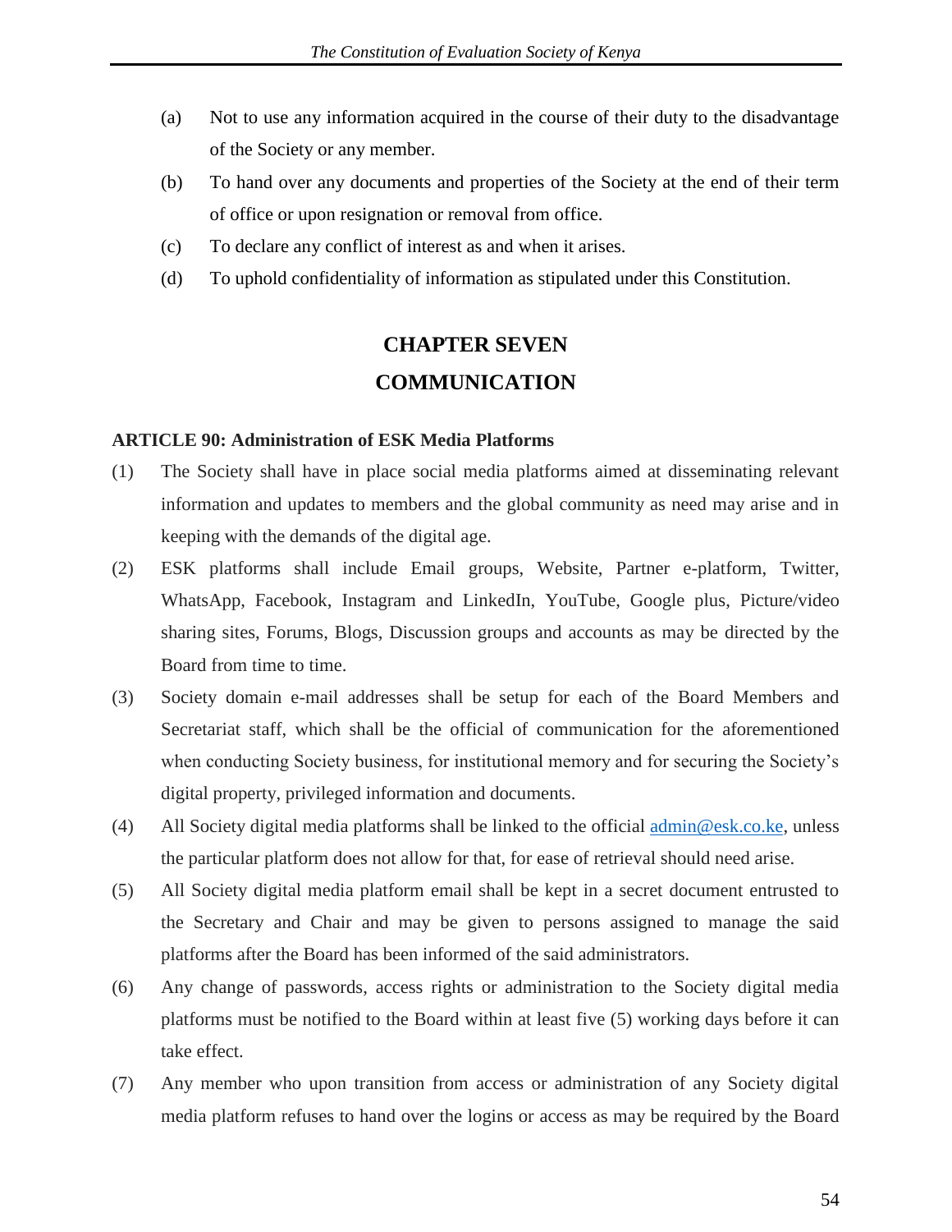(a) Not to use any information acquired in the course of their duty to the disadvantage of the Society or any member.

(b) To hand over any documents and properties of the Society at the end of their term of office or upon resignation or removal from office.

(c) To declare any conflict of interest as and when it arises.

(d) To uphold confidentiality of information as stipulated under this Constitution.

# CHAPTER SEVEN

# COMMUNICATION

**ARTICLE 90: Administration of ESK Media Platforms**

(1) The Society shall have in place social media platforms aimed at disseminating relevant information and updates to members and the global community as need may arise and in keeping with the demands of the digital age.

(2) ESK platforms shall include Email groups, Website, Partner e-platform, Twitter, WhatsApp, Facebook, Instagram and LinkedIn, YouTube, Google plus, Picture/video sharing sites, Forums, Blogs, Discussion groups and accounts as may be directed by the Board from time to time.

(3) Society domain e-mail addresses shall be setup for each of the Board Members and Secretariat staff, which shall be the official of communication for the aforementioned when conducting Society business, for institutional memory and for securing the Society's digital property, privileged information and documents.

(4) All Society digital media platforms shall be linked to the official admin@esk.co.ke, unless the particular platform does not allow for that, for ease of retrieval should need arise.

(5) All Society digital media platform email shall be kept in a secret document entrusted to the Secretary and Chair and may be given to persons assigned to manage the said platforms after the Board has been informed of the said administrators.

(6) Any change of passwords, access rights or administration to the Society digital media platforms must be notified to the Board within at least five (5) working days before it can take effect.

(7) Any member who upon transition from access or administration of any Society digital media platform refuses to hand over the logins or access as may be required by the Board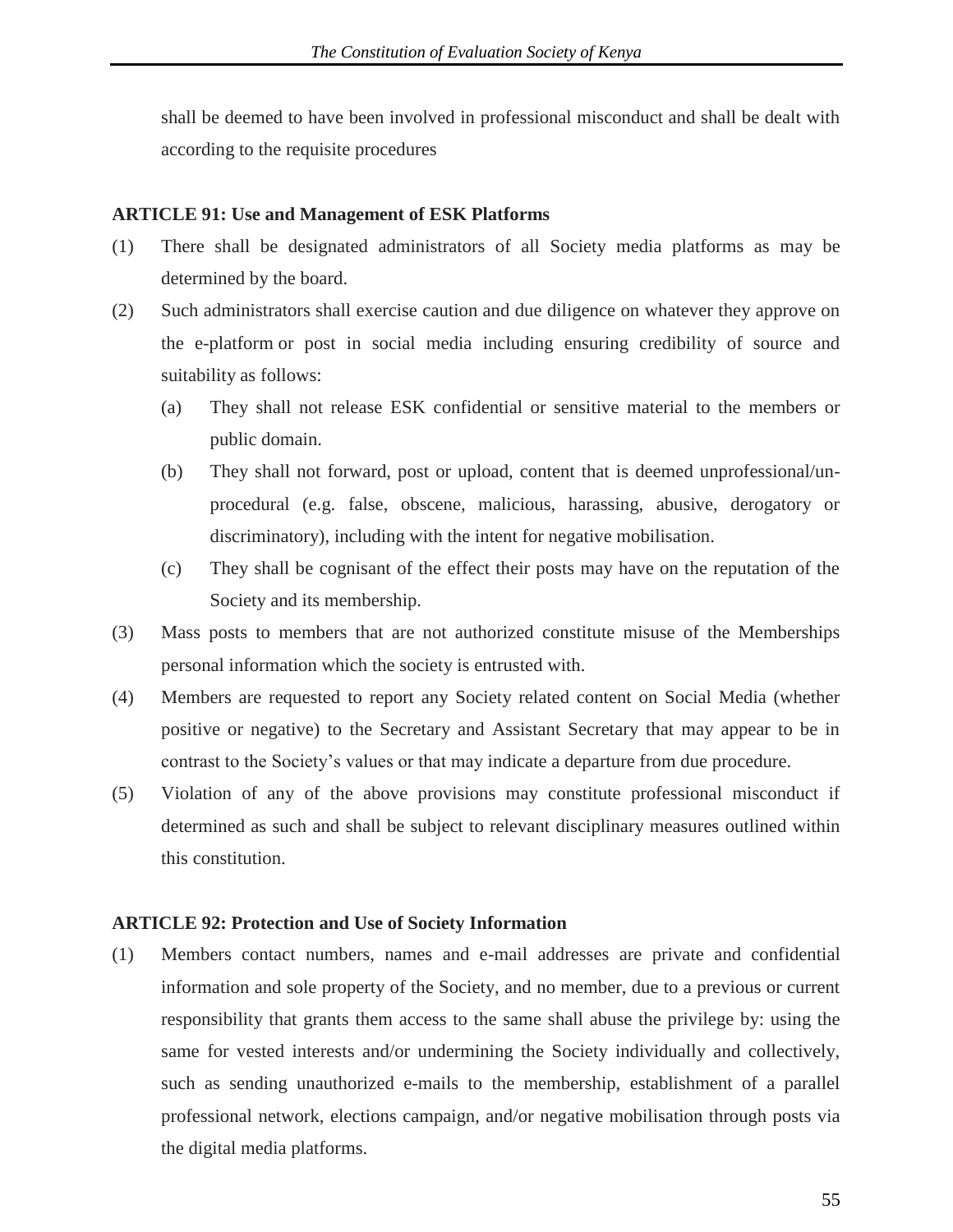shall be deemed to have been involved in professional misconduct and shall be dealt with according to the requisite procedures

**ARTICLE 91: Use and Management of ESK Platforms**

(1) There shall be designated administrators of all Society media platforms as may be determined by the board.

(2) Such administrators shall exercise caution and due diligence on whatever they approve on the e-platform or post in social media including ensuring credibility of source and suitability as follows:

   (a) They shall not release ESK confidential or sensitive material to the members or public domain.

   (b) They shall not forward, post or upload, content that is deemed unprofessional/un-procedural (e.g. false, obscene, malicious, harassing, abusive, derogatory or discriminatory), including with the intent for negative mobilisation.

   (c) They shall be cognisant of the effect their posts may have on the reputation of the Society and its membership.

(3) Mass posts to members that are not authorized constitute misuse of the Memberships personal information which the society is entrusted with.

(4) Members are requested to report any Society related content on Social Media (whether positive or negative) to the Secretary and Assistant Secretary that may appear to be in contrast to the Society's values or that may indicate a departure from due procedure.

(5) Violation of any of the above provisions may constitute professional misconduct if determined as such and shall be subject to relevant disciplinary measures outlined within this constitution.

**ARTICLE 92: Protection and Use of Society Information**

(1) Members contact numbers, names and e-mail addresses are private and confidential information and sole property of the Society, and no member, due to a previous or current responsibility that grants them access to the same shall abuse the privilege by: using the same for vested interests and/or undermining the Society individually and collectively, such as sending unauthorized e-mails to the membership, establishment of a parallel professional network, elections campaign, and/or negative mobilisation through posts via the digital media platforms.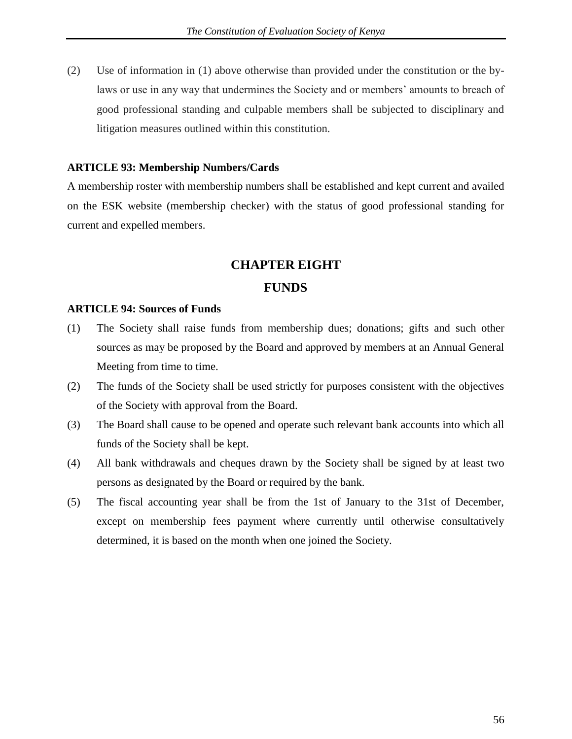(2) Use of information in (1) above otherwise than provided under the constitution or the by-laws or use in any way that undermines the Society and or members' amounts to breach of good professional standing and culpable members shall be subjected to disciplinary and litigation measures outlined within this constitution.

**ARTICLE 93: Membership Numbers/Cards**

A membership roster with membership numbers shall be established and kept current and availed on the ESK website (membership checker) with the status of good professional standing for current and expelled members.

## CHAPTER EIGHT

## FUNDS

**ARTICLE 94: Sources of Funds**

(1) The Society shall raise funds from membership dues; donations; gifts and such other sources as may be proposed by the Board and approved by members at an Annual General Meeting from time to time.

(2) The funds of the Society shall be used strictly for purposes consistent with the objectives of the Society with approval from the Board.

(3) The Board shall cause to be opened and operate such relevant bank accounts into which all funds of the Society shall be kept.

(4) All bank withdrawals and cheques drawn by the Society shall be signed by at least two persons as designated by the Board or required by the bank.

(5) The fiscal accounting year shall be from the 1st of January to the 31st of December, except on membership fees payment where currently until otherwise consultatively determined, it is based on the month when one joined the Society.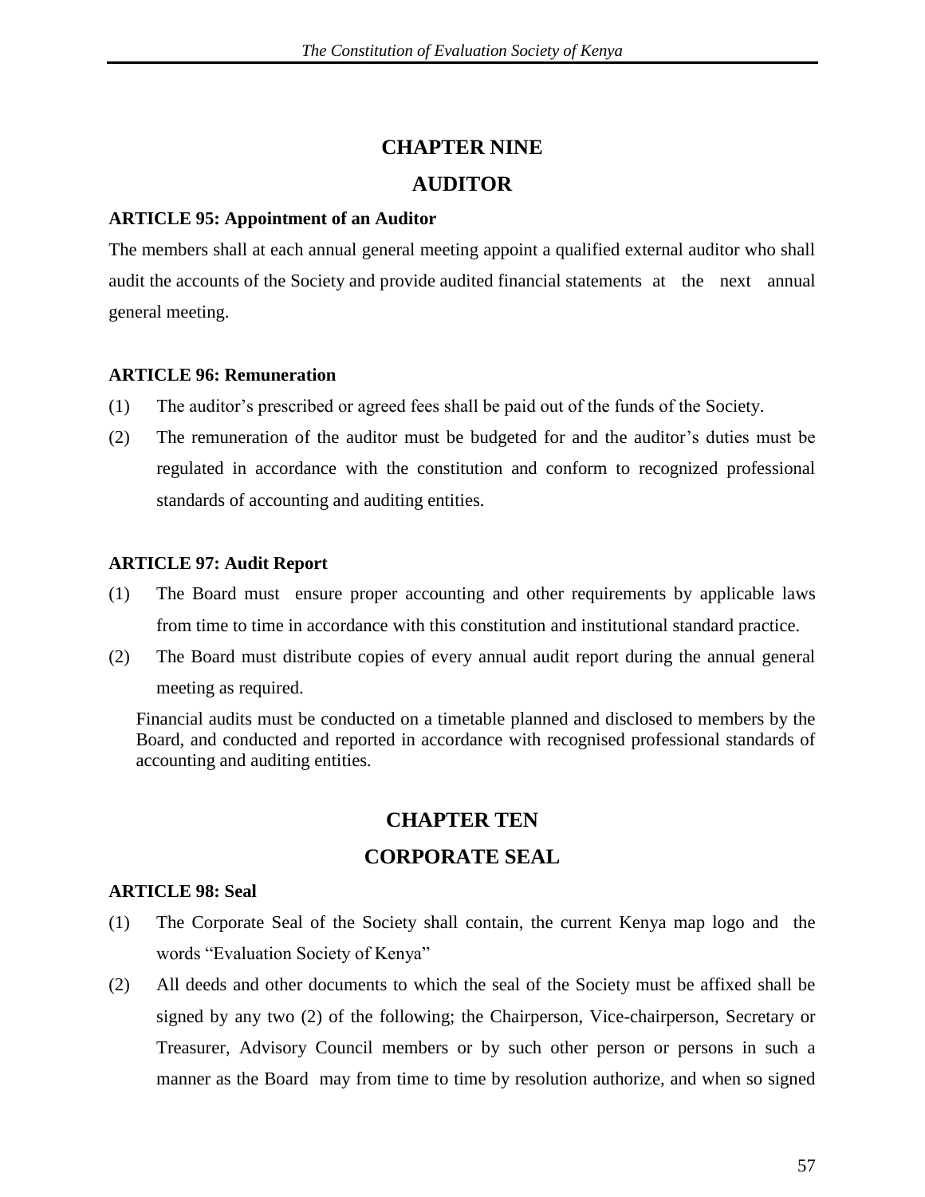# CHAPTER NINE

# AUDITOR

**ARTICLE 95: Appointment of an Auditor**

The members shall at each annual general meeting appoint a qualified external auditor who shall audit the accounts of the Society and provide audited financial statements at the next annual general meeting.

**ARTICLE 96: Remuneration**

(1) The auditor's prescribed or agreed fees shall be paid out of the funds of the Society.

(2) The remuneration of the auditor must be budgeted for and the auditor's duties must be regulated in accordance with the constitution and conform to recognized professional standards of accounting and auditing entities.

**ARTICLE 97: Audit Report**

(1) The Board must ensure proper accounting and other requirements by applicable laws from time to time in accordance with this constitution and institutional standard practice.

(2) The Board must distribute copies of every annual audit report during the annual general meeting as required.

Financial audits must be conducted on a timetable planned and disclosed to members by the Board, and conducted and reported in accordance with recognised professional standards of accounting and auditing entities.

# CHAPTER TEN

# CORPORATE SEAL

**ARTICLE 98: Seal**

(1) The Corporate Seal of the Society shall contain, the current Kenya map logo and the words "Evaluation Society of Kenya"

(2) All deeds and other documents to which the seal of the Society must be affixed shall be signed by any two (2) of the following; the Chairperson, Vice-chairperson, Secretary or Treasurer, Advisory Council members or by such other person or persons in such a manner as the Board may from time to time by resolution authorize, and when so signed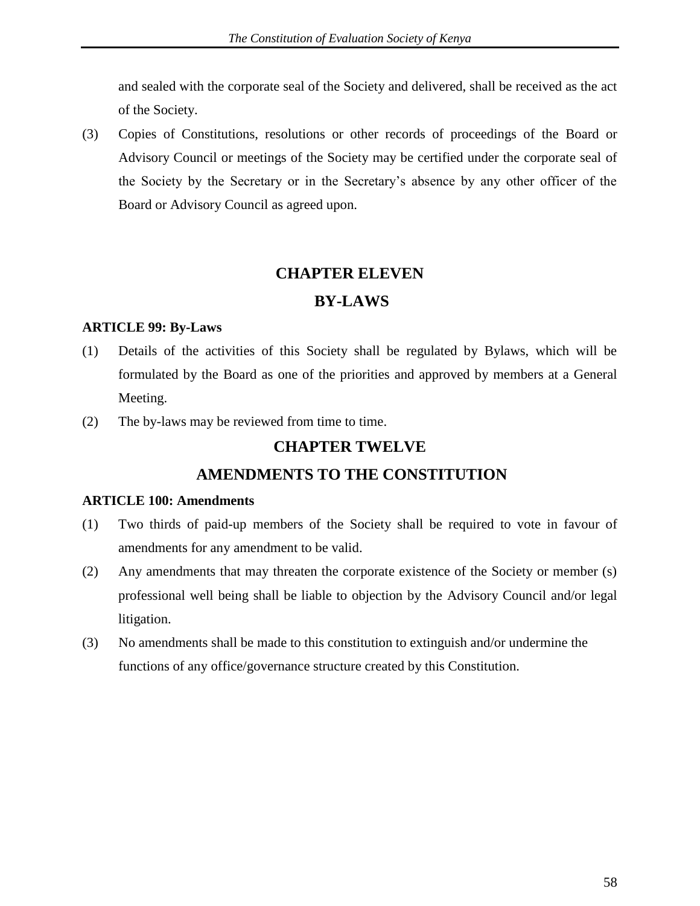and sealed with the corporate seal of the Society and delivered, shall be received as the act of the Society.

(3) Copies of Constitutions, resolutions or other records of proceedings of the Board or Advisory Council or meetings of the Society may be certified under the corporate seal of the Society by the Secretary or in the Secretary's absence by any other officer of the Board or Advisory Council as agreed upon.

# CHAPTER ELEVEN

# BY-LAWS

**ARTICLE 99: By-Laws**

(1) Details of the activities of this Society shall be regulated by Bylaws, which will be formulated by the Board as one of the priorities and approved by members at a General Meeting.

(2) The by-laws may be reviewed from time to time.

# CHAPTER TWELVE

# AMENDMENTS TO THE CONSTITUTION

**ARTICLE 100: Amendments**

(1) Two thirds of paid-up members of the Society shall be required to vote in favour of amendments for any amendment to be valid.

(2) Any amendments that may threaten the corporate existence of the Society or member (s) professional well being shall be liable to objection by the Advisory Council and/or legal litigation.

(3) No amendments shall be made to this constitution to extinguish and/or undermine the functions of any office/governance structure created by this Constitution.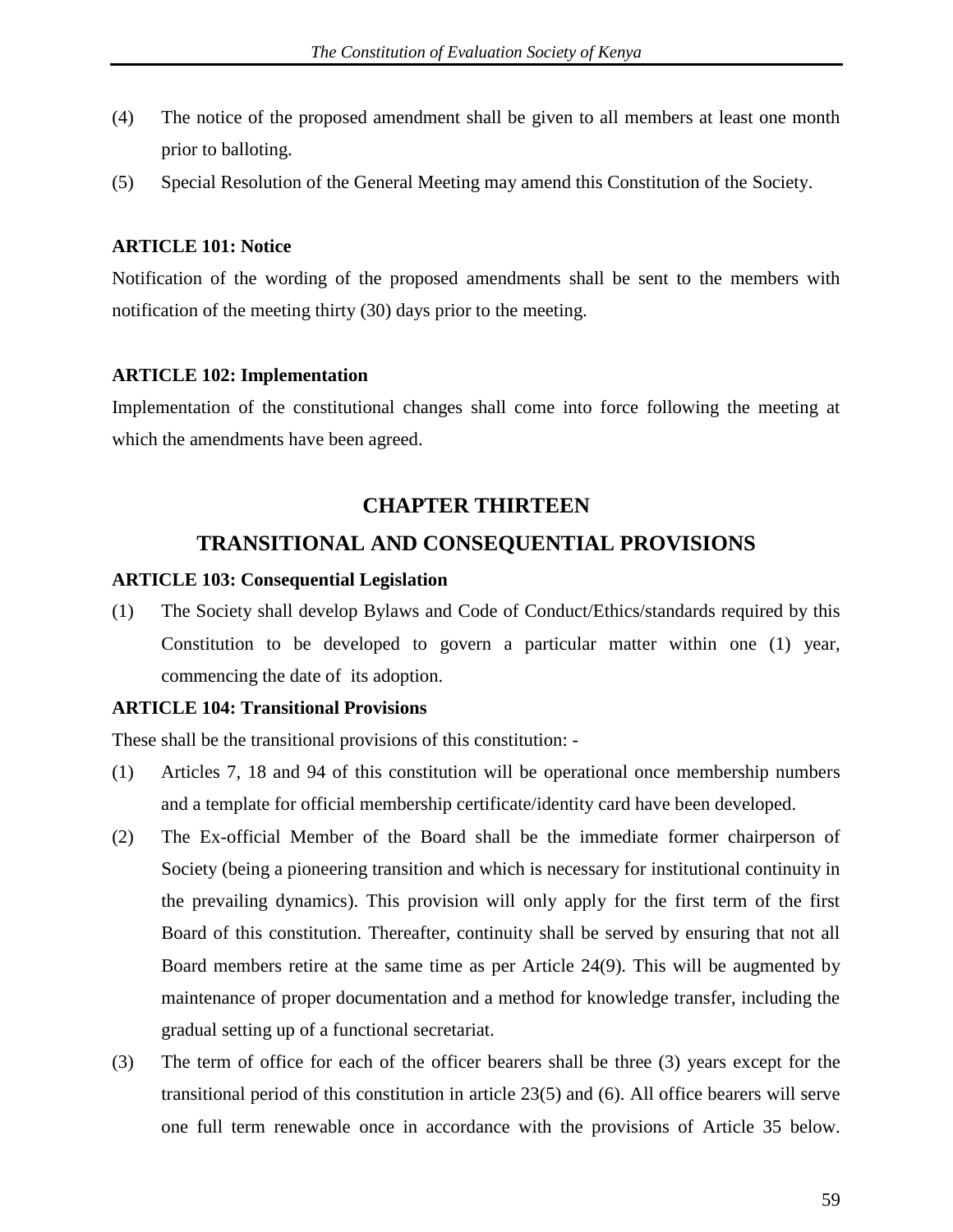(4) The notice of the proposed amendment shall be given to all members at least one month prior to balloting.

(5) Special Resolution of the General Meeting may amend this Constitution of the Society.

**ARTICLE 101: Notice**

Notification of the wording of the proposed amendments shall be sent to the members with notification of the meeting thirty (30) days prior to the meeting.

**ARTICLE 102: Implementation**

Implementation of the constitutional changes shall come into force following the meeting at which the amendments have been agreed.

## CHAPTER THIRTEEN

## TRANSITIONAL AND CONSEQUENTIAL PROVISIONS

**ARTICLE 103: Consequential Legislation**

(1) The Society shall develop Bylaws and Code of Conduct/Ethics/standards required by this Constitution to be developed to govern a particular matter within one (1) year, commencing the date of its adoption.

**ARTICLE 104: Transitional Provisions**

These shall be the transitional provisions of this constitution: -

(1) Articles 7, 18 and 94 of this constitution will be operational once membership numbers and a template for official membership certificate/identity card have been developed.

(2) The Ex-official Member of the Board shall be the immediate former chairperson of Society (being a pioneering transition and which is necessary for institutional continuity in the prevailing dynamics). This provision will only apply for the first term of the first Board of this constitution. Thereafter, continuity shall be served by ensuring that not all Board members retire at the same time as per Article 24(9). This will be augmented by maintenance of proper documentation and a method for knowledge transfer, including the gradual setting up of a functional secretariat.

(3) The term of office for each of the officer bearers shall be three (3) years except for the transitional period of this constitution in article 23(5) and (6). All office bearers will serve one full term renewable once in accordance with the provisions of Article 35 below.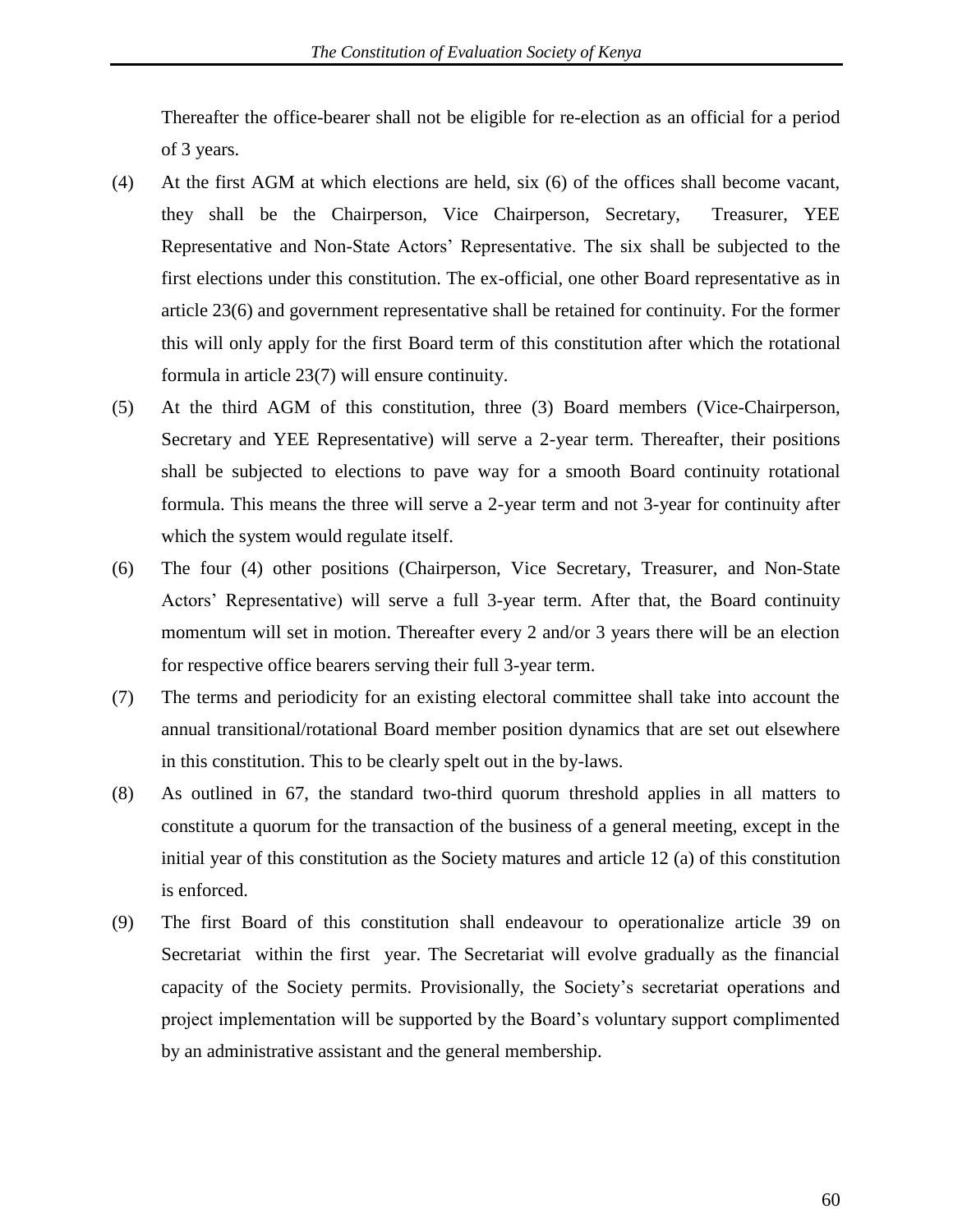Thereafter the office-bearer shall not be eligible for re-election as an official for a period of 3 years.

(4) At the first AGM at which elections are held, six (6) of the offices shall become vacant, they shall be the Chairperson, Vice Chairperson, Secretary, Treasurer, YEE Representative and Non-State Actors' Representative. The six shall be subjected to the first elections under this constitution. The ex-official, one other Board representative as in article 23(6) and government representative shall be retained for continuity. For the former this will only apply for the first Board term of this constitution after which the rotational formula in article 23(7) will ensure continuity.

(5) At the third AGM of this constitution, three (3) Board members (Vice-Chairperson, Secretary and YEE Representative) will serve a 2-year term. Thereafter, their positions shall be subjected to elections to pave way for a smooth Board continuity rotational formula. This means the three will serve a 2-year term and not 3-year for continuity after which the system would regulate itself.

(6) The four (4) other positions (Chairperson, Vice Secretary, Treasurer, and Non-State Actors' Representative) will serve a full 3-year term. After that, the Board continuity momentum will set in motion. Thereafter every 2 and/or 3 years there will be an election for respective office bearers serving their full 3-year term.

(7) The terms and periodicity for an existing electoral committee shall take into account the annual transitional/rotational Board member position dynamics that are set out elsewhere in this constitution. This to be clearly spelt out in the by-laws.

(8) As outlined in 67, the standard two-third quorum threshold applies in all matters to constitute a quorum for the transaction of the business of a general meeting, except in the initial year of this constitution as the Society matures and article 12 (a) of this constitution is enforced.

(9) The first Board of this constitution shall endeavour to operationalize article 39 on Secretariat within the first year. The Secretariat will evolve gradually as the financial capacity of the Society permits. Provisionally, the Society's secretariat operations and project implementation will be supported by the Board's voluntary support complimented by an administrative assistant and the general membership.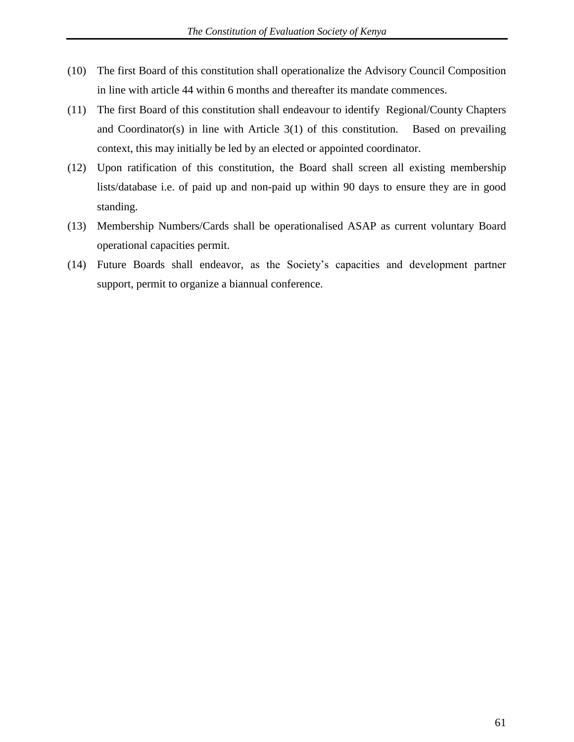(10) The first Board of this constitution shall operationalize the Advisory Council Composition in line with article 44 within 6 months and thereafter its mandate commences.

(11) The first Board of this constitution shall endeavour to identify Regional/County Chapters and Coordinator(s) in line with Article 3(1) of this constitution. Based on prevailing context, this may initially be led by an elected or appointed coordinator.

(12) Upon ratification of this constitution, the Board shall screen all existing membership lists/database i.e. of paid up and non-paid up within 90 days to ensure they are in good standing.

(13) Membership Numbers/Cards shall be operationalised ASAP as current voluntary Board operational capacities permit.

(14) Future Boards shall endeavor, as the Society's capacities and development partner support, permit to organize a biannual conference.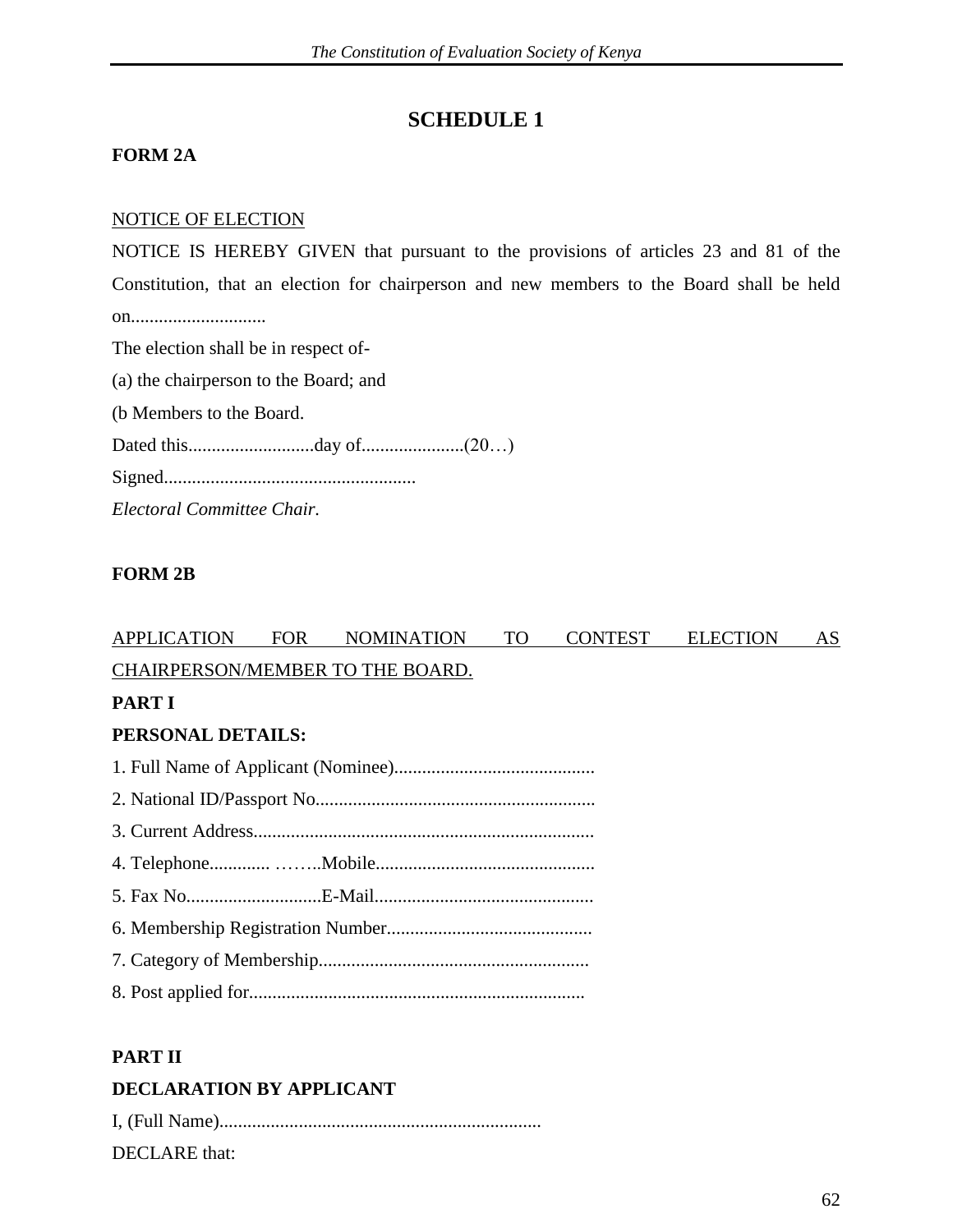# SCHEDULE 1

**FORM 2A**

NOTICE OF ELECTION

NOTICE IS HEREBY GIVEN that pursuant to the provisions of articles 23 and 81 of the Constitution, that an election for chairperson and new members to the Board shall be held on............................

The election shall be in respect of-

(a) the chairperson to the Board; and

(b Members to the Board.

Dated this...........................day of......................(20…)

Signed......................................................

*Electoral Committee Chair.*

**FORM 2B**

APPLICATION FOR NOMINATION TO CONTEST ELECTION AS CHAIRPERSON/MEMBER TO THE BOARD.

**PART I**

**PERSONAL DETAILS:**

1. Full Name of Applicant (Nominee)...........................................
2. National ID/Passport No............................................................
3. Current Address.........................................................................
4. Telephone............. …….Mobile...............................................
5. Fax No............................E-Mail...............................................
6. Membership Registration Number............................................
7. Category of Membership..........................................................
8. Post applied for........................................................................

**PART II**

**DECLARATION BY APPLICANT**

I, (Full Name).....................................................................

DECLARE that: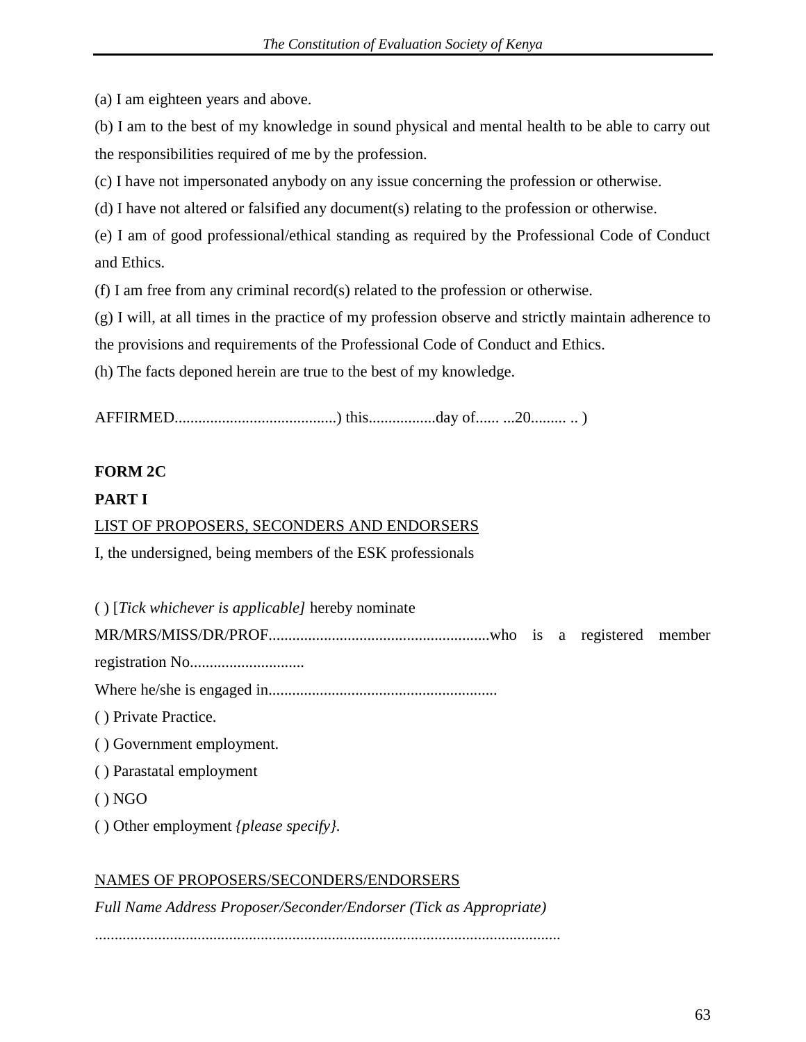(a) I am eighteen years and above.

(b) I am to the best of my knowledge in sound physical and mental health to be able to carry out the responsibilities required of me by the profession.

(c) I have not impersonated anybody on any issue concerning the profession or otherwise.

(d) I have not altered or falsified any document(s) relating to the profession or otherwise.

(e) I am of good professional/ethical standing as required by the Professional Code of Conduct and Ethics.

(f) I am free from any criminal record(s) related to the profession or otherwise.

(g) I will, at all times in the practice of my profession observe and strictly maintain adherence to the provisions and requirements of the Professional Code of Conduct and Ethics.

(h) The facts deponed herein are true to the best of my knowledge.

AFFIRMED.........................................) this.................day of...... ...20......... .. )

**FORM 2C**

**PART I**

<u>LIST OF PROPOSERS, SECONDERS AND ENDORSERS</u>

I, the undersigned, being members of the ESK professionals

( ) [*Tick whichever is applicable]* hereby nominate

MR/MRS/MISS/DR/PROF........................................................who is a registered member registration No.............................

Where he/she is engaged in..........................................................

( ) Private Practice.

( ) Government employment.

( ) Parastatal employment

( ) NGO

( ) Other employment *{please specify}.*

<u>NAMES OF PROPOSERS/SECONDERS/ENDORSERS</u>

*Full Name Address Proposer/Seconder/Endorser (Tick as Appropriate)*

.....................................................................................................................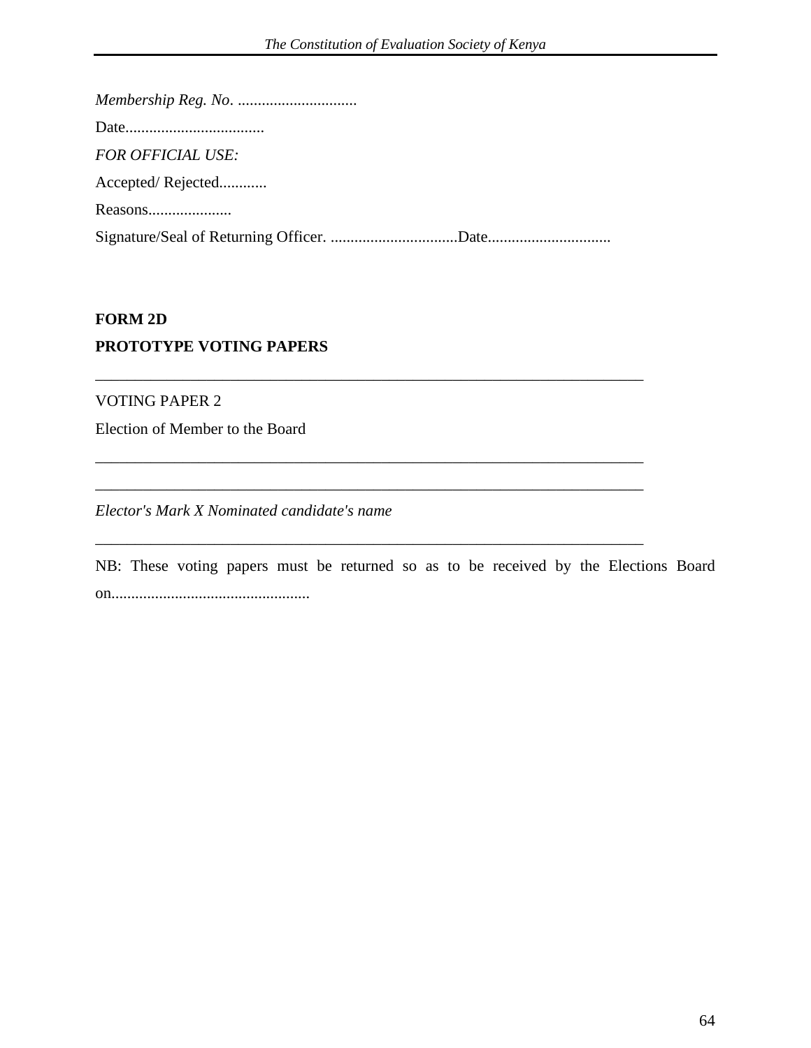*Membership Reg. No*. ..............................

Date...................................

*FOR OFFICIAL USE:*

Accepted/ Rejected............

Reasons.....................

Signature/Seal of Returning Officer. ................................Date...............................

**FORM 2D**

**PROTOTYPE VOTING PAPERS**

---

VOTING PAPER 2

Election of Member to the Board

---

---

*Elector's Mark X Nominated candidate's name*

---

NB: These voting papers must be returned so as to be received by the Elections Board on.................................................